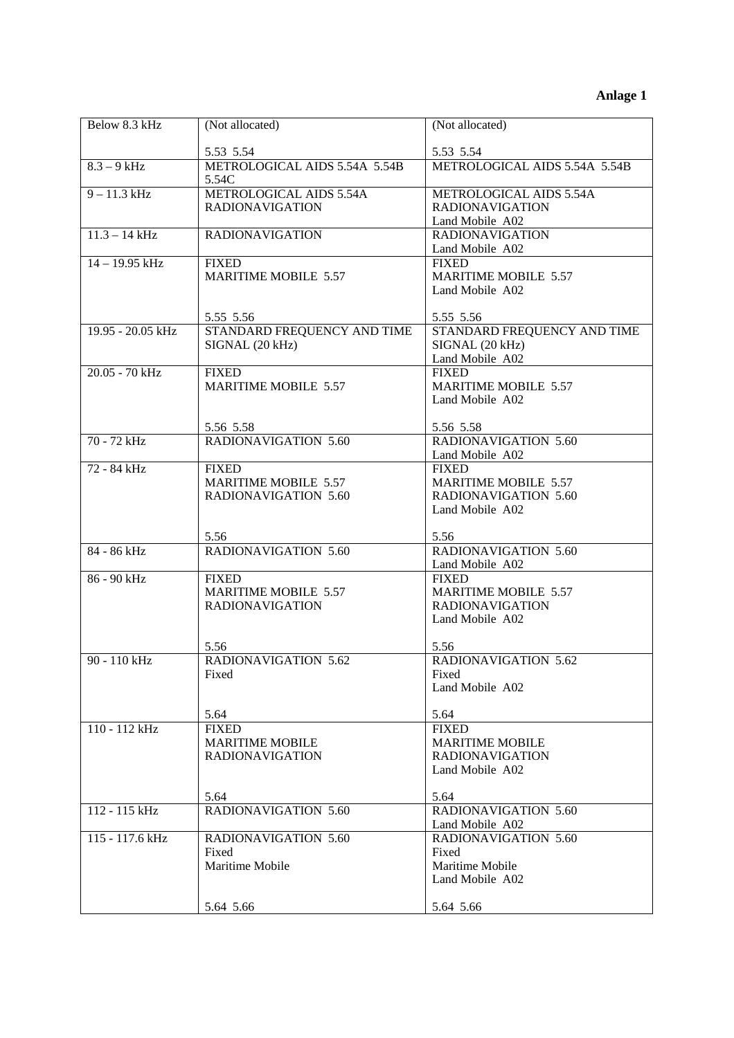**Anlage 1**

| | | |
|---|---|---|
| Below 8.3 kHz | (Not allocated)<br><br>5.53 5.54 | (Not allocated)<br><br>5.53 5.54 |
| 8.3 – 9 kHz | METROLOGICAL AIDS 5.54A 5.54B 5.54C | METROLOGICAL AIDS 5.54A 5.54B |
| 9 – 11.3 kHz | METROLOGICAL AIDS 5.54A<br>RADIONAVIGATION | METROLOGICAL AIDS 5.54A<br>RADIONAVIGATION<br>Land Mobile A02 |
| 11.3 – 14 kHz | RADIONAVIGATION | RADIONAVIGATION<br>Land Mobile A02 |
| 14 – 19.95 kHz | FIXED<br>MARITIME MOBILE 5.57<br><br><br>5.55 5.56 | FIXED<br>MARITIME MOBILE 5.57<br>Land Mobile A02<br><br>5.55 5.56 |
| 19.95 - 20.05 kHz | STANDARD FREQUENCY AND TIME SIGNAL (20 kHz) | STANDARD FREQUENCY AND TIME SIGNAL (20 kHz)<br>Land Mobile A02 |
| 20.05 - 70 kHz | FIXED<br>MARITIME MOBILE 5.57<br><br><br>5.56 5.58 | FIXED<br>MARITIME MOBILE 5.57<br>Land Mobile A02<br><br>5.56 5.58 |
| 70 - 72 kHz | RADIONAVIGATION 5.60 | RADIONAVIGATION 5.60<br>Land Mobile A02 |
| 72 - 84 kHz | FIXED<br>MARITIME MOBILE 5.57<br>RADIONAVIGATION 5.60<br><br><br>5.56 | FIXED<br>MARITIME MOBILE 5.57<br>RADIONAVIGATION 5.60<br>Land Mobile A02<br><br>5.56 |
| 84 - 86 kHz | RADIONAVIGATION 5.60 | RADIONAVIGATION 5.60<br>Land Mobile A02 |
| 86 - 90 kHz | FIXED<br>MARITIME MOBILE 5.57<br>RADIONAVIGATION<br><br><br>5.56 | FIXED<br>MARITIME MOBILE 5.57<br>RADIONAVIGATION<br>Land Mobile A02<br><br>5.56 |
| 90 - 110 kHz | RADIONAVIGATION 5.62<br>Fixed<br><br><br>5.64 | RADIONAVIGATION 5.62<br>Fixed<br>Land Mobile A02<br><br>5.64 |
| 110 - 112 kHz | FIXED<br>MARITIME MOBILE<br>RADIONAVIGATION<br><br><br>5.64 | FIXED<br>MARITIME MOBILE<br>RADIONAVIGATION<br>Land Mobile A02<br><br>5.64 |
| 112 - 115 kHz | RADIONAVIGATION 5.60 | RADIONAVIGATION 5.60<br>Land Mobile A02 |
| 115 - 117.6 kHz | RADIONAVIGATION 5.60<br>Fixed<br>Maritime Mobile<br><br><br>5.64 5.66 | RADIONAVIGATION 5.60<br>Fixed<br>Maritime Mobile<br>Land Mobile A02<br><br>5.64 5.66 |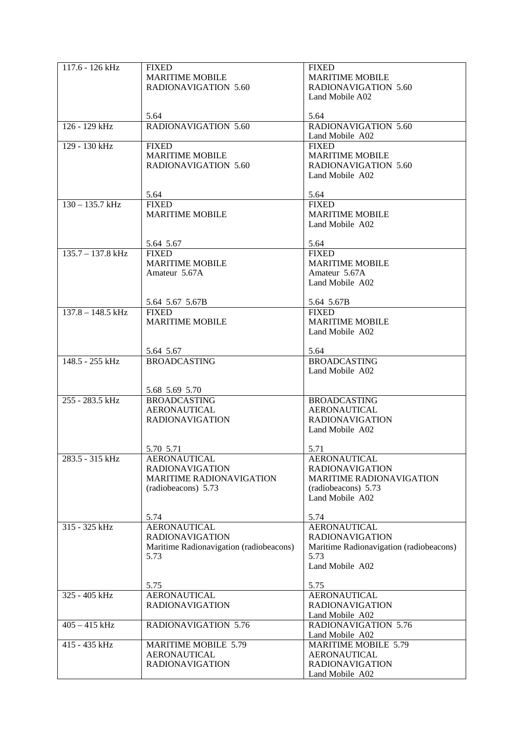| 117.6 - 126 kHz | FIXED<br>MARITIME MOBILE<br>RADIONAVIGATION 5.60<br><br>5.64 | FIXED<br>MARITIME MOBILE<br>RADIONAVIGATION 5.60<br>Land Mobile A02<br><br>5.64 |
|---|---|---|
| 126 - 129 kHz | RADIONAVIGATION 5.60 | RADIONAVIGATION 5.60<br>Land Mobile A02 |
| 129 - 130 kHz | FIXED<br>MARITIME MOBILE<br>RADIONAVIGATION 5.60<br><br>5.64 | FIXED<br>MARITIME MOBILE<br>RADIONAVIGATION 5.60<br>Land Mobile A02<br><br>5.64 |
| 130 – 135.7 kHz | FIXED<br>MARITIME MOBILE<br><br>5.64 5.67 | FIXED<br>MARITIME MOBILE<br>Land Mobile A02<br><br>5.64 |
| 135.7 – 137.8 kHz | FIXED<br>MARITIME MOBILE<br>Amateur 5.67A<br><br>5.64 5.67 5.67B | FIXED<br>MARITIME MOBILE<br>Amateur 5.67A<br>Land Mobile A02<br><br>5.64 5.67B |
| 137.8 – 148.5 kHz | FIXED<br>MARITIME MOBILE<br><br>5.64 5.67 | FIXED<br>MARITIME MOBILE<br>Land Mobile A02<br><br>5.64 |
| 148.5 - 255 kHz | BROADCASTING<br><br>5.68 5.69 5.70 | BROADCASTING<br>Land Mobile A02 |
| 255 - 283.5 kHz | BROADCASTING<br>AERONAUTICAL<br>RADIONAVIGATION<br><br>5.70 5.71 | BROADCASTING<br>AERONAUTICAL<br>RADIONAVIGATION<br>Land Mobile A02<br><br>5.71 |
| 283.5 - 315 kHz | AERONAUTICAL<br>RADIONAVIGATION<br>MARITIME RADIONAVIGATION<br>(radiobeacons) 5.73<br><br>5.74 | AERONAUTICAL<br>RADIONAVIGATION<br>MARITIME RADIONAVIGATION<br>(radiobeacons) 5.73<br>Land Mobile A02<br><br>5.74 |
| 315 - 325 kHz | AERONAUTICAL<br>RADIONAVIGATION<br>Maritime Radionavigation (radiobeacons)<br>5.73<br><br>5.75 | AERONAUTICAL<br>RADIONAVIGATION<br>Maritime Radionavigation (radiobeacons)<br>5.73<br>Land Mobile A02<br><br>5.75 |
| 325 - 405 kHz | AERONAUTICAL<br>RADIONAVIGATION | AERONAUTICAL<br>RADIONAVIGATION<br>Land Mobile A02 |
| 405 – 415 kHz | RADIONAVIGATION 5.76 | RADIONAVIGATION 5.76<br>Land Mobile A02 |
| 415 - 435 kHz | MARITIME MOBILE 5.79<br>AERONAUTICAL<br>RADIONAVIGATION | MARITIME MOBILE 5.79<br>AERONAUTICAL<br>RADIONAVIGATION<br>Land Mobile A02 |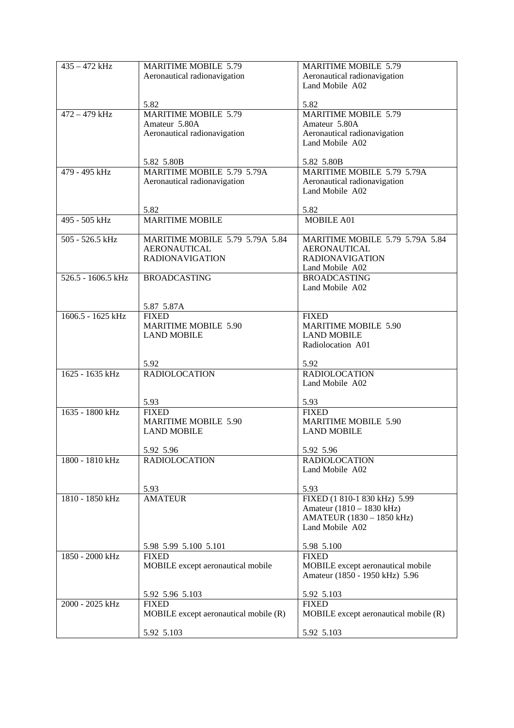| 435 – 472 kHz | MARITIME MOBILE 5.79<br>Aeronautical radionavigation<br><br>5.82 | MARITIME MOBILE 5.79<br>Aeronautical radionavigation<br>Land Mobile A02<br><br>5.82 |
|---|---|---|
| 472 – 479 kHz | MARITIME MOBILE 5.79<br>Amateur 5.80A<br>Aeronautical radionavigation<br><br>5.82 5.80B | MARITIME MOBILE 5.79<br>Amateur 5.80A<br>Aeronautical radionavigation<br>Land Mobile A02<br><br>5.82 5.80B |
| 479 - 495 kHz | MARITIME MOBILE 5.79 5.79A<br>Aeronautical radionavigation<br><br>5.82 | MARITIME MOBILE 5.79 5.79A<br>Aeronautical radionavigation<br>Land Mobile A02<br><br>5.82 |
| 495 - 505 kHz | MARITIME MOBILE | MOBILE A01 |
| 505 - 526.5 kHz | MARITIME MOBILE 5.79 5.79A 5.84<br>AERONAUTICAL RADIONAVIGATION | MARITIME MOBILE 5.79 5.79A 5.84<br>AERONAUTICAL RADIONAVIGATION<br>Land Mobile A02 |
| 526.5 - 1606.5 kHz | BROADCASTING<br><br>5.87 5.87A | BROADCASTING<br>Land Mobile A02 |
| 1606.5 - 1625 kHz | FIXED<br>MARITIME MOBILE 5.90<br>LAND MOBILE<br><br>5.92 | FIXED<br>MARITIME MOBILE 5.90<br>LAND MOBILE<br>Radiolocation A01<br><br>5.92 |
| 1625 - 1635 kHz | RADIOLOCATION<br><br>5.93 | RADIOLOCATION<br>Land Mobile A02<br><br>5.93 |
| 1635 - 1800 kHz | FIXED<br>MARITIME MOBILE 5.90<br>LAND MOBILE<br><br>5.92 5.96 | FIXED<br>MARITIME MOBILE 5.90<br>LAND MOBILE<br><br>5.92 5.96 |
| 1800 - 1810 kHz | RADIOLOCATION<br><br>5.93 | RADIOLOCATION<br>Land Mobile A02<br><br>5.93 |
| 1810 - 1850 kHz | AMATEUR<br><br>5.98 5.99 5.100 5.101 | FIXED (1 810-1 830 kHz) 5.99<br>Amateur (1810 – 1830 kHz)<br>AMATEUR (1830 – 1850 kHz)<br>Land Mobile A02<br><br>5.98 5.100 |
| 1850 - 2000 kHz | FIXED<br>MOBILE except aeronautical mobile<br><br>5.92 5.96 5.103 | FIXED<br>MOBILE except aeronautical mobile<br>Amateur (1850 - 1950 kHz) 5.96<br><br>5.92 5.103 |
| 2000 - 2025 kHz | FIXED<br>MOBILE except aeronautical mobile (R)<br><br>5.92 5.103 | FIXED<br>MOBILE except aeronautical mobile (R)<br><br>5.92 5.103 |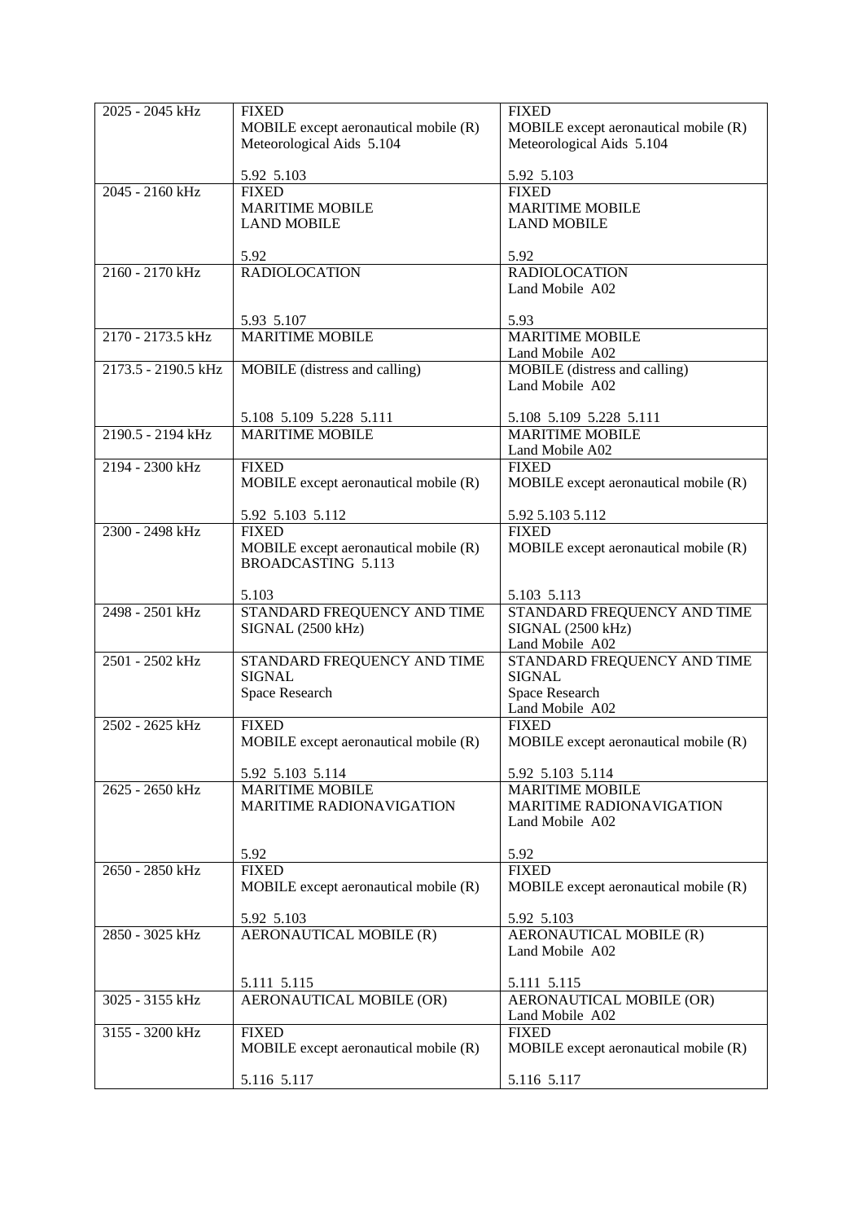| 2025 - 2045 kHz | FIXED<br>MOBILE except aeronautical mobile (R)<br>Meteorological Aids 5.104<br><br>5.92 5.103 | FIXED<br>MOBILE except aeronautical mobile (R)<br>Meteorological Aids 5.104<br><br>5.92 5.103 |
|---|---|---|
| 2045 - 2160 kHz | FIXED<br>MARITIME MOBILE<br>LAND MOBILE<br><br>5.92 | FIXED<br>MARITIME MOBILE<br>LAND MOBILE<br><br>5.92 |
| 2160 - 2170 kHz | RADIOLOCATION<br><br><br>5.93 5.107 | RADIOLOCATION<br>Land Mobile A02<br><br>5.93 |
| 2170 - 2173.5 kHz | MARITIME MOBILE | MARITIME MOBILE<br>Land Mobile A02 |
| 2173.5 - 2190.5 kHz | MOBILE (distress and calling)<br><br><br>5.108 5.109 5.228 5.111 | MOBILE (distress and calling)<br>Land Mobile A02<br><br>5.108 5.109 5.228 5.111 |
| 2190.5 - 2194 kHz | MARITIME MOBILE | MARITIME MOBILE<br>Land Mobile A02 |
| 2194 - 2300 kHz | FIXED<br>MOBILE except aeronautical mobile (R)<br><br>5.92 5.103 5.112 | FIXED<br>MOBILE except aeronautical mobile (R)<br><br>5.92 5.103 5.112 |
| 2300 - 2498 kHz | FIXED<br>MOBILE except aeronautical mobile (R)<br>BROADCASTING 5.113<br><br>5.103 | FIXED<br>MOBILE except aeronautical mobile (R)<br><br><br>5.103 5.113 |
| 2498 - 2501 kHz | STANDARD FREQUENCY AND TIME SIGNAL (2500 kHz) | STANDARD FREQUENCY AND TIME SIGNAL (2500 kHz)<br>Land Mobile A02 |
| 2501 - 2502 kHz | STANDARD FREQUENCY AND TIME SIGNAL<br>Space Research | STANDARD FREQUENCY AND TIME SIGNAL<br>Space Research<br>Land Mobile A02 |
| 2502 - 2625 kHz | FIXED<br>MOBILE except aeronautical mobile (R)<br><br>5.92 5.103 5.114 | FIXED<br>MOBILE except aeronautical mobile (R)<br><br>5.92 5.103 5.114 |
| 2625 - 2650 kHz | MARITIME MOBILE<br>MARITIME RADIONAVIGATION<br><br><br>5.92 | MARITIME MOBILE<br>MARITIME RADIONAVIGATION<br>Land Mobile A02<br><br>5.92 |
| 2650 - 2850 kHz | FIXED<br>MOBILE except aeronautical mobile (R)<br><br>5.92 5.103 | FIXED<br>MOBILE except aeronautical mobile (R)<br><br>5.92 5.103 |
| 2850 - 3025 kHz | AERONAUTICAL MOBILE (R)<br><br><br>5.111 5.115 | AERONAUTICAL MOBILE (R)<br>Land Mobile A02<br><br>5.111 5.115 |
| 3025 - 3155 kHz | AERONAUTICAL MOBILE (OR) | AERONAUTICAL MOBILE (OR)<br>Land Mobile A02 |
| 3155 - 3200 kHz | FIXED<br>MOBILE except aeronautical mobile (R)<br><br>5.116 5.117 | FIXED<br>MOBILE except aeronautical mobile (R)<br><br>5.116 5.117 |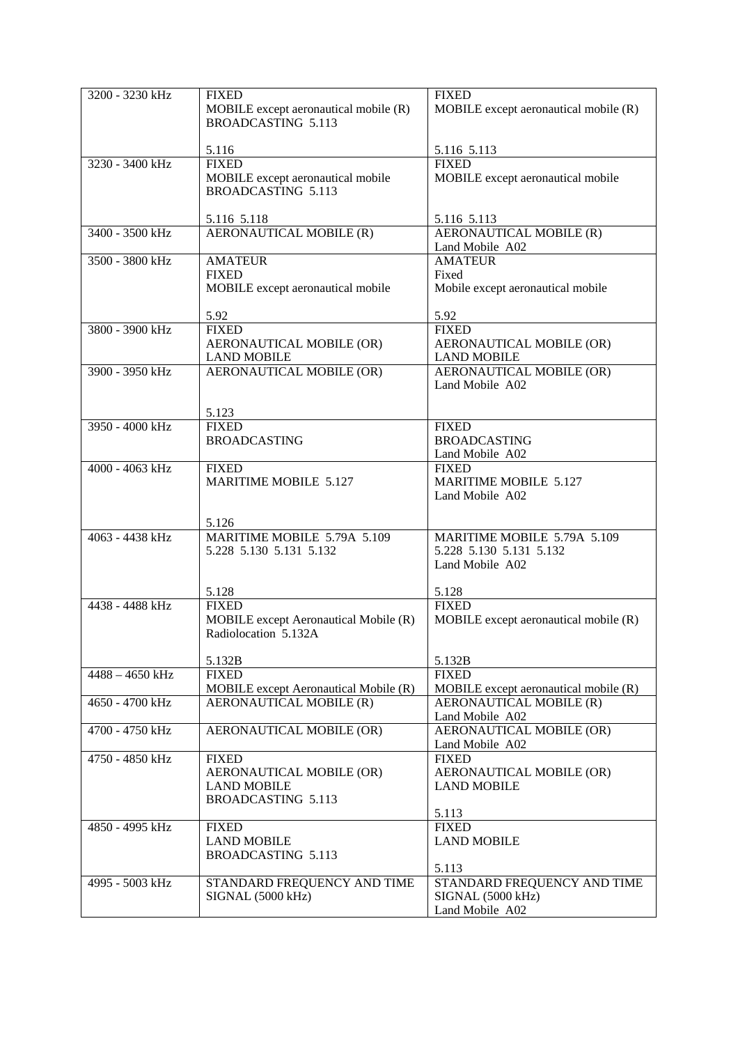| 3200 - 3230 kHz | FIXED<br>MOBILE except aeronautical mobile (R)<br>BROADCASTING 5.113<br><br>5.116 | FIXED<br>MOBILE except aeronautical mobile (R)<br><br>5.116 5.113 |
|---|---|---|
| 3230 - 3400 kHz | FIXED<br>MOBILE except aeronautical mobile<br>BROADCASTING 5.113<br><br>5.116 5.118 | FIXED<br>MOBILE except aeronautical mobile<br><br>5.116 5.113 |
| 3400 - 3500 kHz | AERONAUTICAL MOBILE (R) | AERONAUTICAL MOBILE (R)<br>Land Mobile A02 |
| 3500 - 3800 kHz | AMATEUR<br>FIXED<br>MOBILE except aeronautical mobile<br><br>5.92 | AMATEUR<br>Fixed<br>Mobile except aeronautical mobile<br><br>5.92 |
| 3800 - 3900 kHz | FIXED<br>AERONAUTICAL MOBILE (OR)<br>LAND MOBILE | FIXED<br>AERONAUTICAL MOBILE (OR)<br>LAND MOBILE |
| 3900 - 3950 kHz | AERONAUTICAL MOBILE (OR)<br><br>5.123 | AERONAUTICAL MOBILE (OR)<br>Land Mobile A02 |
| 3950 - 4000 kHz | FIXED<br>BROADCASTING | FIXED<br>BROADCASTING<br>Land Mobile A02 |
| 4000 - 4063 kHz | FIXED<br>MARITIME MOBILE 5.127<br><br>5.126 | FIXED<br>MARITIME MOBILE 5.127<br>Land Mobile A02 |
| 4063 - 4438 kHz | MARITIME MOBILE 5.79A 5.109<br>5.228 5.130 5.131 5.132<br><br>5.128 | MARITIME MOBILE 5.79A 5.109<br>5.228 5.130 5.131 5.132<br>Land Mobile A02<br><br>5.128 |
| 4438 - 4488 kHz | FIXED<br>MOBILE except Aeronautical Mobile (R)<br>Radiolocation 5.132A<br><br>5.132B | FIXED<br>MOBILE except aeronautical mobile (R)<br><br>5.132B |
| 4488 – 4650 kHz | FIXED<br>MOBILE except Aeronautical Mobile (R) | FIXED<br>MOBILE except aeronautical mobile (R) |
| 4650 - 4700 kHz | AERONAUTICAL MOBILE (R) | AERONAUTICAL MOBILE (R)<br>Land Mobile A02 |
| 4700 - 4750 kHz | AERONAUTICAL MOBILE (OR) | AERONAUTICAL MOBILE (OR)<br>Land Mobile A02 |
| 4750 - 4850 kHz | FIXED<br>AERONAUTICAL MOBILE (OR)<br>LAND MOBILE<br>BROADCASTING 5.113 | FIXED<br>AERONAUTICAL MOBILE (OR)<br>LAND MOBILE<br><br>5.113 |
| 4850 - 4995 kHz | FIXED<br>LAND MOBILE<br>BROADCASTING 5.113 | FIXED<br>LAND MOBILE<br><br>5.113 |
| 4995 - 5003 kHz | STANDARD FREQUENCY AND TIME SIGNAL (5000 kHz) | STANDARD FREQUENCY AND TIME SIGNAL (5000 kHz)<br>Land Mobile A02 |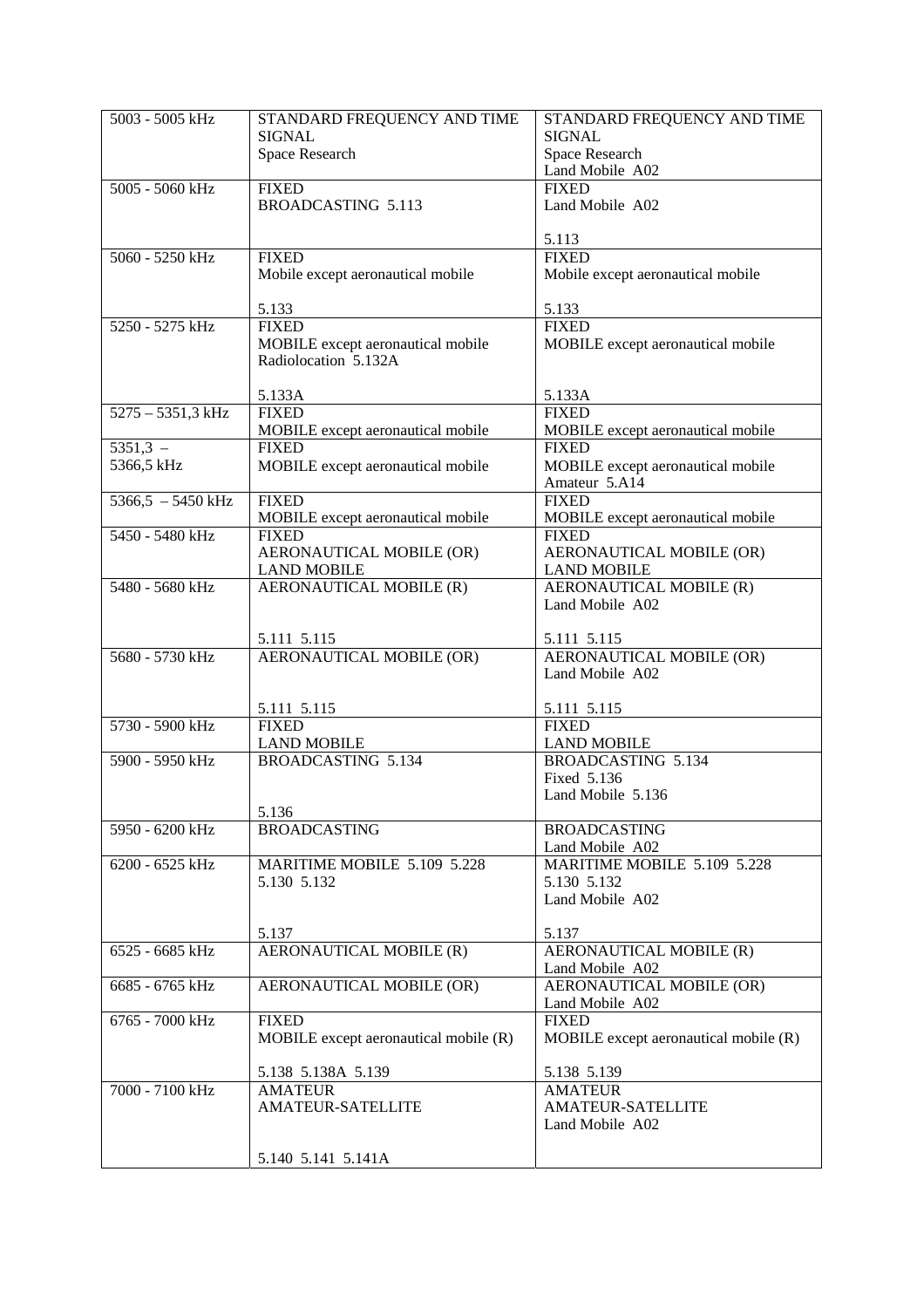| 5003 - 5005 kHz | STANDARD FREQUENCY AND TIME SIGNAL<br>Space Research | STANDARD FREQUENCY AND TIME SIGNAL<br>Space Research<br>Land Mobile A02 |
|---|---|---|
| 5005 - 5060 kHz | FIXED<br>BROADCASTING 5.113 | FIXED<br>Land Mobile A02<br><br>5.113 |
| 5060 - 5250 kHz | FIXED<br>Mobile except aeronautical mobile<br><br>5.133 | FIXED<br>Mobile except aeronautical mobile<br><br>5.133 |
| 5250 - 5275 kHz | FIXED<br>MOBILE except aeronautical mobile<br>Radiolocation 5.132A<br><br>5.133A | FIXED<br>MOBILE except aeronautical mobile<br><br><br>5.133A |
| 5275 – 5351,3 kHz | FIXED<br>MOBILE except aeronautical mobile | FIXED<br>MOBILE except aeronautical mobile |
| 5351,3 – 5366,5 kHz | FIXED<br>MOBILE except aeronautical mobile | FIXED<br>MOBILE except aeronautical mobile<br>Amateur 5.A14 |
| 5366,5 – 5450 kHz | FIXED<br>MOBILE except aeronautical mobile | FIXED<br>MOBILE except aeronautical mobile |
| 5450 - 5480 kHz | FIXED<br>AERONAUTICAL MOBILE (OR)<br>LAND MOBILE | FIXED<br>AERONAUTICAL MOBILE (OR)<br>LAND MOBILE |
| 5480 - 5680 kHz | AERONAUTICAL MOBILE (R)<br><br><br>5.111 5.115 | AERONAUTICAL MOBILE (R)<br>Land Mobile A02<br><br>5.111 5.115 |
| 5680 - 5730 kHz | AERONAUTICAL MOBILE (OR)<br><br><br>5.111 5.115 | AERONAUTICAL MOBILE (OR)<br>Land Mobile A02<br><br>5.111 5.115 |
| 5730 - 5900 kHz | FIXED<br>LAND MOBILE | FIXED<br>LAND MOBILE |
| 5900 - 5950 kHz | BROADCASTING 5.134<br><br><br>5.136 | BROADCASTING 5.134<br>Fixed 5.136<br>Land Mobile 5.136 |
| 5950 - 6200 kHz | BROADCASTING | BROADCASTING<br>Land Mobile A02 |
| 6200 - 6525 kHz | MARITIME MOBILE 5.109 5.228<br>5.130 5.132<br><br><br>5.137 | MARITIME MOBILE 5.109 5.228<br>5.130 5.132<br>Land Mobile A02<br><br>5.137 |
| 6525 - 6685 kHz | AERONAUTICAL MOBILE (R) | AERONAUTICAL MOBILE (R)<br>Land Mobile A02 |
| 6685 - 6765 kHz | AERONAUTICAL MOBILE (OR) | AERONAUTICAL MOBILE (OR)<br>Land Mobile A02 |
| 6765 - 7000 kHz | FIXED<br>MOBILE except aeronautical mobile (R)<br><br>5.138 5.138A 5.139 | FIXED<br>MOBILE except aeronautical mobile (R)<br><br>5.138 5.139 |
| 7000 - 7100 kHz | AMATEUR<br>AMATEUR-SATELLITE<br><br><br>5.140 5.141 5.141A | AMATEUR<br>AMATEUR-SATELLITE<br>Land Mobile A02 |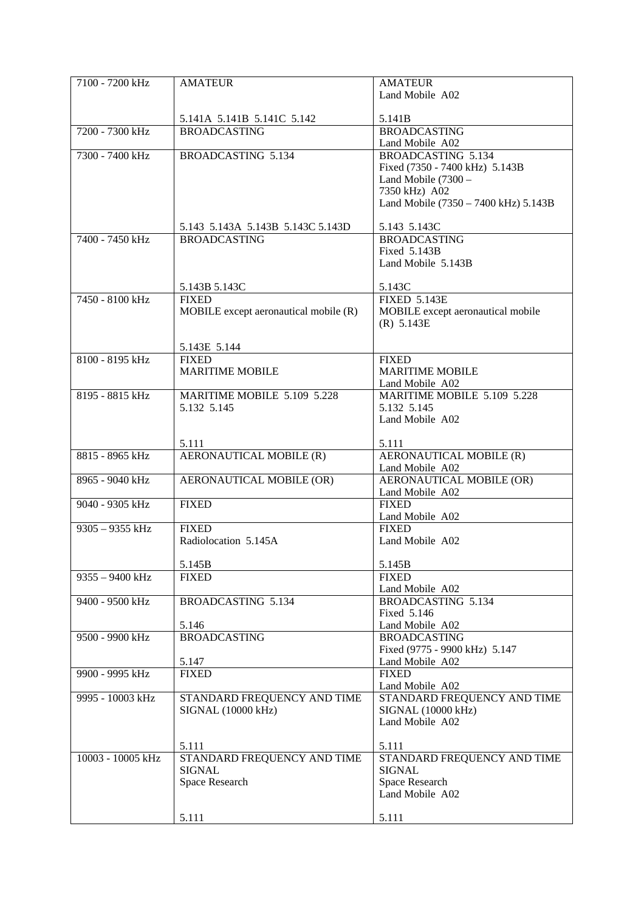| 7100 - 7200 kHz | AMATEUR<br><br>5.141A 5.141B 5.141C 5.142 | AMATEUR<br>Land Mobile A02<br><br>5.141B |
|---|---|---|
| 7200 - 7300 kHz | BROADCASTING | BROADCASTING<br>Land Mobile A02 |
| 7300 - 7400 kHz | BROADCASTING 5.134<br><br>5.143 5.143A 5.143B 5.143C 5.143D | BROADCASTING 5.134<br>Fixed (7350 - 7400 kHz) 5.143B<br>Land Mobile (7300 – 7350 kHz) A02<br>Land Mobile (7350 – 7400 kHz) 5.143B<br><br>5.143 5.143C |
| 7400 - 7450 kHz | BROADCASTING<br><br>5.143B 5.143C | BROADCASTING<br>Fixed 5.143B<br>Land Mobile 5.143B<br><br>5.143C |
| 7450 - 8100 kHz | FIXED<br>MOBILE except aeronautical mobile (R)<br><br>5.143E 5.144 | FIXED 5.143E<br>MOBILE except aeronautical mobile (R) 5.143E |
| 8100 - 8195 kHz | FIXED<br>MARITIME MOBILE | FIXED<br>MARITIME MOBILE<br>Land Mobile A02 |
| 8195 - 8815 kHz | MARITIME MOBILE 5.109 5.228 5.132 5.145<br><br>5.111 | MARITIME MOBILE 5.109 5.228 5.132 5.145<br>Land Mobile A02<br><br>5.111 |
| 8815 - 8965 kHz | AERONAUTICAL MOBILE (R) | AERONAUTICAL MOBILE (R)<br>Land Mobile A02 |
| 8965 - 9040 kHz | AERONAUTICAL MOBILE (OR) | AERONAUTICAL MOBILE (OR)<br>Land Mobile A02 |
| 9040 - 9305 kHz | FIXED | FIXED<br>Land Mobile A02 |
| 9305 – 9355 kHz | FIXED<br>Radiolocation 5.145A<br><br>5.145B | FIXED<br>Land Mobile A02<br><br>5.145B |
| 9355 – 9400 kHz | FIXED | FIXED<br>Land Mobile A02 |
| 9400 - 9500 kHz | BROADCASTING 5.134<br><br>5.146 | BROADCASTING 5.134<br>Fixed 5.146<br>Land Mobile A02 |
| 9500 - 9900 kHz | BROADCASTING<br><br>5.147 | BROADCASTING<br>Fixed (9775 - 9900 kHz) 5.147<br>Land Mobile A02 |
| 9900 - 9995 kHz | FIXED | FIXED<br>Land Mobile A02 |
| 9995 - 10003 kHz | STANDARD FREQUENCY AND TIME SIGNAL (10000 kHz)<br><br>5.111 | STANDARD FREQUENCY AND TIME SIGNAL (10000 kHz)<br>Land Mobile A02<br><br>5.111 |
| 10003 - 10005 kHz | STANDARD FREQUENCY AND TIME SIGNAL<br>Space Research<br><br>5.111 | STANDARD FREQUENCY AND TIME SIGNAL<br>Space Research<br>Land Mobile A02<br><br>5.111 |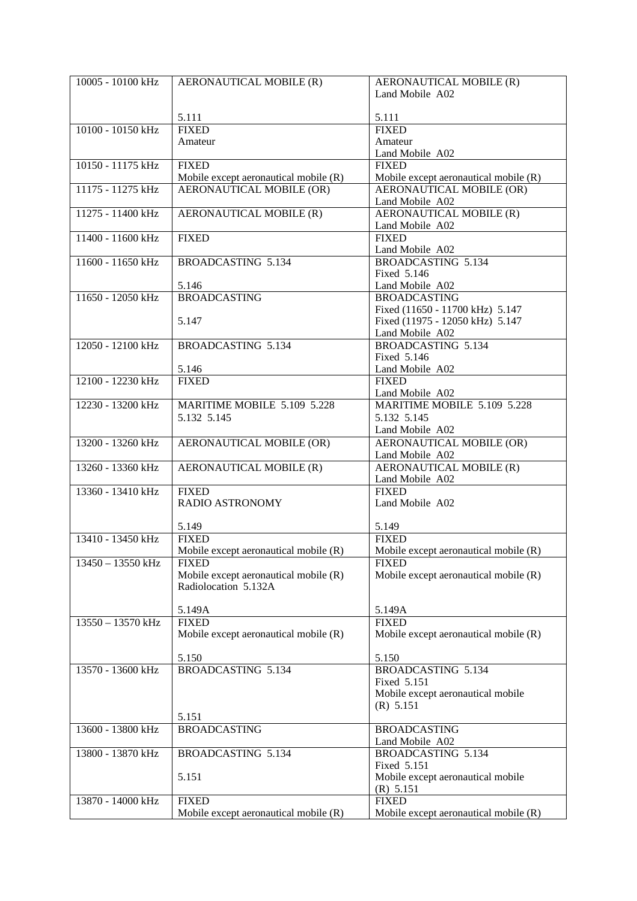| | | |
|---|---|---|
| 10005 - 10100 kHz | AERONAUTICAL MOBILE (R)<br><br>5.111 | AERONAUTICAL MOBILE (R)<br>Land Mobile A02<br><br>5.111 |
| 10100 - 10150 kHz | FIXED<br>Amateur | FIXED<br>Amateur<br>Land Mobile A02 |
| 10150 - 11175 kHz | FIXED<br>Mobile except aeronautical mobile (R) | FIXED<br>Mobile except aeronautical mobile (R) |
| 11175 - 11275 kHz | AERONAUTICAL MOBILE (OR) | AERONAUTICAL MOBILE (OR)<br>Land Mobile A02 |
| 11275 - 11400 kHz | AERONAUTICAL MOBILE (R) | AERONAUTICAL MOBILE (R)<br>Land Mobile A02 |
| 11400 - 11600 kHz | FIXED | FIXED<br>Land Mobile A02 |
| 11600 - 11650 kHz | BROADCASTING 5.134<br><br>5.146 | BROADCASTING 5.134<br>Fixed 5.146<br>Land Mobile A02 |
| 11650 - 12050 kHz | BROADCASTING<br><br>5.147 | BROADCASTING<br>Fixed (11650 - 11700 kHz) 5.147<br>Fixed (11975 - 12050 kHz) 5.147<br>Land Mobile A02 |
| 12050 - 12100 kHz | BROADCASTING 5.134<br><br>5.146 | BROADCASTING 5.134<br>Fixed 5.146<br>Land Mobile A02 |
| 12100 - 12230 kHz | FIXED | FIXED<br>Land Mobile A02 |
| 12230 - 13200 kHz | MARITIME MOBILE 5.109 5.228<br>5.132 5.145 | MARITIME MOBILE 5.109 5.228<br>5.132 5.145<br>Land Mobile A02 |
| 13200 - 13260 kHz | AERONAUTICAL MOBILE (OR) | AERONAUTICAL MOBILE (OR)<br>Land Mobile A02 |
| 13260 - 13360 kHz | AERONAUTICAL MOBILE (R) | AERONAUTICAL MOBILE (R)<br>Land Mobile A02 |
| 13360 - 13410 kHz | FIXED<br>RADIO ASTRONOMY<br><br>5.149 | FIXED<br>Land Mobile A02<br><br>5.149 |
| 13410 - 13450 kHz | FIXED<br>Mobile except aeronautical mobile (R) | FIXED<br>Mobile except aeronautical mobile (R) |
| 13450 – 13550 kHz | FIXED<br>Mobile except aeronautical mobile (R)<br>Radiolocation 5.132A<br><br>5.149A | FIXED<br>Mobile except aeronautical mobile (R)<br><br>5.149A |
| 13550 – 13570 kHz | FIXED<br>Mobile except aeronautical mobile (R)<br><br>5.150 | FIXED<br>Mobile except aeronautical mobile (R)<br><br>5.150 |
| 13570 - 13600 kHz | BROADCASTING 5.134<br><br>5.151 | BROADCASTING 5.134<br>Fixed 5.151<br>Mobile except aeronautical mobile (R) 5.151 |
| 13600 - 13800 kHz | BROADCASTING | BROADCASTING<br>Land Mobile A02 |
| 13800 - 13870 kHz | BROADCASTING 5.134<br><br>5.151 | BROADCASTING 5.134<br>Fixed 5.151<br>Mobile except aeronautical mobile (R) 5.151 |
| 13870 - 14000 kHz | FIXED<br>Mobile except aeronautical mobile (R) | FIXED<br>Mobile except aeronautical mobile (R) |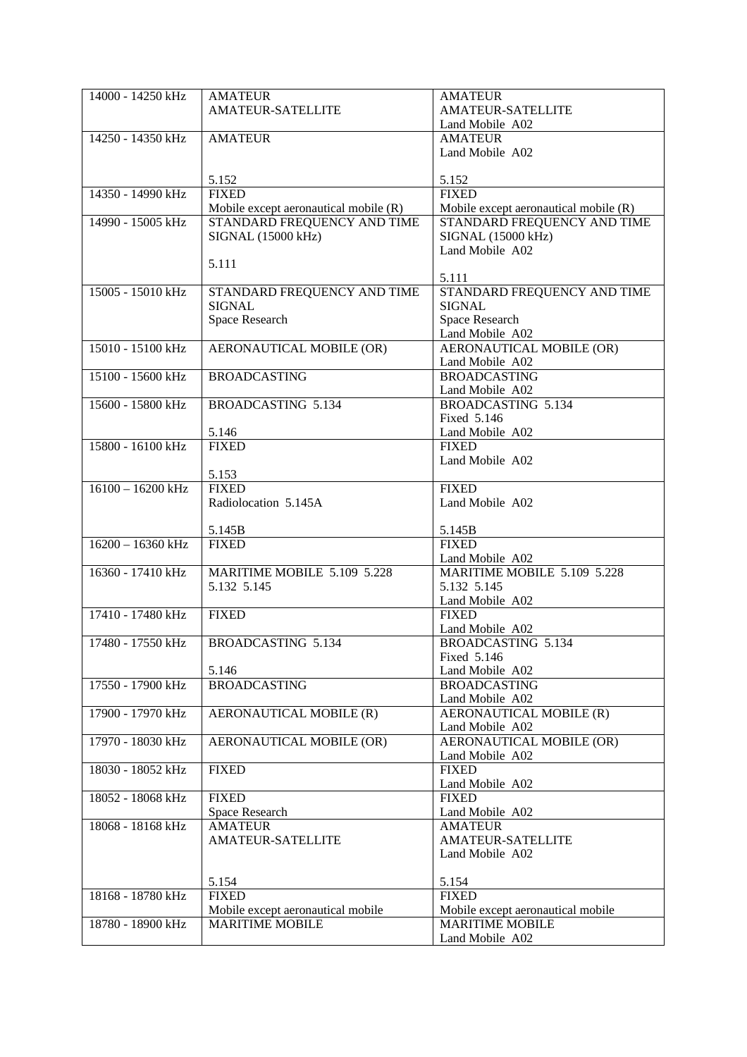| 14000 - 14250 kHz | AMATEUR<br>AMATEUR-SATELLITE | AMATEUR<br>AMATEUR-SATELLITE<br>Land Mobile A02 |
|---|---|---|
| 14250 - 14350 kHz | AMATEUR<br><br>5.152 | AMATEUR<br>Land Mobile A02<br><br>5.152 |
| 14350 - 14990 kHz | FIXED<br>Mobile except aeronautical mobile (R) | FIXED<br>Mobile except aeronautical mobile (R) |
| 14990 - 15005 kHz | STANDARD FREQUENCY AND TIME SIGNAL (15000 kHz)<br><br>5.111 | STANDARD FREQUENCY AND TIME SIGNAL (15000 kHz)<br>Land Mobile A02<br><br>5.111 |
| 15005 - 15010 kHz | STANDARD FREQUENCY AND TIME SIGNAL<br>Space Research | STANDARD FREQUENCY AND TIME SIGNAL<br>Space Research<br>Land Mobile A02 |
| 15010 - 15100 kHz | AERONAUTICAL MOBILE (OR) | AERONAUTICAL MOBILE (OR)<br>Land Mobile A02 |
| 15100 - 15600 kHz | BROADCASTING | BROADCASTING<br>Land Mobile A02 |
| 15600 - 15800 kHz | BROADCASTING 5.134<br><br>5.146 | BROADCASTING 5.134<br>Fixed 5.146<br>Land Mobile A02 |
| 15800 - 16100 kHz | FIXED<br><br>5.153 | FIXED<br>Land Mobile A02 |
| 16100 – 16200 kHz | FIXED<br>Radiolocation 5.145A<br><br>5.145B | FIXED<br>Land Mobile A02<br><br>5.145B |
| 16200 – 16360 kHz | FIXED | FIXED<br>Land Mobile A02 |
| 16360 - 17410 kHz | MARITIME MOBILE 5.109 5.228 5.132 5.145 | MARITIME MOBILE 5.109 5.228 5.132 5.145<br>Land Mobile A02 |
| 17410 - 17480 kHz | FIXED | FIXED<br>Land Mobile A02 |
| 17480 - 17550 kHz | BROADCASTING 5.134<br><br>5.146 | BROADCASTING 5.134<br>Fixed 5.146<br>Land Mobile A02 |
| 17550 - 17900 kHz | BROADCASTING | BROADCASTING<br>Land Mobile A02 |
| 17900 - 17970 kHz | AERONAUTICAL MOBILE (R) | AERONAUTICAL MOBILE (R)<br>Land Mobile A02 |
| 17970 - 18030 kHz | AERONAUTICAL MOBILE (OR) | AERONAUTICAL MOBILE (OR)<br>Land Mobile A02 |
| 18030 - 18052 kHz | FIXED | FIXED<br>Land Mobile A02 |
| 18052 - 18068 kHz | FIXED<br>Space Research | FIXED<br>Land Mobile A02 |
| 18068 - 18168 kHz | AMATEUR<br>AMATEUR-SATELLITE<br><br>5.154 | AMATEUR<br>AMATEUR-SATELLITE<br>Land Mobile A02<br><br>5.154 |
| 18168 - 18780 kHz | FIXED<br>Mobile except aeronautical mobile | FIXED<br>Mobile except aeronautical mobile |
| 18780 - 18900 kHz | MARITIME MOBILE | MARITIME MOBILE<br>Land Mobile A02 |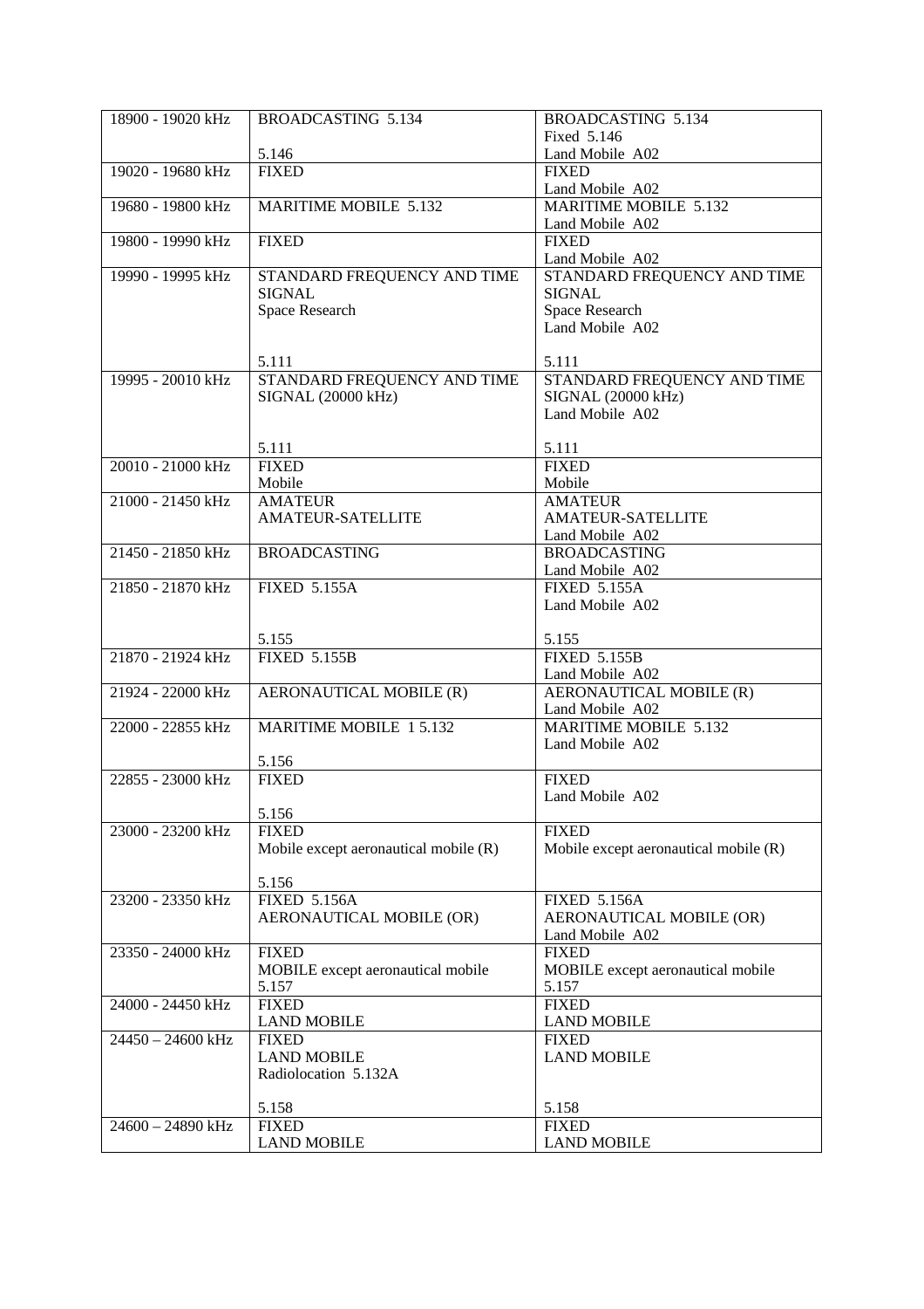| 18900 - 19020 kHz | BROADCASTING 5.134<br><br>5.146 | BROADCASTING 5.134<br>Fixed 5.146<br>Land Mobile A02 |
|---|---|---|
| 19020 - 19680 kHz | FIXED | FIXED<br>Land Mobile A02 |
| 19680 - 19800 kHz | MARITIME MOBILE 5.132 | MARITIME MOBILE 5.132<br>Land Mobile A02 |
| 19800 - 19990 kHz | FIXED | FIXED<br>Land Mobile A02 |
| 19990 - 19995 kHz | STANDARD FREQUENCY AND TIME SIGNAL<br>Space Research<br><br>5.111 | STANDARD FREQUENCY AND TIME SIGNAL<br>Space Research<br>Land Mobile A02<br><br>5.111 |
| 19995 - 20010 kHz | STANDARD FREQUENCY AND TIME SIGNAL (20000 kHz)<br><br>5.111 | STANDARD FREQUENCY AND TIME SIGNAL (20000 kHz)<br>Land Mobile A02<br><br>5.111 |
| 20010 - 21000 kHz | FIXED<br>Mobile | FIXED<br>Mobile |
| 21000 - 21450 kHz | AMATEUR<br>AMATEUR-SATELLITE | AMATEUR<br>AMATEUR-SATELLITE<br>Land Mobile A02 |
| 21450 - 21850 kHz | BROADCASTING | BROADCASTING<br>Land Mobile A02 |
| 21850 - 21870 kHz | FIXED 5.155A<br><br>5.155 | FIXED 5.155A<br>Land Mobile A02<br><br>5.155 |
| 21870 - 21924 kHz | FIXED 5.155B | FIXED 5.155B<br>Land Mobile A02 |
| 21924 - 22000 kHz | AERONAUTICAL MOBILE (R) | AERONAUTICAL MOBILE (R)<br>Land Mobile A02 |
| 22000 - 22855 kHz | MARITIME MOBILE 1 5.132<br><br>5.156 | MARITIME MOBILE 5.132<br>Land Mobile A02 |
| 22855 - 23000 kHz | FIXED<br><br>5.156 | FIXED<br>Land Mobile A02 |
| 23000 - 23200 kHz | FIXED<br>Mobile except aeronautical mobile (R)<br><br>5.156 | FIXED<br>Mobile except aeronautical mobile (R) |
| 23200 - 23350 kHz | FIXED 5.156A<br>AERONAUTICAL MOBILE (OR) | FIXED 5.156A<br>AERONAUTICAL MOBILE (OR)<br>Land Mobile A02 |
| 23350 - 24000 kHz | FIXED<br>MOBILE except aeronautical mobile<br>5.157 | FIXED<br>MOBILE except aeronautical mobile<br>5.157 |
| 24000 - 24450 kHz | FIXED<br>LAND MOBILE | FIXED<br>LAND MOBILE |
| 24450 – 24600 kHz | FIXED<br>LAND MOBILE<br>Radiolocation 5.132A<br><br>5.158 | FIXED<br>LAND MOBILE<br><br>5.158 |
| 24600 – 24890 kHz | FIXED<br>LAND MOBILE | FIXED<br>LAND MOBILE |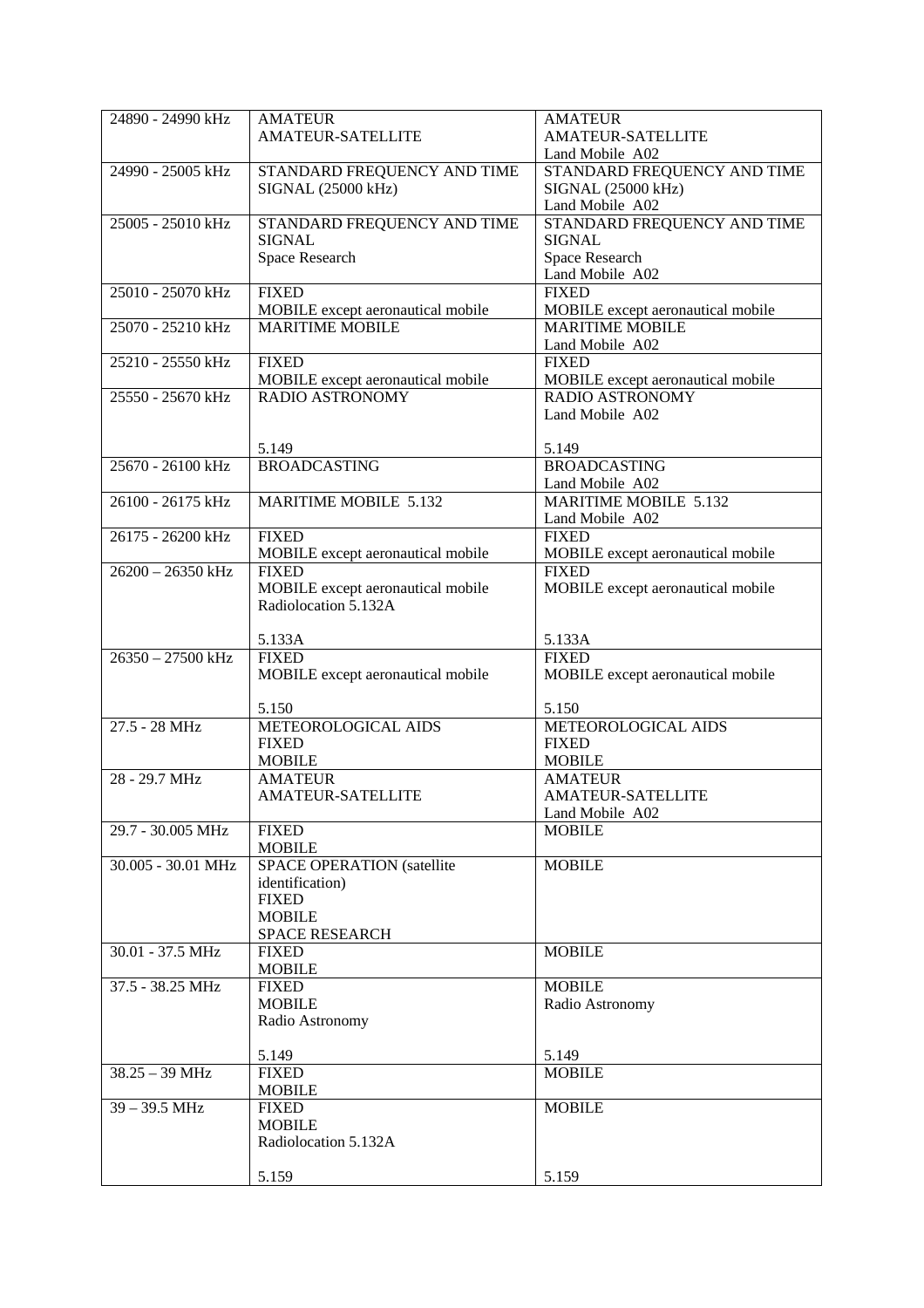| 24890 - 24990 kHz | AMATEUR<br>AMATEUR-SATELLITE | AMATEUR<br>AMATEUR-SATELLITE<br>Land Mobile A02 |
|---|---|---|
| 24990 - 25005 kHz | STANDARD FREQUENCY AND TIME SIGNAL (25000 kHz) | STANDARD FREQUENCY AND TIME SIGNAL (25000 kHz)<br>Land Mobile A02 |
| 25005 - 25010 kHz | STANDARD FREQUENCY AND TIME SIGNAL<br>Space Research | STANDARD FREQUENCY AND TIME SIGNAL<br>Space Research<br>Land Mobile A02 |
| 25010 - 25070 kHz | FIXED<br>MOBILE except aeronautical mobile | FIXED<br>MOBILE except aeronautical mobile |
| 25070 - 25210 kHz | MARITIME MOBILE | MARITIME MOBILE<br>Land Mobile A02 |
| 25210 - 25550 kHz | FIXED<br>MOBILE except aeronautical mobile | FIXED<br>MOBILE except aeronautical mobile |
| 25550 - 25670 kHz | RADIO ASTRONOMY<br><br>5.149 | RADIO ASTRONOMY<br>Land Mobile A02<br><br>5.149 |
| 25670 - 26100 kHz | BROADCASTING | BROADCASTING<br>Land Mobile A02 |
| 26100 - 26175 kHz | MARITIME MOBILE 5.132 | MARITIME MOBILE 5.132<br>Land Mobile A02 |
| 26175 - 26200 kHz | FIXED<br>MOBILE except aeronautical mobile | FIXED<br>MOBILE except aeronautical mobile |
| 26200 – 26350 kHz | FIXED<br>MOBILE except aeronautical mobile<br>Radiolocation 5.132A<br><br>5.133A | FIXED<br>MOBILE except aeronautical mobile<br><br>5.133A |
| 26350 – 27500 kHz | FIXED<br>MOBILE except aeronautical mobile<br><br>5.150 | FIXED<br>MOBILE except aeronautical mobile<br><br>5.150 |
| 27.5 - 28 MHz | METEOROLOGICAL AIDS<br>FIXED<br>MOBILE | METEOROLOGICAL AIDS<br>FIXED<br>MOBILE |
| 28 - 29.7 MHz | AMATEUR<br>AMATEUR-SATELLITE | AMATEUR<br>AMATEUR-SATELLITE<br>Land Mobile A02 |
| 29.7 - 30.005 MHz | FIXED<br>MOBILE | MOBILE |
| 30.005 - 30.01 MHz | SPACE OPERATION (satellite identification)<br>FIXED<br>MOBILE<br>SPACE RESEARCH | MOBILE |
| 30.01 - 37.5 MHz | FIXED<br>MOBILE | MOBILE |
| 37.5 - 38.25 MHz | FIXED<br>MOBILE<br>Radio Astronomy<br><br>5.149 | MOBILE<br>Radio Astronomy<br><br>5.149 |
| 38.25 – 39 MHz | FIXED<br>MOBILE | MOBILE |
| 39 – 39.5 MHz | FIXED<br>MOBILE<br>Radiolocation 5.132A<br><br>5.159 | MOBILE<br><br>5.159 |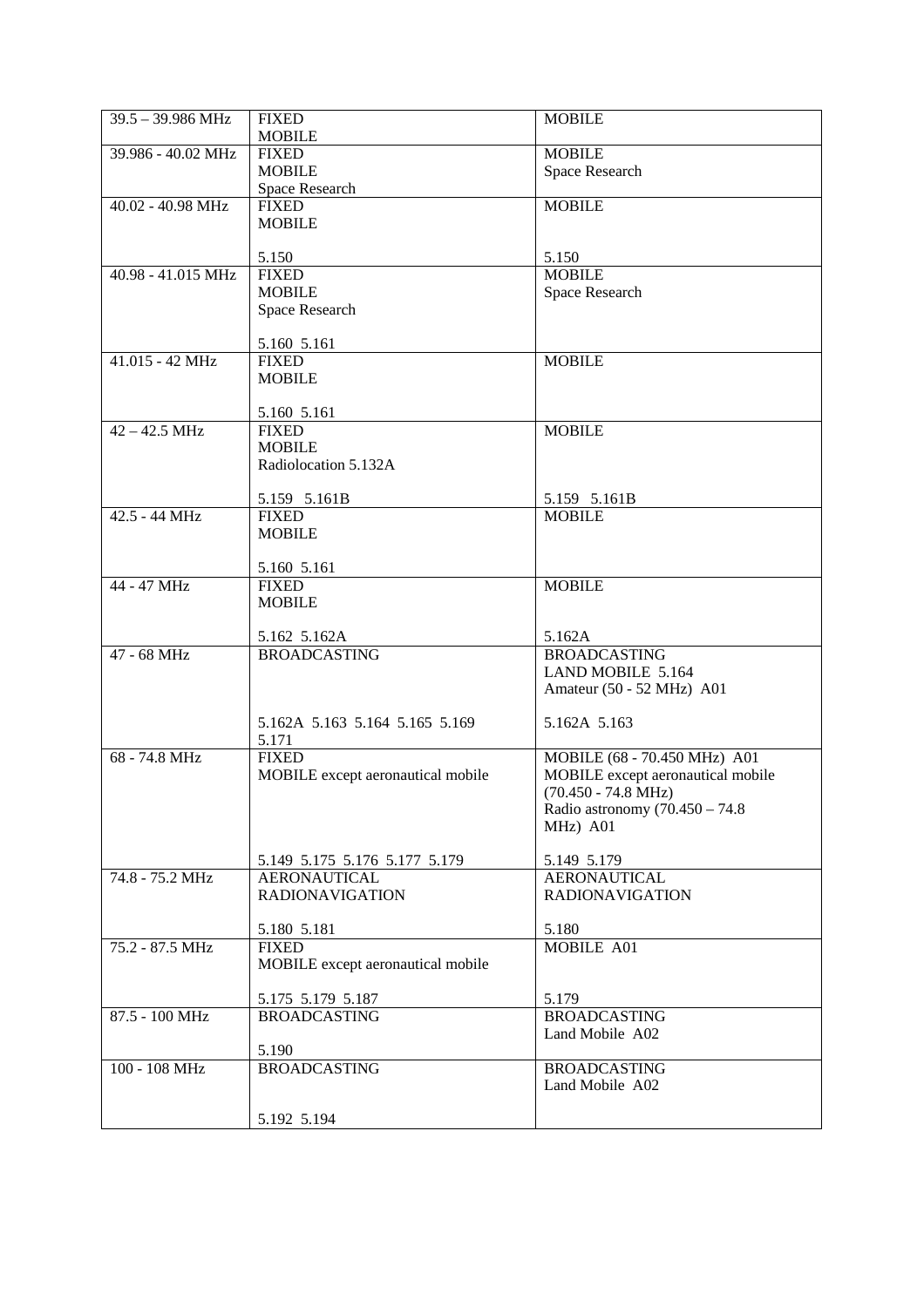| 39.5 – 39.986 MHz | FIXED<br>MOBILE | MOBILE |
|---|---|---|
| 39.986 - 40.02 MHz | FIXED<br>MOBILE<br>Space Research | MOBILE<br>Space Research |
| 40.02 - 40.98 MHz | FIXED<br>MOBILE<br><br>5.150 | MOBILE<br><br><br>5.150 |
| 40.98 - 41.015 MHz | FIXED<br>MOBILE<br>Space Research<br><br>5.160 5.161 | MOBILE<br>Space Research |
| 41.015 - 42 MHz | FIXED<br>MOBILE<br><br>5.160 5.161 | MOBILE |
| 42 – 42.5 MHz | FIXED<br>MOBILE<br>Radiolocation 5.132A<br><br>5.159 5.161B | MOBILE<br><br><br><br>5.159 5.161B |
| 42.5 - 44 MHz | FIXED<br>MOBILE<br><br>5.160 5.161 | MOBILE |
| 44 - 47 MHz | FIXED<br>MOBILE<br><br>5.162 5.162A | MOBILE<br><br><br>5.162A |
| 47 - 68 MHz | BROADCASTING<br><br><br><br>5.162A 5.163 5.164 5.165 5.169 5.171 | BROADCASTING<br>LAND MOBILE 5.164<br>Amateur (50 - 52 MHz) A01<br><br>5.162A 5.163 |
| 68 - 74.8 MHz | FIXED<br>MOBILE except aeronautical mobile<br><br><br><br><br>5.149 5.175 5.176 5.177 5.179 | MOBILE (68 - 70.450 MHz) A01<br>MOBILE except aeronautical mobile (70.450 - 74.8 MHz)<br>Radio astronomy (70.450 – 74.8 MHz) A01<br><br>5.149 5.179 |
| 74.8 - 75.2 MHz | AERONAUTICAL RADIONAVIGATION<br><br>5.180 5.181 | AERONAUTICAL RADIONAVIGATION<br><br>5.180 |
| 75.2 - 87.5 MHz | FIXED<br>MOBILE except aeronautical mobile<br><br>5.175 5.179 5.187 | MOBILE A01<br><br><br>5.179 |
| 87.5 - 100 MHz | BROADCASTING<br><br>5.190 | BROADCASTING<br>Land Mobile A02 |
| 100 - 108 MHz | BROADCASTING<br><br><br>5.192 5.194 | BROADCASTING<br>Land Mobile A02 |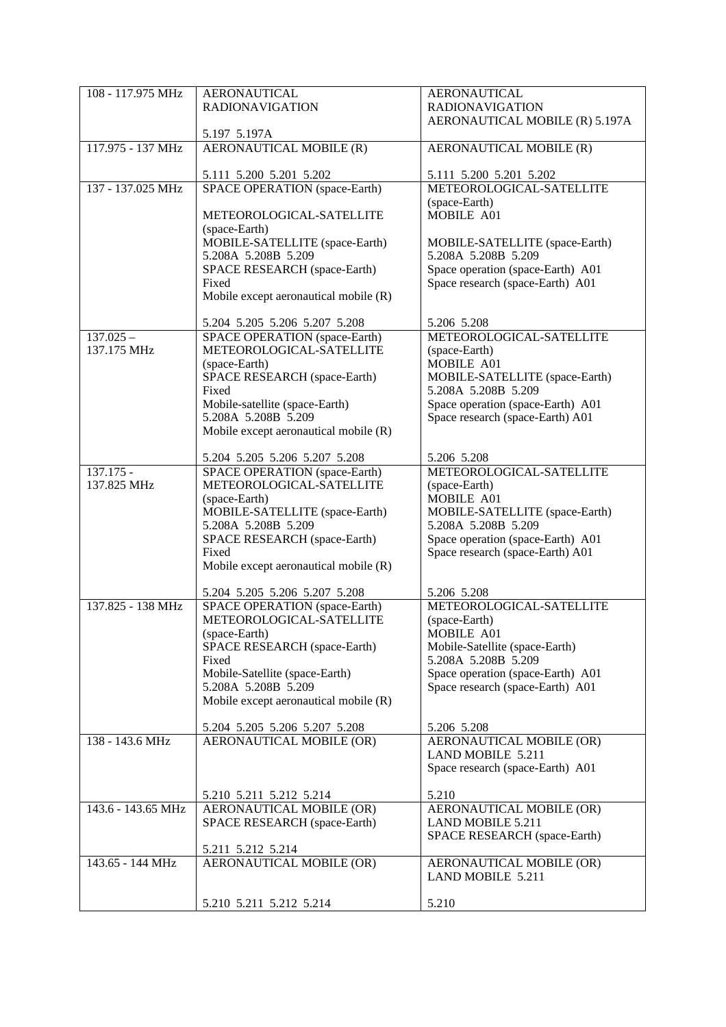| 108 - 117.975 MHz | AERONAUTICAL RADIONAVIGATION<br><br>5.197 5.197A | AERONAUTICAL RADIONAVIGATION<br>AERONAUTICAL MOBILE (R) 5.197A |
|---|---|---|
| 117.975 - 137 MHz | AERONAUTICAL MOBILE (R)<br><br>5.111 5.200 5.201 5.202 | AERONAUTICAL MOBILE (R)<br><br>5.111 5.200 5.201 5.202 |
| 137 - 137.025 MHz | SPACE OPERATION (space-Earth)<br><br>METEOROLOGICAL-SATELLITE (space-Earth)<br>MOBILE-SATELLITE (space-Earth) 5.208A 5.208B 5.209<br>SPACE RESEARCH (space-Earth)<br>Fixed<br>Mobile except aeronautical mobile (R)<br><br>5.204 5.205 5.206 5.207 5.208 | METEOROLOGICAL-SATELLITE (space-Earth)<br>MOBILE A01<br><br>MOBILE-SATELLITE (space-Earth) 5.208A 5.208B 5.209<br>Space operation (space-Earth) A01<br>Space research (space-Earth) A01<br><br>5.206 5.208 |
| 137.025 – 137.175 MHz | SPACE OPERATION (space-Earth)<br>METEOROLOGICAL-SATELLITE (space-Earth)<br>SPACE RESEARCH (space-Earth)<br>Fixed<br>Mobile-satellite (space-Earth) 5.208A 5.208B 5.209<br>Mobile except aeronautical mobile (R)<br><br>5.204 5.205 5.206 5.207 5.208 | METEOROLOGICAL-SATELLITE (space-Earth)<br>MOBILE A01<br>MOBILE-SATELLITE (space-Earth) 5.208A 5.208B 5.209<br>Space operation (space-Earth) A01<br>Space research (space-Earth) A01<br><br>5.206 5.208 |
| 137.175 - 137.825 MHz | SPACE OPERATION (space-Earth)<br>METEOROLOGICAL-SATELLITE (space-Earth)<br>MOBILE-SATELLITE (space-Earth) 5.208A 5.208B 5.209<br>SPACE RESEARCH (space-Earth)<br>Fixed<br>Mobile except aeronautical mobile (R)<br><br>5.204 5.205 5.206 5.207 5.208 | METEOROLOGICAL-SATELLITE (space-Earth)<br>MOBILE A01<br>MOBILE-SATELLITE (space-Earth) 5.208A 5.208B 5.209<br>Space operation (space-Earth) A01<br>Space research (space-Earth) A01<br><br>5.206 5.208 |
| 137.825 - 138 MHz | SPACE OPERATION (space-Earth)<br>METEOROLOGICAL-SATELLITE (space-Earth)<br>SPACE RESEARCH (space-Earth)<br>Fixed<br>Mobile-Satellite (space-Earth) 5.208A 5.208B 5.209<br>Mobile except aeronautical mobile (R)<br><br>5.204 5.205 5.206 5.207 5.208 | METEOROLOGICAL-SATELLITE (space-Earth)<br>MOBILE A01<br>Mobile-Satellite (space-Earth) 5.208A 5.208B 5.209<br>Space operation (space-Earth) A01<br>Space research (space-Earth) A01<br><br>5.206 5.208 |
| 138 - 143.6 MHz | AERONAUTICAL MOBILE (OR)<br><br>5.210 5.211 5.212 5.214 | AERONAUTICAL MOBILE (OR)<br>LAND MOBILE 5.211<br>Space research (space-Earth) A01<br><br>5.210 |
| 143.6 - 143.65 MHz | AERONAUTICAL MOBILE (OR)<br>SPACE RESEARCH (space-Earth)<br><br>5.211 5.212 5.214 | AERONAUTICAL MOBILE (OR)<br>LAND MOBILE 5.211<br>SPACE RESEARCH (space-Earth) |
| 143.65 - 144 MHz | AERONAUTICAL MOBILE (OR)<br><br>5.210 5.211 5.212 5.214 | AERONAUTICAL MOBILE (OR)<br>LAND MOBILE 5.211<br><br>5.210 |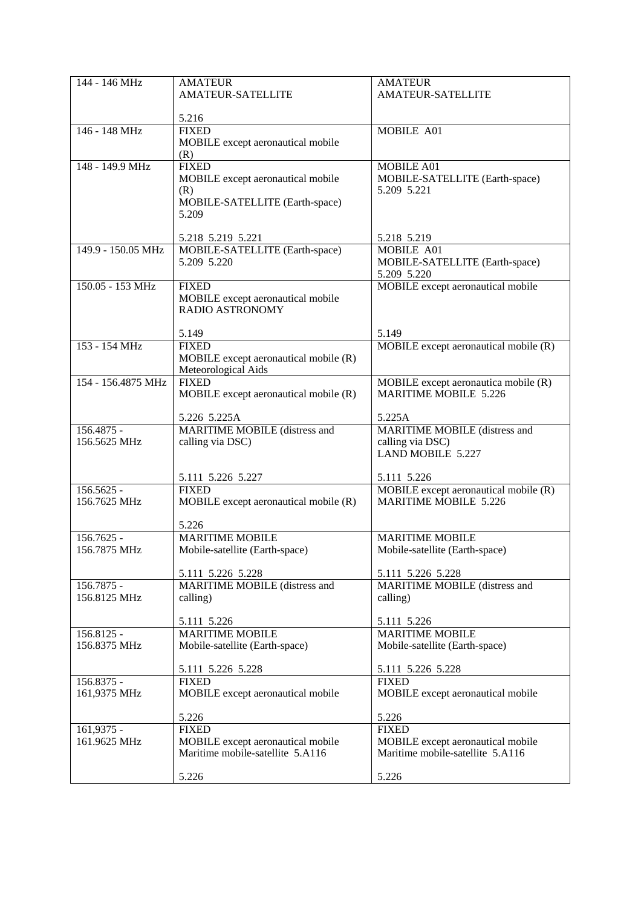| | | |
|---|---|---|
| 144 - 146 MHz | AMATEUR<br>AMATEUR-SATELLITE<br><br>5.216 | AMATEUR<br>AMATEUR-SATELLITE |
| 146 - 148 MHz | FIXED<br>MOBILE except aeronautical mobile (R) | MOBILE A01 |
| 148 - 149.9 MHz | FIXED<br>MOBILE except aeronautical mobile (R)<br>MOBILE-SATELLITE (Earth-space) 5.209<br><br>5.218 5.219 5.221 | MOBILE A01<br>MOBILE-SATELLITE (Earth-space) 5.209 5.221<br><br>5.218 5.219 |
| 149.9 - 150.05 MHz | MOBILE-SATELLITE (Earth-space) 5.209 5.220 | MOBILE A01<br>MOBILE-SATELLITE (Earth-space) 5.209 5.220 |
| 150.05 - 153 MHz | FIXED<br>MOBILE except aeronautical mobile<br>RADIO ASTRONOMY<br><br>5.149 | MOBILE except aeronautical mobile<br><br>5.149 |
| 153 - 154 MHz | FIXED<br>MOBILE except aeronautical mobile (R)<br>Meteorological Aids | MOBILE except aeronautical mobile (R) |
| 154 - 156.4875 MHz | FIXED<br>MOBILE except aeronautical mobile (R)<br><br>5.226 5.225A | MOBILE except aeronautica mobile (R)<br>MARITIME MOBILE 5.226<br><br>5.225A |
| 156.4875 - 156.5625 MHz | MARITIME MOBILE (distress and calling via DSC)<br><br>5.111 5.226 5.227 | MARITIME MOBILE (distress and calling via DSC)<br>LAND MOBILE 5.227<br><br>5.111 5.226 |
| 156.5625 - 156.7625 MHz | FIXED<br>MOBILE except aeronautical mobile (R)<br><br>5.226 | MOBILE except aeronautical mobile (R)<br>MARITIME MOBILE 5.226 |
| 156.7625 - 156.7875 MHz | MARITIME MOBILE<br>Mobile-satellite (Earth-space)<br><br>5.111 5.226 5.228 | MARITIME MOBILE<br>Mobile-satellite (Earth-space)<br><br>5.111 5.226 5.228 |
| 156.7875 - 156.8125 MHz | MARITIME MOBILE (distress and calling)<br><br>5.111 5.226 | MARITIME MOBILE (distress and calling)<br><br>5.111 5.226 |
| 156.8125 - 156.8375 MHz | MARITIME MOBILE<br>Mobile-satellite (Earth-space)<br><br>5.111 5.226 5.228 | MARITIME MOBILE<br>Mobile-satellite (Earth-space)<br><br>5.111 5.226 5.228 |
| 156.8375 - 161,9375 MHz | FIXED<br>MOBILE except aeronautical mobile<br><br>5.226 | FIXED<br>MOBILE except aeronautical mobile<br><br>5.226 |
| 161,9375 - 161.9625 MHz | FIXED<br>MOBILE except aeronautical mobile<br>Maritime mobile-satellite 5.A116<br><br>5.226 | FIXED<br>MOBILE except aeronautical mobile<br>Maritime mobile-satellite 5.A116<br><br>5.226 |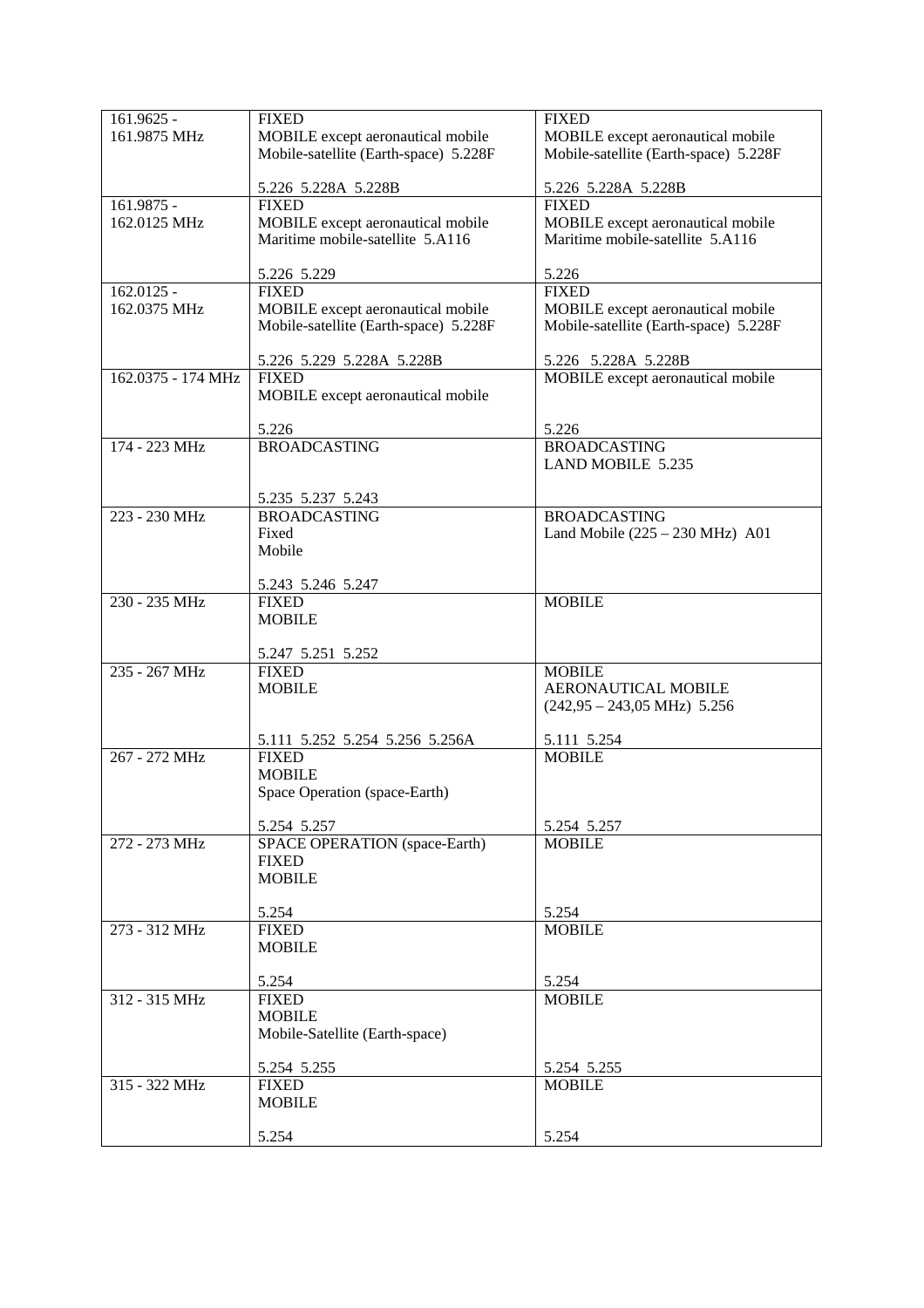| | | |
|---|---|---|
| 161.9625 - 161.9875 MHz | FIXED<br>MOBILE except aeronautical mobile<br>Mobile-satellite (Earth-space) 5.228F<br><br>5.226 5.228A 5.228B | FIXED<br>MOBILE except aeronautical mobile<br>Mobile-satellite (Earth-space) 5.228F<br><br>5.226 5.228A 5.228B |
| 161.9875 - 162.0125 MHz | FIXED<br>MOBILE except aeronautical mobile<br>Maritime mobile-satellite 5.A116<br><br>5.226 5.229 | FIXED<br>MOBILE except aeronautical mobile<br>Maritime mobile-satellite 5.A116<br><br>5.226 |
| 162.0125 - 162.0375 MHz | FIXED<br>MOBILE except aeronautical mobile<br>Mobile-satellite (Earth-space) 5.228F<br><br>5.226 5.229 5.228A 5.228B | FIXED<br>MOBILE except aeronautical mobile<br>Mobile-satellite (Earth-space) 5.228F<br><br>5.226 5.228A 5.228B |
| 162.0375 - 174 MHz | FIXED<br>MOBILE except aeronautical mobile<br><br>5.226 | MOBILE except aeronautical mobile<br><br>5.226 |
| 174 - 223 MHz | BROADCASTING<br><br>5.235 5.237 5.243 | BROADCASTING<br>LAND MOBILE 5.235 |
| 223 - 230 MHz | BROADCASTING<br>Fixed<br>Mobile<br><br>5.243 5.246 5.247 | BROADCASTING<br>Land Mobile (225 – 230 MHz) A01 |
| 230 - 235 MHz | FIXED<br>MOBILE<br><br>5.247 5.251 5.252 | MOBILE |
| 235 - 267 MHz | FIXED<br>MOBILE<br><br>5.111 5.252 5.254 5.256 5.256A | MOBILE<br>AERONAUTICAL MOBILE<br>(242,95 – 243,05 MHz) 5.256<br><br>5.111 5.254 |
| 267 - 272 MHz | FIXED<br>MOBILE<br>Space Operation (space-Earth)<br><br>5.254 5.257 | MOBILE<br><br>5.254 5.257 |
| 272 - 273 MHz | SPACE OPERATION (space-Earth)<br>FIXED<br>MOBILE<br><br>5.254 | MOBILE<br><br>5.254 |
| 273 - 312 MHz | FIXED<br>MOBILE<br><br>5.254 | MOBILE<br><br>5.254 |
| 312 - 315 MHz | FIXED<br>MOBILE<br>Mobile-Satellite (Earth-space)<br><br>5.254 5.255 | MOBILE<br><br>5.254 5.255 |
| 315 - 322 MHz | FIXED<br>MOBILE<br><br>5.254 | MOBILE<br><br>5.254 |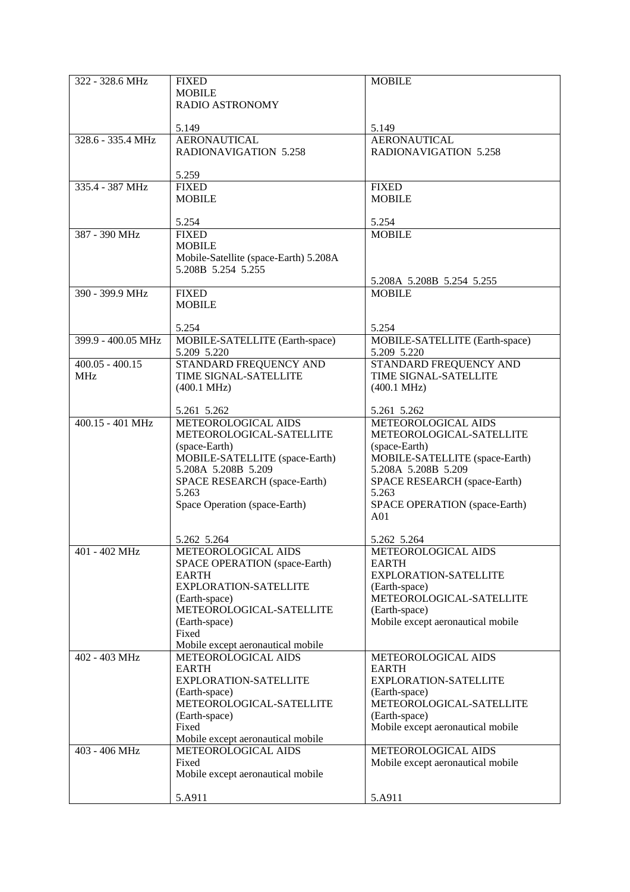| | | |
|---|---|---|
| 322 - 328.6 MHz | FIXED<br>MOBILE<br>RADIO ASTRONOMY<br><br>5.149 | MOBILE<br><br>5.149 |
| 328.6 - 335.4 MHz | AERONAUTICAL RADIONAVIGATION 5.258<br><br>5.259 | AERONAUTICAL RADIONAVIGATION 5.258 |
| 335.4 - 387 MHz | FIXED<br>MOBILE<br><br>5.254 | FIXED<br>MOBILE<br><br>5.254 |
| 387 - 390 MHz | FIXED<br>MOBILE<br>Mobile-Satellite (space-Earth) 5.208A 5.208B 5.254 5.255 | MOBILE<br><br>5.208A 5.208B 5.254 5.255 |
| 390 - 399.9 MHz | FIXED<br>MOBILE<br><br>5.254 | MOBILE<br><br>5.254 |
| 399.9 - 400.05 MHz | MOBILE-SATELLITE (Earth-space)<br>5.209 5.220 | MOBILE-SATELLITE (Earth-space)<br>5.209 5.220 |
| 400.05 - 400.15 MHz | STANDARD FREQUENCY AND TIME SIGNAL-SATELLITE (400.1 MHz)<br><br>5.261 5.262 | STANDARD FREQUENCY AND TIME SIGNAL-SATELLITE (400.1 MHz)<br><br>5.261 5.262 |
| 400.15 - 401 MHz | METEOROLOGICAL AIDS<br>METEOROLOGICAL-SATELLITE (space-Earth)<br>MOBILE-SATELLITE (space-Earth) 5.208A 5.208B 5.209<br>SPACE RESEARCH (space-Earth) 5.263<br>Space Operation (space-Earth)<br><br>5.262 5.264 | METEOROLOGICAL AIDS<br>METEOROLOGICAL-SATELLITE (space-Earth)<br>MOBILE-SATELLITE (space-Earth) 5.208A 5.208B 5.209<br>SPACE RESEARCH (space-Earth) 5.263<br>SPACE OPERATION (space-Earth) A01<br><br>5.262 5.264 |
| 401 - 402 MHz | METEOROLOGICAL AIDS<br>SPACE OPERATION (space-Earth)<br>EARTH EXPLORATION-SATELLITE (Earth-space)<br>METEOROLOGICAL-SATELLITE (Earth-space)<br>Fixed<br>Mobile except aeronautical mobile | METEOROLOGICAL AIDS<br>EARTH EXPLORATION-SATELLITE (Earth-space)<br>METEOROLOGICAL-SATELLITE (Earth-space)<br>Mobile except aeronautical mobile |
| 402 - 403 MHz | METEOROLOGICAL AIDS<br>EARTH EXPLORATION-SATELLITE (Earth-space)<br>METEOROLOGICAL-SATELLITE (Earth-space)<br>Fixed<br>Mobile except aeronautical mobile | METEOROLOGICAL AIDS<br>EARTH EXPLORATION-SATELLITE (Earth-space)<br>METEOROLOGICAL-SATELLITE (Earth-space)<br>Mobile except aeronautical mobile |
| 403 - 406 MHz | METEOROLOGICAL AIDS<br>Fixed<br>Mobile except aeronautical mobile<br><br>5.A911 | METEOROLOGICAL AIDS<br>Mobile except aeronautical mobile<br><br>5.A911 |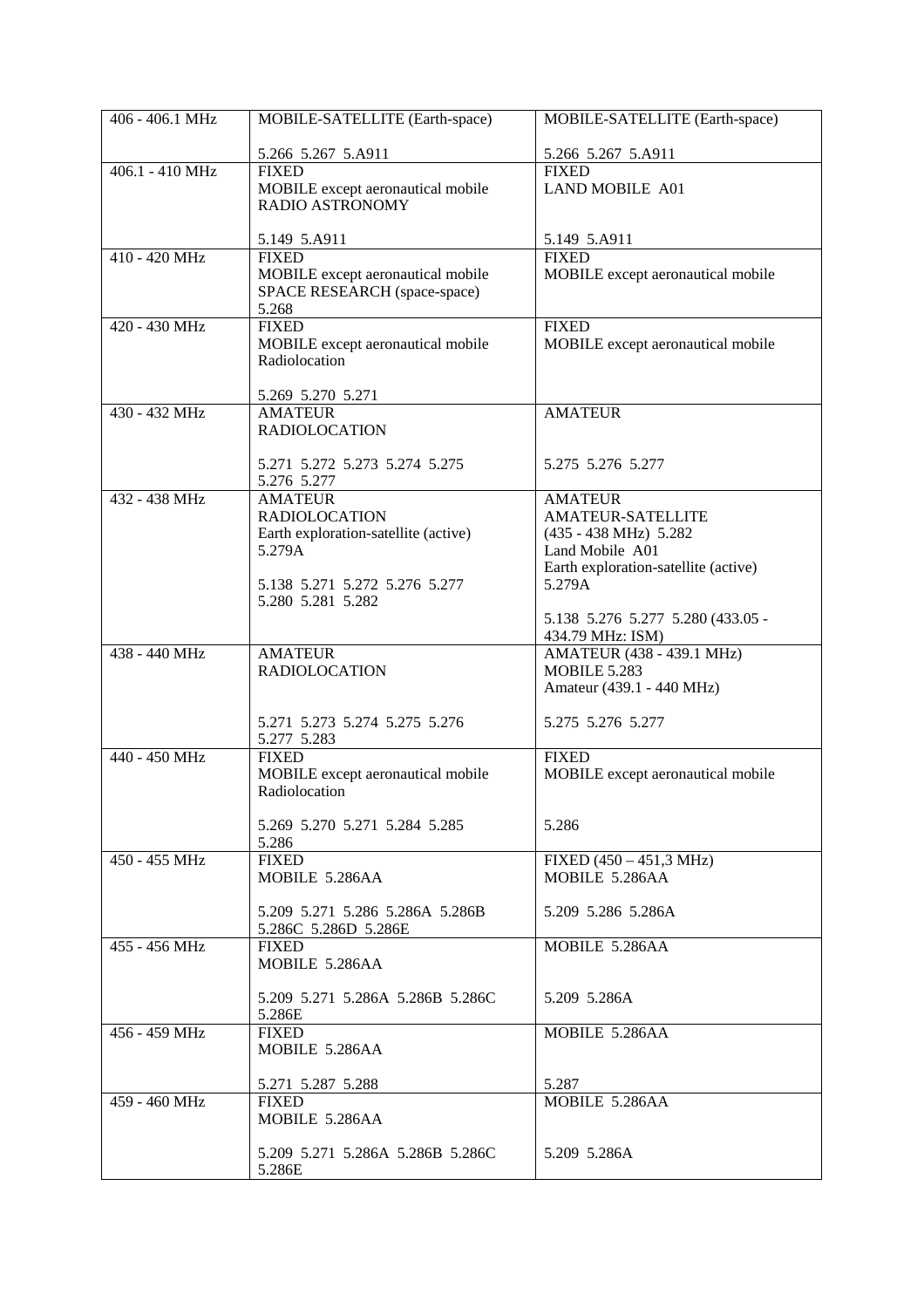| 406 - 406.1 MHz | MOBILE-SATELLITE (Earth-space)<br><br>5.266 5.267 5.A911 | MOBILE-SATELLITE (Earth-space)<br><br>5.266 5.267 5.A911 |
|---|---|---|
| 406.1 - 410 MHz | FIXED<br>MOBILE except aeronautical mobile<br>RADIO ASTRONOMY<br><br>5.149 5.A911 | FIXED<br>LAND MOBILE A01<br><br>5.149 5.A911 |
| 410 - 420 MHz | FIXED<br>MOBILE except aeronautical mobile<br>SPACE RESEARCH (space-space)<br>5.268 | FIXED<br>MOBILE except aeronautical mobile |
| 420 - 430 MHz | FIXED<br>MOBILE except aeronautical mobile<br>Radiolocation<br><br>5.269 5.270 5.271 | FIXED<br>MOBILE except aeronautical mobile |
| 430 - 432 MHz | AMATEUR<br>RADIOLOCATION<br><br>5.271 5.272 5.273 5.274 5.275<br>5.276 5.277 | AMATEUR<br><br>5.275 5.276 5.277 |
| 432 - 438 MHz | AMATEUR<br>RADIOLOCATION<br>Earth exploration-satellite (active)<br>5.279A<br><br>5.138 5.271 5.272 5.276 5.277<br>5.280 5.281 5.282 | AMATEUR<br>AMATEUR-SATELLITE<br>(435 - 438 MHz) 5.282<br>Land Mobile A01<br>Earth exploration-satellite (active)<br>5.279A<br><br>5.138 5.276 5.277 5.280 (433.05 - 434.79 MHz: ISM) |
| 438 - 440 MHz | AMATEUR<br>RADIOLOCATION<br><br>5.271 5.273 5.274 5.275 5.276<br>5.277 5.283 | AMATEUR (438 - 439.1 MHz)<br>MOBILE 5.283<br>Amateur (439.1 - 440 MHz)<br><br>5.275 5.276 5.277 |
| 440 - 450 MHz | FIXED<br>MOBILE except aeronautical mobile<br>Radiolocation<br><br>5.269 5.270 5.271 5.284 5.285<br>5.286 | FIXED<br>MOBILE except aeronautical mobile<br><br>5.286 |
| 450 - 455 MHz | FIXED<br>MOBILE 5.286AA<br><br>5.209 5.271 5.286 5.286A 5.286B<br>5.286C 5.286D 5.286E | FIXED (450 – 451,3 MHz)<br>MOBILE 5.286AA<br><br>5.209 5.286 5.286A |
| 455 - 456 MHz | FIXED<br>MOBILE 5.286AA<br><br>5.209 5.271 5.286A 5.286B 5.286C<br>5.286E | MOBILE 5.286AA<br><br>5.209 5.286A |
| 456 - 459 MHz | FIXED<br>MOBILE 5.286AA<br><br>5.271 5.287 5.288 | MOBILE 5.286AA<br><br>5.287 |
| 459 - 460 MHz | FIXED<br>MOBILE 5.286AA<br><br>5.209 5.271 5.286A 5.286B 5.286C<br>5.286E | MOBILE 5.286AA<br><br>5.209 5.286A |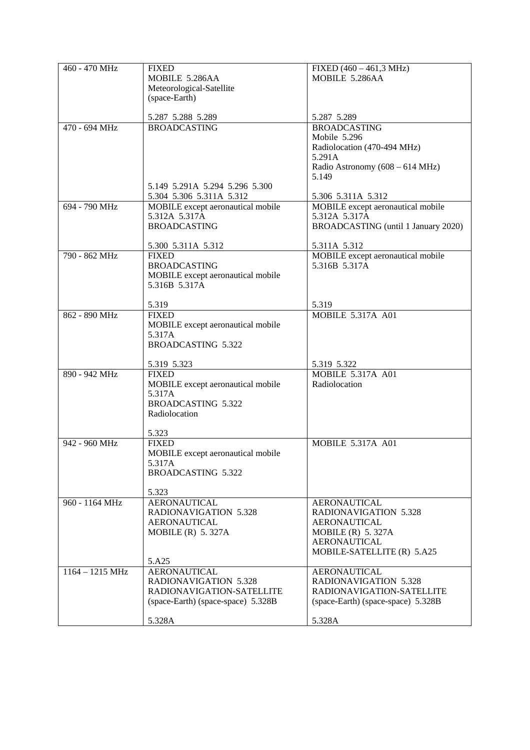| | | |
|---|---|---|
| 460 - 470 MHz | FIXED<br>MOBILE 5.286AA<br>Meteorological-Satellite<br>(space-Earth)<br><br>5.287 5.288 5.289 | FIXED (460 – 461,3 MHz)<br>MOBILE 5.286AA<br><br><br><br>5.287 5.289 |
| 470 - 694 MHz | BROADCASTING<br><br><br><br><br><br>5.149 5.291A 5.294 5.296 5.300<br>5.304 5.306 5.311A 5.312 | BROADCASTING<br>Mobile 5.296<br>Radiolocation (470-494 MHz)<br>5.291A<br>Radio Astronomy (608 – 614 MHz)<br>5.149<br><br>5.306 5.311A 5.312 |
| 694 - 790 MHz | MOBILE except aeronautical mobile<br>5.312A 5.317A<br>BROADCASTING<br><br>5.300 5.311A 5.312 | MOBILE except aeronautical mobile<br>5.312A 5.317A<br>BROADCASTING (until 1 January 2020)<br><br>5.311A 5.312 |
| 790 - 862 MHz | FIXED<br>BROADCASTING<br>MOBILE except aeronautical mobile<br>5.316B 5.317A<br><br>5.319 | MOBILE except aeronautical mobile<br>5.316B 5.317A<br><br><br><br>5.319 |
| 862 - 890 MHz | FIXED<br>MOBILE except aeronautical mobile<br>5.317A<br>BROADCASTING 5.322<br><br>5.319 5.323 | MOBILE 5.317A A01<br><br><br><br><br>5.319 5.322 |
| 890 - 942 MHz | FIXED<br>MOBILE except aeronautical mobile<br>5.317A<br>BROADCASTING 5.322<br>Radiolocation<br><br>5.323 | MOBILE 5.317A A01<br>Radiolocation |
| 942 - 960 MHz | FIXED<br>MOBILE except aeronautical mobile<br>5.317A<br>BROADCASTING 5.322<br><br>5.323 | MOBILE 5.317A A01 |
| 960 - 1164 MHz | AERONAUTICAL<br>RADIONAVIGATION 5.328<br>AERONAUTICAL<br>MOBILE (R) 5. 327A<br><br><br>5.A25 | AERONAUTICAL<br>RADIONAVIGATION 5.328<br>AERONAUTICAL<br>MOBILE (R) 5. 327A<br>AERONAUTICAL<br>MOBILE-SATELLITE (R) 5.A25 |
| 1164 – 1215 MHz | AERONAUTICAL<br>RADIONAVIGATION 5.328<br>RADIONAVIGATION-SATELLITE<br>(space-Earth) (space-space) 5.328B<br><br>5.328A | AERONAUTICAL<br>RADIONAVIGATION 5.328<br>RADIONAVIGATION-SATELLITE<br>(space-Earth) (space-space) 5.328B<br><br>5.328A |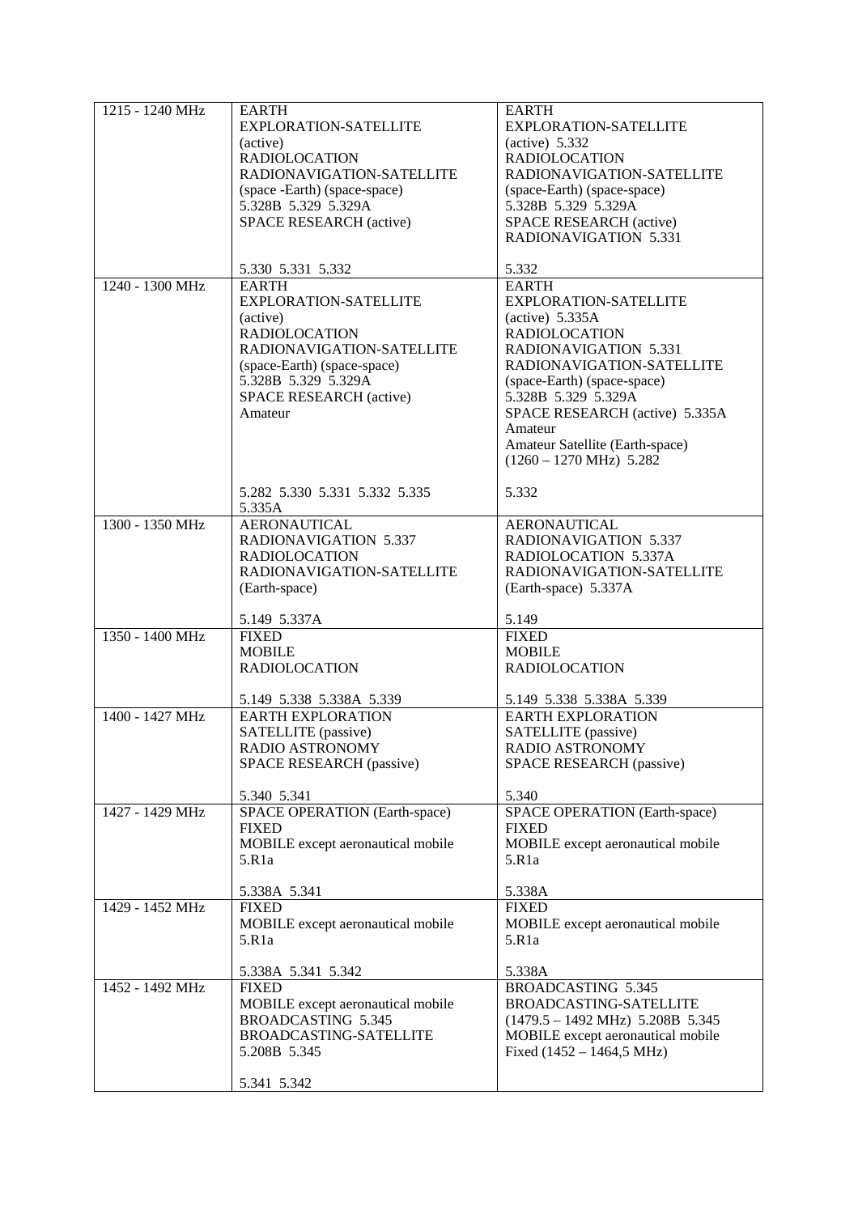| 1215 - 1240 MHz | EARTH EXPLORATION-SATELLITE (active)<br>RADIOLOCATION<br>RADIONAVIGATION-SATELLITE (space -Earth) (space-space) 5.328B 5.329 5.329A<br>SPACE RESEARCH (active)<br><br>5.330 5.331 5.332 | EARTH EXPLORATION-SATELLITE (active) 5.332<br>RADIOLOCATION<br>RADIONAVIGATION-SATELLITE (space-Earth) (space-space) 5.328B 5.329 5.329A<br>SPACE RESEARCH (active)<br>RADIONAVIGATION 5.331<br><br>5.332 |
|---|---|---|
| 1240 - 1300 MHz | EARTH EXPLORATION-SATELLITE (active)<br>RADIOLOCATION<br>RADIONAVIGATION-SATELLITE (space-Earth) (space-space) 5.328B 5.329 5.329A<br>SPACE RESEARCH (active)<br>Amateur<br><br>5.282 5.330 5.331 5.332 5.335 5.335A | EARTH EXPLORATION-SATELLITE (active) 5.335A<br>RADIOLOCATION<br>RADIONAVIGATION 5.331<br>RADIONAVIGATION-SATELLITE (space-Earth) (space-space) 5.328B 5.329 5.329A<br>SPACE RESEARCH (active) 5.335A<br>Amateur<br>Amateur Satellite (Earth-space) (1260 – 1270 MHz) 5.282<br><br>5.332 |
| 1300 - 1350 MHz | AERONAUTICAL RADIONAVIGATION 5.337<br>RADIOLOCATION<br>RADIONAVIGATION-SATELLITE (Earth-space)<br><br>5.149 5.337A | AERONAUTICAL RADIONAVIGATION 5.337<br>RADIOLOCATION 5.337A<br>RADIONAVIGATION-SATELLITE (Earth-space) 5.337A<br><br>5.149 |
| 1350 - 1400 MHz | FIXED<br>MOBILE<br>RADIOLOCATION<br><br>5.149 5.338 5.338A 5.339 | FIXED<br>MOBILE<br>RADIOLOCATION<br><br>5.149 5.338 5.338A 5.339 |
| 1400 - 1427 MHz | EARTH EXPLORATION SATELLITE (passive)<br>RADIO ASTRONOMY<br>SPACE RESEARCH (passive)<br><br>5.340 5.341 | EARTH EXPLORATION SATELLITE (passive)<br>RADIO ASTRONOMY<br>SPACE RESEARCH (passive)<br><br>5.340 |
| 1427 - 1429 MHz | SPACE OPERATION (Earth-space)<br>FIXED<br>MOBILE except aeronautical mobile 5.R1a<br><br>5.338A 5.341 | SPACE OPERATION (Earth-space)<br>FIXED<br>MOBILE except aeronautical mobile 5.R1a<br><br>5.338A |
| 1429 - 1452 MHz | FIXED<br>MOBILE except aeronautical mobile 5.R1a<br><br>5.338A 5.341 5.342 | FIXED<br>MOBILE except aeronautical mobile 5.R1a<br><br>5.338A |
| 1452 - 1492 MHz | FIXED<br>MOBILE except aeronautical mobile<br>BROADCASTING 5.345<br>BROADCASTING-SATELLITE 5.208B 5.345<br><br>5.341 5.342 | BROADCASTING 5.345<br>BROADCASTING-SATELLITE (1479.5 – 1492 MHz) 5.208B 5.345<br>MOBILE except aeronautical mobile<br>Fixed (1452 – 1464,5 MHz) |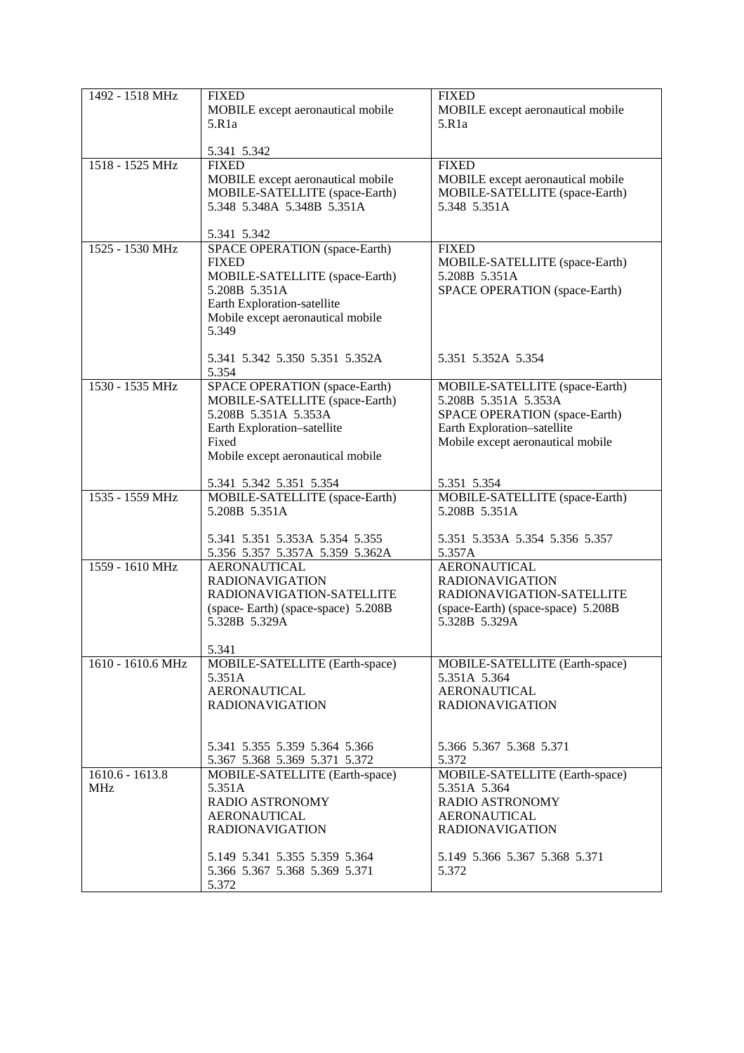| 1492 - 1518 MHz | FIXED<br>MOBILE except aeronautical mobile<br>5.R1a<br><br>5.341 5.342 | FIXED<br>MOBILE except aeronautical mobile<br>5.R1a |
|---|---|---|
| 1518 - 1525 MHz | FIXED<br>MOBILE except aeronautical mobile<br>MOBILE-SATELLITE (space-Earth)<br>5.348 5.348A 5.348B 5.351A<br><br>5.341 5.342 | FIXED<br>MOBILE except aeronautical mobile<br>MOBILE-SATELLITE (space-Earth)<br>5.348 5.351A |
| 1525 - 1530 MHz | SPACE OPERATION (space-Earth)<br>FIXED<br>MOBILE-SATELLITE (space-Earth)<br>5.208B 5.351A<br>Earth Exploration-satellite<br>Mobile except aeronautical mobile<br>5.349<br><br>5.341 5.342 5.350 5.351 5.352A<br>5.354 | FIXED<br>MOBILE-SATELLITE (space-Earth)<br>5.208B 5.351A<br>SPACE OPERATION (space-Earth)<br><br>5.351 5.352A 5.354 |
| 1530 - 1535 MHz | SPACE OPERATION (space-Earth)<br>MOBILE-SATELLITE (space-Earth)<br>5.208B 5.351A 5.353A<br>Earth Exploration–satellite<br>Fixed<br>Mobile except aeronautical mobile<br><br>5.341 5.342 5.351 5.354 | MOBILE-SATELLITE (space-Earth)<br>5.208B 5.351A 5.353A<br>SPACE OPERATION (space-Earth)<br>Earth Exploration–satellite<br>Mobile except aeronautical mobile<br><br>5.351 5.354 |
| 1535 - 1559 MHz | MOBILE-SATELLITE (space-Earth)<br>5.208B 5.351A<br><br>5.341 5.351 5.353A 5.354 5.355<br>5.356 5.357 5.357A 5.359 5.362A | MOBILE-SATELLITE (space-Earth)<br>5.208B 5.351A<br><br>5.351 5.353A 5.354 5.356 5.357<br>5.357A |
| 1559 - 1610 MHz | AERONAUTICAL<br>RADIONAVIGATION<br>RADIONAVIGATION-SATELLITE<br>(space- Earth) (space-space) 5.208B<br>5.328B 5.329A<br><br>5.341 | AERONAUTICAL<br>RADIONAVIGATION<br>RADIONAVIGATION-SATELLITE<br>(space-Earth) (space-space) 5.208B<br>5.328B 5.329A |
| 1610 - 1610.6 MHz | MOBILE-SATELLITE (Earth-space)<br>5.351A<br>AERONAUTICAL<br>RADIONAVIGATION<br><br>5.341 5.355 5.359 5.364 5.366<br>5.367 5.368 5.369 5.371 5.372 | MOBILE-SATELLITE (Earth-space)<br>5.351A 5.364<br>AERONAUTICAL<br>RADIONAVIGATION<br><br>5.366 5.367 5.368 5.371<br>5.372 |
| 1610.6 - 1613.8 MHz | MOBILE-SATELLITE (Earth-space)<br>5.351A<br>RADIO ASTRONOMY<br>AERONAUTICAL<br>RADIONAVIGATION<br><br>5.149 5.341 5.355 5.359 5.364<br>5.366 5.367 5.368 5.369 5.371<br>5.372 | MOBILE-SATELLITE (Earth-space)<br>5.351A 5.364<br>RADIO ASTRONOMY<br>AERONAUTICAL<br>RADIONAVIGATION<br><br>5.149 5.366 5.367 5.368 5.371<br>5.372 |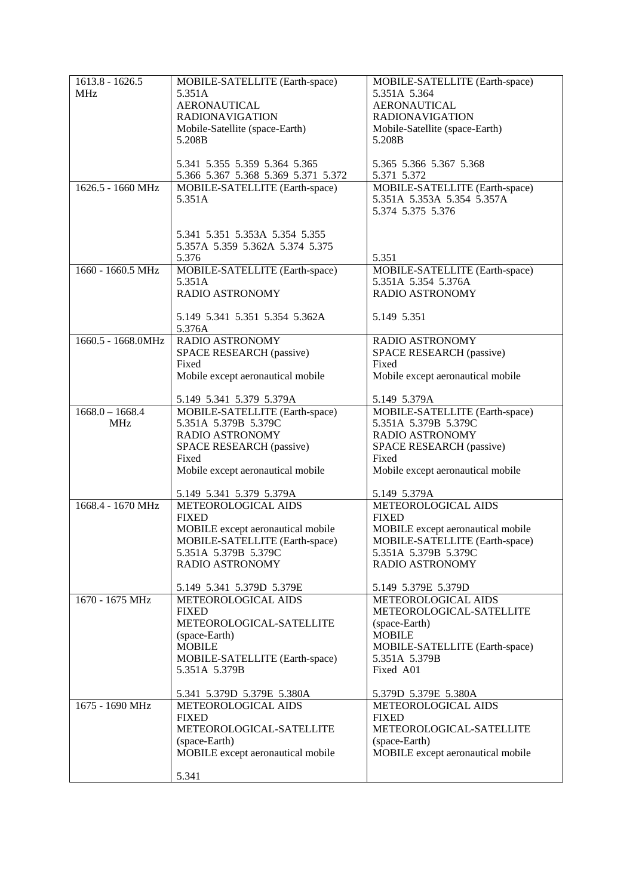| 1613.8 - 1626.5 MHz | MOBILE-SATELLITE (Earth-space) 5.351A<br>AERONAUTICAL RADIONAVIGATION<br>Mobile-Satellite (space-Earth) 5.208B<br><br>5.341 5.355 5.359 5.364 5.365 5.366 5.367 5.368 5.369 5.371 5.372 | MOBILE-SATELLITE (Earth-space) 5.351A 5.364<br>AERONAUTICAL RADIONAVIGATION<br>Mobile-Satellite (space-Earth) 5.208B<br><br>5.365 5.366 5.367 5.368 5.371 5.372 |
|---|---|---|
| 1626.5 - 1660 MHz | MOBILE-SATELLITE (Earth-space) 5.351A<br><br>5.341 5.351 5.353A 5.354 5.355 5.357A 5.359 5.362A 5.374 5.375 5.376 | MOBILE-SATELLITE (Earth-space) 5.351A 5.353A 5.354 5.357A 5.374 5.375 5.376<br><br>5.351 |
| 1660 - 1660.5 MHz | MOBILE-SATELLITE (Earth-space) 5.351A<br>RADIO ASTRONOMY<br><br>5.149 5.341 5.351 5.354 5.362A 5.376A | MOBILE-SATELLITE (Earth-space) 5.351A 5.354 5.376A<br>RADIO ASTRONOMY<br><br>5.149 5.351 |
| 1660.5 - 1668.0MHz | RADIO ASTRONOMY<br>SPACE RESEARCH (passive)<br>Fixed<br>Mobile except aeronautical mobile<br><br>5.149 5.341 5.379 5.379A | RADIO ASTRONOMY<br>SPACE RESEARCH (passive)<br>Fixed<br>Mobile except aeronautical mobile<br><br>5.149 5.379A |
| 1668.0 – 1668.4 MHz | MOBILE-SATELLITE (Earth-space) 5.351A 5.379B 5.379C<br>RADIO ASTRONOMY<br>SPACE RESEARCH (passive)<br>Fixed<br>Mobile except aeronautical mobile<br><br>5.149 5.341 5.379 5.379A | MOBILE-SATELLITE (Earth-space) 5.351A 5.379B 5.379C<br>RADIO ASTRONOMY<br>SPACE RESEARCH (passive)<br>Fixed<br>Mobile except aeronautical mobile<br><br>5.149 5.379A |
| 1668.4 - 1670 MHz | METEOROLOGICAL AIDS<br>FIXED<br>MOBILE except aeronautical mobile<br>MOBILE-SATELLITE (Earth-space) 5.351A 5.379B 5.379C<br>RADIO ASTRONOMY<br><br>5.149 5.341 5.379D 5.379E | METEOROLOGICAL AIDS<br>FIXED<br>MOBILE except aeronautical mobile<br>MOBILE-SATELLITE (Earth-space) 5.351A 5.379B 5.379C<br>RADIO ASTRONOMY<br><br>5.149 5.379E 5.379D |
| 1670 - 1675 MHz | METEOROLOGICAL AIDS<br>FIXED<br>METEOROLOGICAL-SATELLITE (space-Earth)<br>MOBILE<br>MOBILE-SATELLITE (Earth-space) 5.351A 5.379B<br><br>5.341 5.379D 5.379E 5.380A | METEOROLOGICAL AIDS<br>METEOROLOGICAL-SATELLITE (space-Earth)<br>MOBILE<br>MOBILE-SATELLITE (Earth-space) 5.351A 5.379B<br>Fixed A01<br><br>5.379D 5.379E 5.380A |
| 1675 - 1690 MHz | METEOROLOGICAL AIDS<br>FIXED<br>METEOROLOGICAL-SATELLITE (space-Earth)<br>MOBILE except aeronautical mobile<br><br>5.341 | METEOROLOGICAL AIDS<br>FIXED<br>METEOROLOGICAL-SATELLITE (space-Earth)<br>MOBILE except aeronautical mobile |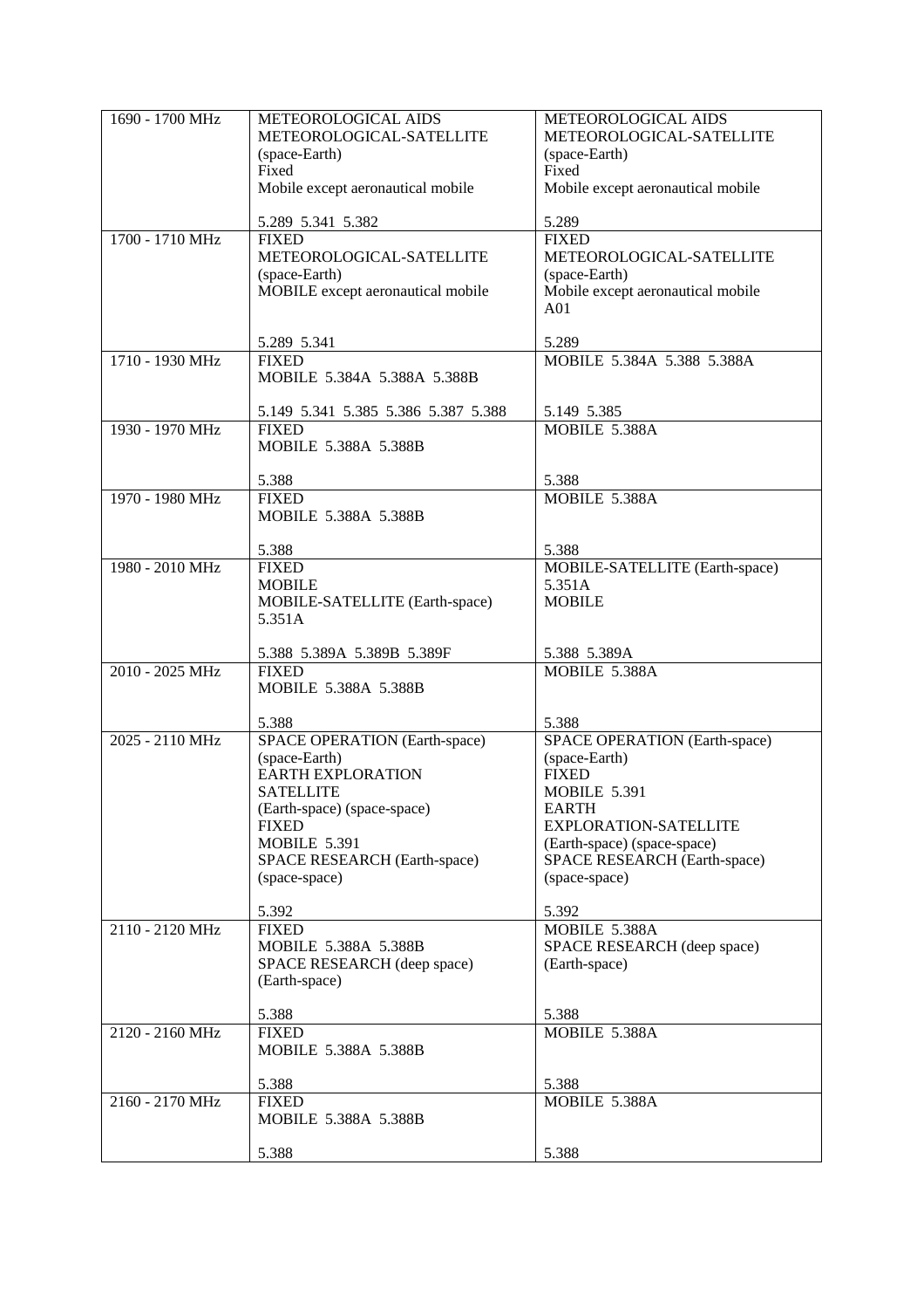| 1690 - 1700 MHz | METEOROLOGICAL AIDS<br>METEOROLOGICAL-SATELLITE (space-Earth)<br>Fixed<br>Mobile except aeronautical mobile<br><br>5.289 5.341 5.382 | METEOROLOGICAL AIDS<br>METEOROLOGICAL-SATELLITE (space-Earth)<br>Fixed<br>Mobile except aeronautical mobile<br><br>5.289 |
|---|---|---|
| 1700 - 1710 MHz | FIXED<br>METEOROLOGICAL-SATELLITE (space-Earth)<br>MOBILE except aeronautical mobile<br><br>5.289 5.341 | FIXED<br>METEOROLOGICAL-SATELLITE (space-Earth)<br>Mobile except aeronautical mobile A01<br><br>5.289 |
| 1710 - 1930 MHz | FIXED<br>MOBILE 5.384A 5.388A 5.388B<br><br>5.149 5.341 5.385 5.386 5.387 5.388 | MOBILE 5.384A 5.388 5.388A<br><br>5.149 5.385 |
| 1930 - 1970 MHz | FIXED<br>MOBILE 5.388A 5.388B<br><br>5.388 | MOBILE 5.388A<br><br>5.388 |
| 1970 - 1980 MHz | FIXED<br>MOBILE 5.388A 5.388B<br><br>5.388 | MOBILE 5.388A<br><br>5.388 |
| 1980 - 2010 MHz | FIXED<br>MOBILE<br>MOBILE-SATELLITE (Earth-space) 5.351A<br><br>5.388 5.389A 5.389B 5.389F | MOBILE-SATELLITE (Earth-space) 5.351A<br>MOBILE<br><br>5.388 5.389A |
| 2010 - 2025 MHz | FIXED<br>MOBILE 5.388A 5.388B<br><br>5.388 | MOBILE 5.388A<br><br>5.388 |
| 2025 - 2110 MHz | SPACE OPERATION (Earth-space) (space-Earth)<br>EARTH EXPLORATION SATELLITE (Earth-space) (space-space)<br>FIXED<br>MOBILE 5.391<br>SPACE RESEARCH (Earth-space) (space-space)<br><br>5.392 | SPACE OPERATION (Earth-space) (space-Earth)<br>FIXED<br>MOBILE 5.391<br>EARTH EXPLORATION-SATELLITE (Earth-space) (space-space)<br>SPACE RESEARCH (Earth-space) (space-space)<br><br>5.392 |
| 2110 - 2120 MHz | FIXED<br>MOBILE 5.388A 5.388B<br>SPACE RESEARCH (deep space) (Earth-space)<br><br>5.388 | MOBILE 5.388A<br>SPACE RESEARCH (deep space) (Earth-space)<br><br>5.388 |
| 2120 - 2160 MHz | FIXED<br>MOBILE 5.388A 5.388B<br><br>5.388 | MOBILE 5.388A<br><br>5.388 |
| 2160 - 2170 MHz | FIXED<br>MOBILE 5.388A 5.388B<br><br>5.388 | MOBILE 5.388A<br><br>5.388 |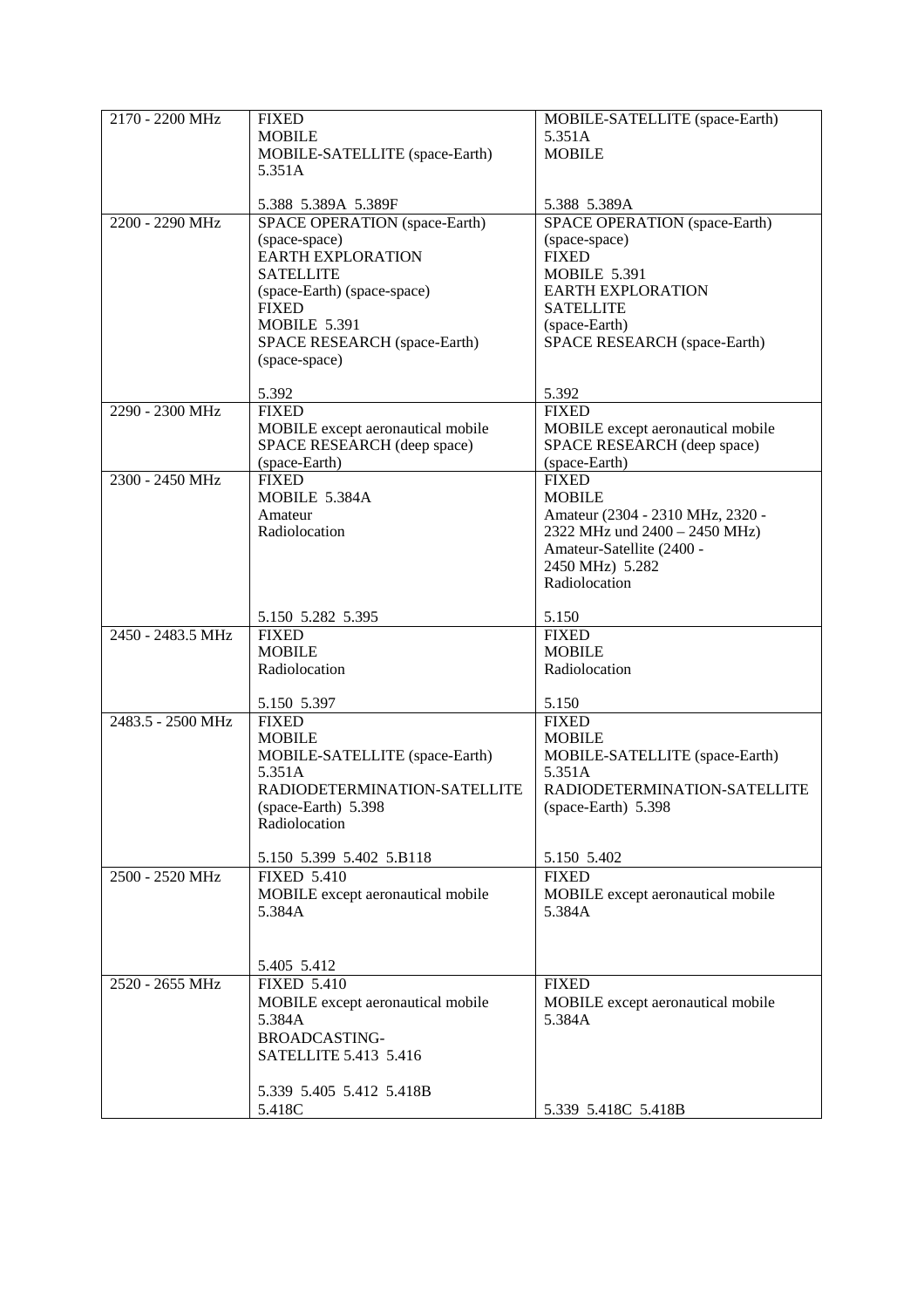| | | |
|---|---|---|
| 2170 - 2200 MHz | FIXED<br>MOBILE<br>MOBILE-SATELLITE (space-Earth) 5.351A<br><br>5.388 5.389A 5.389F | MOBILE-SATELLITE (space-Earth) 5.351A<br>MOBILE<br><br>5.388 5.389A |
| 2200 - 2290 MHz | SPACE OPERATION (space-Earth) (space-space)<br>EARTH EXPLORATION SATELLITE (space-Earth) (space-space)<br>FIXED<br>MOBILE 5.391<br>SPACE RESEARCH (space-Earth) (space-space)<br><br>5.392 | SPACE OPERATION (space-Earth) (space-space)<br>FIXED<br>MOBILE 5.391<br>EARTH EXPLORATION SATELLITE (space-Earth)<br>SPACE RESEARCH (space-Earth)<br><br>5.392 |
| 2290 - 2300 MHz | FIXED<br>MOBILE except aeronautical mobile<br>SPACE RESEARCH (deep space) (space-Earth) | FIXED<br>MOBILE except aeronautical mobile<br>SPACE RESEARCH (deep space) (space-Earth) |
| 2300 - 2450 MHz | FIXED<br>MOBILE 5.384A<br>Amateur<br>Radiolocation<br><br>5.150 5.282 5.395 | FIXED<br>MOBILE<br>Amateur (2304 - 2310 MHz, 2320 - 2322 MHz und 2400 – 2450 MHz)<br>Amateur-Satellite (2400 - 2450 MHz) 5.282<br>Radiolocation<br><br>5.150 |
| 2450 - 2483.5 MHz | FIXED<br>MOBILE<br>Radiolocation<br><br>5.150 5.397 | FIXED<br>MOBILE<br>Radiolocation<br><br>5.150 |
| 2483.5 - 2500 MHz | FIXED<br>MOBILE<br>MOBILE-SATELLITE (space-Earth) 5.351A<br>RADIODETERMINATION-SATELLITE (space-Earth) 5.398<br>Radiolocation<br><br>5.150 5.399 5.402 5.B118 | FIXED<br>MOBILE<br>MOBILE-SATELLITE (space-Earth) 5.351A<br>RADIODETERMINATION-SATELLITE (space-Earth) 5.398<br><br>5.150 5.402 |
| 2500 - 2520 MHz | FIXED 5.410<br>MOBILE except aeronautical mobile 5.384A<br><br>5.405 5.412 | FIXED<br>MOBILE except aeronautical mobile 5.384A |
| 2520 - 2655 MHz | FIXED 5.410<br>MOBILE except aeronautical mobile 5.384A<br>BROADCASTING-SATELLITE 5.413 5.416<br><br>5.339 5.405 5.412 5.418B 5.418C | FIXED<br>MOBILE except aeronautical mobile 5.384A<br><br>5.339 5.418C 5.418B |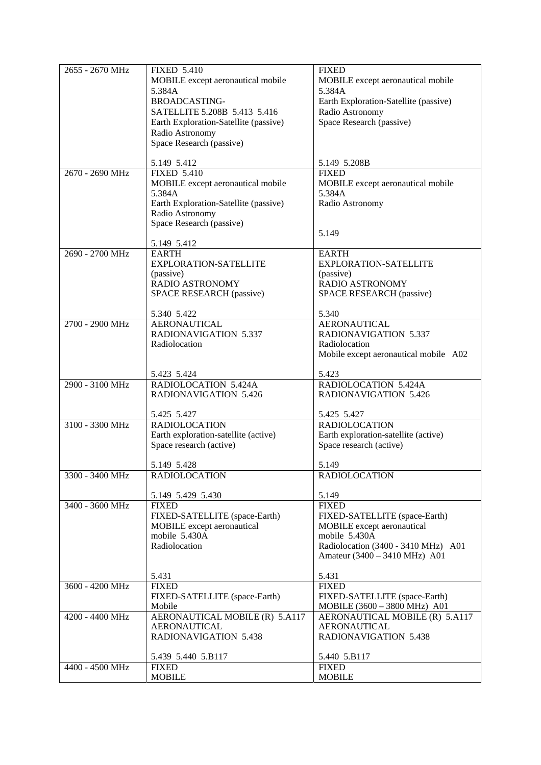| | | |
|---|---|---|
| 2655 - 2670 MHz | FIXED 5.410<br>MOBILE except aeronautical mobile 5.384A<br>BROADCASTING-SATELLITE 5.208B 5.413 5.416<br>Earth Exploration-Satellite (passive)<br>Radio Astronomy<br>Space Research (passive)<br><br>5.149 5.412 | FIXED<br>MOBILE except aeronautical mobile 5.384A<br>Earth Exploration-Satellite (passive)<br>Radio Astronomy<br>Space Research (passive)<br><br>5.149 5.208B |
| 2670 - 2690 MHz | FIXED 5.410<br>MOBILE except aeronautical mobile 5.384A<br>Earth Exploration-Satellite (passive)<br>Radio Astronomy<br>Space Research (passive)<br><br>5.149 5.412 | FIXED<br>MOBILE except aeronautical mobile 5.384A<br>Radio Astronomy<br><br>5.149 |
| 2690 - 2700 MHz | EARTH EXPLORATION-SATELLITE (passive)<br>RADIO ASTRONOMY<br>SPACE RESEARCH (passive)<br><br>5.340 5.422 | EARTH EXPLORATION-SATELLITE (passive)<br>RADIO ASTRONOMY<br>SPACE RESEARCH (passive)<br><br>5.340 |
| 2700 - 2900 MHz | AERONAUTICAL RADIONAVIGATION 5.337<br>Radiolocation<br><br>5.423 5.424 | AERONAUTICAL RADIONAVIGATION 5.337<br>Radiolocation<br>Mobile except aeronautical mobile A02<br><br>5.423 |
| 2900 - 3100 MHz | RADIOLOCATION 5.424A<br>RADIONAVIGATION 5.426<br><br>5.425 5.427 | RADIOLOCATION 5.424A<br>RADIONAVIGATION 5.426<br><br>5.425 5.427 |
| 3100 - 3300 MHz | RADIOLOCATION<br>Earth exploration-satellite (active)<br>Space research (active)<br><br>5.149 5.428 | RADIOLOCATION<br>Earth exploration-satellite (active)<br>Space research (active)<br><br>5.149 |
| 3300 - 3400 MHz | RADIOLOCATION<br><br>5.149 5.429 5.430 | RADIOLOCATION<br><br>5.149 |
| 3400 - 3600 MHz | FIXED<br>FIXED-SATELLITE (space-Earth)<br>MOBILE except aeronautical mobile 5.430A<br>Radiolocation<br><br>5.431 | FIXED<br>FIXED-SATELLITE (space-Earth)<br>MOBILE except aeronautical mobile 5.430A<br>Radiolocation (3400 - 3410 MHz) A01<br>Amateur (3400 – 3410 MHz) A01<br><br>5.431 |
| 3600 - 4200 MHz | FIXED<br>FIXED-SATELLITE (space-Earth)<br>Mobile | FIXED<br>FIXED-SATELLITE (space-Earth)<br>MOBILE (3600 – 3800 MHz) A01 |
| 4200 - 4400 MHz | AERONAUTICAL MOBILE (R) 5.A117<br>AERONAUTICAL RADIONAVIGATION 5.438<br><br>5.439 5.440 5.B117 | AERONAUTICAL MOBILE (R) 5.A117<br>AERONAUTICAL RADIONAVIGATION 5.438<br><br>5.440 5.B117 |
| 4400 - 4500 MHz | FIXED<br>MOBILE | FIXED<br>MOBILE |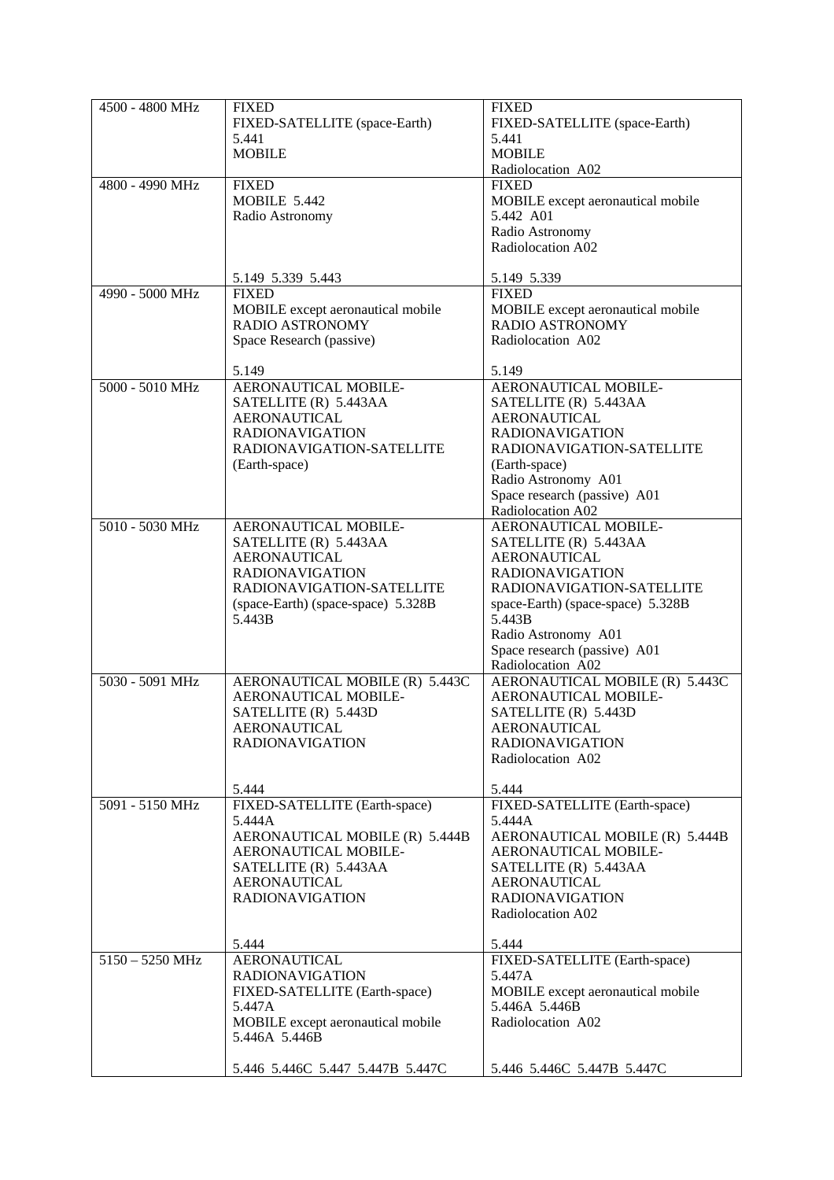| 4500 - 4800 MHz | FIXED<br>FIXED-SATELLITE (space-Earth)<br>5.441<br>MOBILE | FIXED<br>FIXED-SATELLITE (space-Earth)<br>5.441<br>MOBILE<br>Radiolocation A02 |
|---|---|---|
| 4800 - 4990 MHz | FIXED<br>MOBILE 5.442<br>Radio Astronomy<br><br>5.149 5.339 5.443 | FIXED<br>MOBILE except aeronautical mobile<br>5.442 A01<br>Radio Astronomy<br>Radiolocation A02<br><br>5.149 5.339 |
| 4990 - 5000 MHz | FIXED<br>MOBILE except aeronautical mobile<br>RADIO ASTRONOMY<br>Space Research (passive)<br><br>5.149 | FIXED<br>MOBILE except aeronautical mobile<br>RADIO ASTRONOMY<br>Radiolocation A02<br><br>5.149 |
| 5000 - 5010 MHz | AERONAUTICAL MOBILE-SATELLITE (R) 5.443AA<br>AERONAUTICAL RADIONAVIGATION<br>RADIONAVIGATION-SATELLITE (Earth-space) | AERONAUTICAL MOBILE-SATELLITE (R) 5.443AA<br>AERONAUTICAL RADIONAVIGATION<br>RADIONAVIGATION-SATELLITE (Earth-space)<br>Radio Astronomy A01<br>Space research (passive) A01<br>Radiolocation A02 |
| 5010 - 5030 MHz | AERONAUTICAL MOBILE-SATELLITE (R) 5.443AA<br>AERONAUTICAL RADIONAVIGATION<br>RADIONAVIGATION-SATELLITE (space-Earth) (space-space) 5.328B 5.443B | AERONAUTICAL MOBILE-SATELLITE (R) 5.443AA<br>AERONAUTICAL RADIONAVIGATION<br>RADIONAVIGATION-SATELLITE space-Earth) (space-space) 5.328B 5.443B<br>Radio Astronomy A01<br>Space research (passive) A01<br>Radiolocation A02 |
| 5030 - 5091 MHz | AERONAUTICAL MOBILE (R) 5.443C<br>AERONAUTICAL MOBILE-SATELLITE (R) 5.443D<br>AERONAUTICAL RADIONAVIGATION<br><br>5.444 | AERONAUTICAL MOBILE (R) 5.443C<br>AERONAUTICAL MOBILE-SATELLITE (R) 5.443D<br>AERONAUTICAL RADIONAVIGATION<br>Radiolocation A02<br><br>5.444 |
| 5091 - 5150 MHz | FIXED-SATELLITE (Earth-space) 5.444A<br>AERONAUTICAL MOBILE (R) 5.444B<br>AERONAUTICAL MOBILE-SATELLITE (R) 5.443AA<br>AERONAUTICAL RADIONAVIGATION<br><br>5.444 | FIXED-SATELLITE (Earth-space) 5.444A<br>AERONAUTICAL MOBILE (R) 5.444B<br>AERONAUTICAL MOBILE-SATELLITE (R) 5.443AA<br>AERONAUTICAL RADIONAVIGATION<br>Radiolocation A02<br><br>5.444 |
| 5150 – 5250 MHz | AERONAUTICAL RADIONAVIGATION<br>FIXED-SATELLITE (Earth-space) 5.447A<br>MOBILE except aeronautical mobile 5.446A 5.446B<br><br>5.446 5.446C 5.447 5.447B 5.447C | FIXED-SATELLITE (Earth-space) 5.447A<br>MOBILE except aeronautical mobile 5.446A 5.446B<br>Radiolocation A02<br><br>5.446 5.446C 5.447B 5.447C |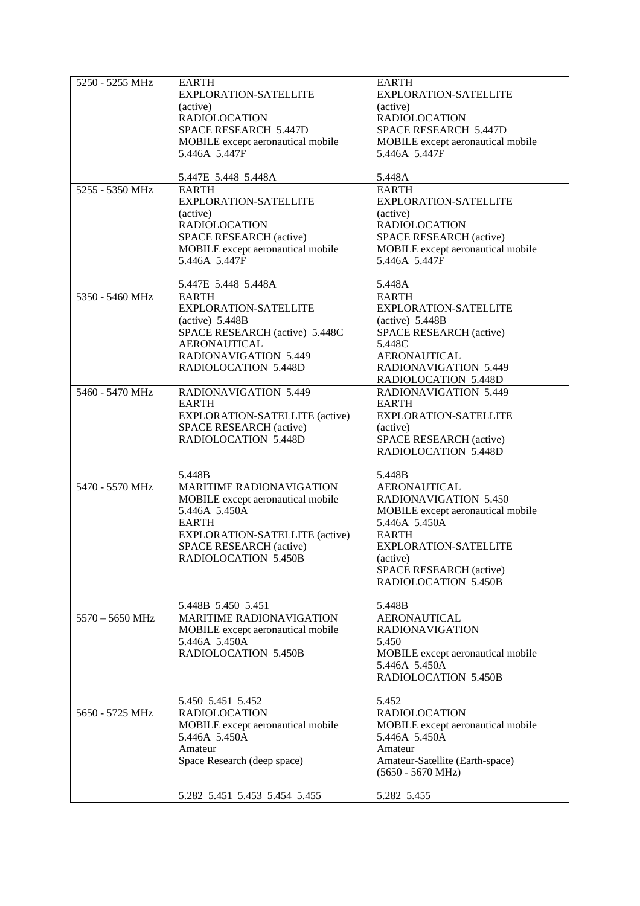| 5250 - 5255 MHz | EARTH EXPLORATION-SATELLITE (active)<br>RADIOLOCATION<br>SPACE RESEARCH 5.447D<br>MOBILE except aeronautical mobile 5.446A 5.447F<br><br>5.447E 5.448 5.448A | EARTH EXPLORATION-SATELLITE (active)<br>RADIOLOCATION<br>SPACE RESEARCH 5.447D<br>MOBILE except aeronautical mobile 5.446A 5.447F<br><br>5.448A |
|---|---|---|
| 5255 - 5350 MHz | EARTH EXPLORATION-SATELLITE (active)<br>RADIOLOCATION<br>SPACE RESEARCH (active)<br>MOBILE except aeronautical mobile 5.446A 5.447F<br><br>5.447E 5.448 5.448A | EARTH EXPLORATION-SATELLITE (active)<br>RADIOLOCATION<br>SPACE RESEARCH (active)<br>MOBILE except aeronautical mobile 5.446A 5.447F<br><br>5.448A |
| 5350 - 5460 MHz | EARTH EXPLORATION-SATELLITE (active) 5.448B<br>SPACE RESEARCH (active) 5.448C<br>AERONAUTICAL RADIONAVIGATION 5.449<br>RADIOLOCATION 5.448D | EARTH EXPLORATION-SATELLITE (active) 5.448B<br>SPACE RESEARCH (active) 5.448C<br>AERONAUTICAL RADIONAVIGATION 5.449<br>RADIOLOCATION 5.448D |
| 5460 - 5470 MHz | RADIONAVIGATION 5.449<br>EARTH EXPLORATION-SATELLITE (active)<br>SPACE RESEARCH (active)<br>RADIOLOCATION 5.448D<br><br>5.448B | RADIONAVIGATION 5.449<br>EARTH EXPLORATION-SATELLITE (active)<br>SPACE RESEARCH (active)<br>RADIOLOCATION 5.448D<br><br>5.448B |
| 5470 - 5570 MHz | MARITIME RADIONAVIGATION<br>MOBILE except aeronautical mobile 5.446A 5.450A<br>EARTH EXPLORATION-SATELLITE (active)<br>SPACE RESEARCH (active)<br>RADIOLOCATION 5.450B<br><br>5.448B 5.450 5.451 | AERONAUTICAL RADIONAVIGATION 5.450<br>MOBILE except aeronautical mobile 5.446A 5.450A<br>EARTH EXPLORATION-SATELLITE (active)<br>SPACE RESEARCH (active)<br>RADIOLOCATION 5.450B<br><br>5.448B |
| 5570 – 5650 MHz | MARITIME RADIONAVIGATION<br>MOBILE except aeronautical mobile 5.446A 5.450A<br>RADIOLOCATION 5.450B<br><br>5.450 5.451 5.452 | AERONAUTICAL RADIONAVIGATION 5.450<br>MOBILE except aeronautical mobile 5.446A 5.450A<br>RADIOLOCATION 5.450B<br><br>5.452 |
| 5650 - 5725 MHz | RADIOLOCATION<br>MOBILE except aeronautical mobile 5.446A 5.450A<br>Amateur<br>Space Research (deep space)<br><br>5.282 5.451 5.453 5.454 5.455 | RADIOLOCATION<br>MOBILE except aeronautical mobile 5.446A 5.450A<br>Amateur<br>Amateur-Satellite (Earth-space) (5650 - 5670 MHz)<br><br>5.282 5.455 |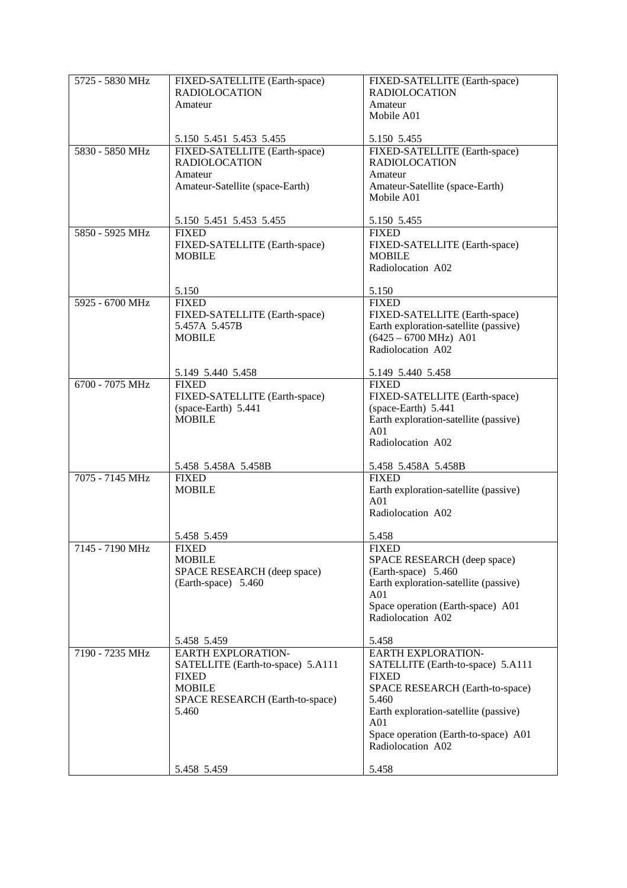| 5725 - 5830 MHz | FIXED-SATELLITE (Earth-space)<br>RADIOLOCATION<br>Amateur<br><br>5.150 5.451 5.453 5.455 | FIXED-SATELLITE (Earth-space)<br>RADIOLOCATION<br>Amateur<br>Mobile A01<br><br>5.150 5.455 |
|---|---|---|
| 5830 - 5850 MHz | FIXED-SATELLITE (Earth-space)<br>RADIOLOCATION<br>Amateur<br>Amateur-Satellite (space-Earth)<br><br>5.150 5.451 5.453 5.455 | FIXED-SATELLITE (Earth-space)<br>RADIOLOCATION<br>Amateur<br>Amateur-Satellite (space-Earth)<br>Mobile A01<br><br>5.150 5.455 |
| 5850 - 5925 MHz | FIXED<br>FIXED-SATELLITE (Earth-space)<br>MOBILE<br><br>5.150 | FIXED<br>FIXED-SATELLITE (Earth-space)<br>MOBILE<br>Radiolocation A02<br><br>5.150 |
| 5925 - 6700 MHz | FIXED<br>FIXED-SATELLITE (Earth-space)<br>5.457A 5.457B<br>MOBILE<br><br>5.149 5.440 5.458 | FIXED<br>FIXED-SATELLITE (Earth-space)<br>Earth exploration-satellite (passive)<br>(6425 – 6700 MHz) A01<br>Radiolocation A02<br><br>5.149 5.440 5.458 |
| 6700 - 7075 MHz | FIXED<br>FIXED-SATELLITE (Earth-space)<br>(space-Earth) 5.441<br>MOBILE<br><br>5.458 5.458A 5.458B | FIXED<br>FIXED-SATELLITE (Earth-space)<br>(space-Earth) 5.441<br>Earth exploration-satellite (passive)<br>A01<br>Radiolocation A02<br><br>5.458 5.458A 5.458B |
| 7075 - 7145 MHz | FIXED<br>MOBILE<br><br>5.458 5.459 | FIXED<br>Earth exploration-satellite (passive)<br>A01<br>Radiolocation A02<br><br>5.458 |
| 7145 - 7190 MHz | FIXED<br>MOBILE<br>SPACE RESEARCH (deep space)<br>(Earth-space) 5.460<br><br>5.458 5.459 | FIXED<br>SPACE RESEARCH (deep space)<br>(Earth-space) 5.460<br>Earth exploration-satellite (passive)<br>A01<br>Space operation (Earth-space) A01<br>Radiolocation A02<br><br>5.458 |
| 7190 - 7235 MHz | EARTH EXPLORATION-<br>SATELLITE (Earth-to-space) 5.A111<br>FIXED<br>MOBILE<br>SPACE RESEARCH (Earth-to-space)<br>5.460<br><br>5.458 5.459 | EARTH EXPLORATION-<br>SATELLITE (Earth-to-space) 5.A111<br>FIXED<br>SPACE RESEARCH (Earth-to-space)<br>5.460<br>Earth exploration-satellite (passive)<br>A01<br>Space operation (Earth-to-space) A01<br>Radiolocation A02<br><br>5.458 |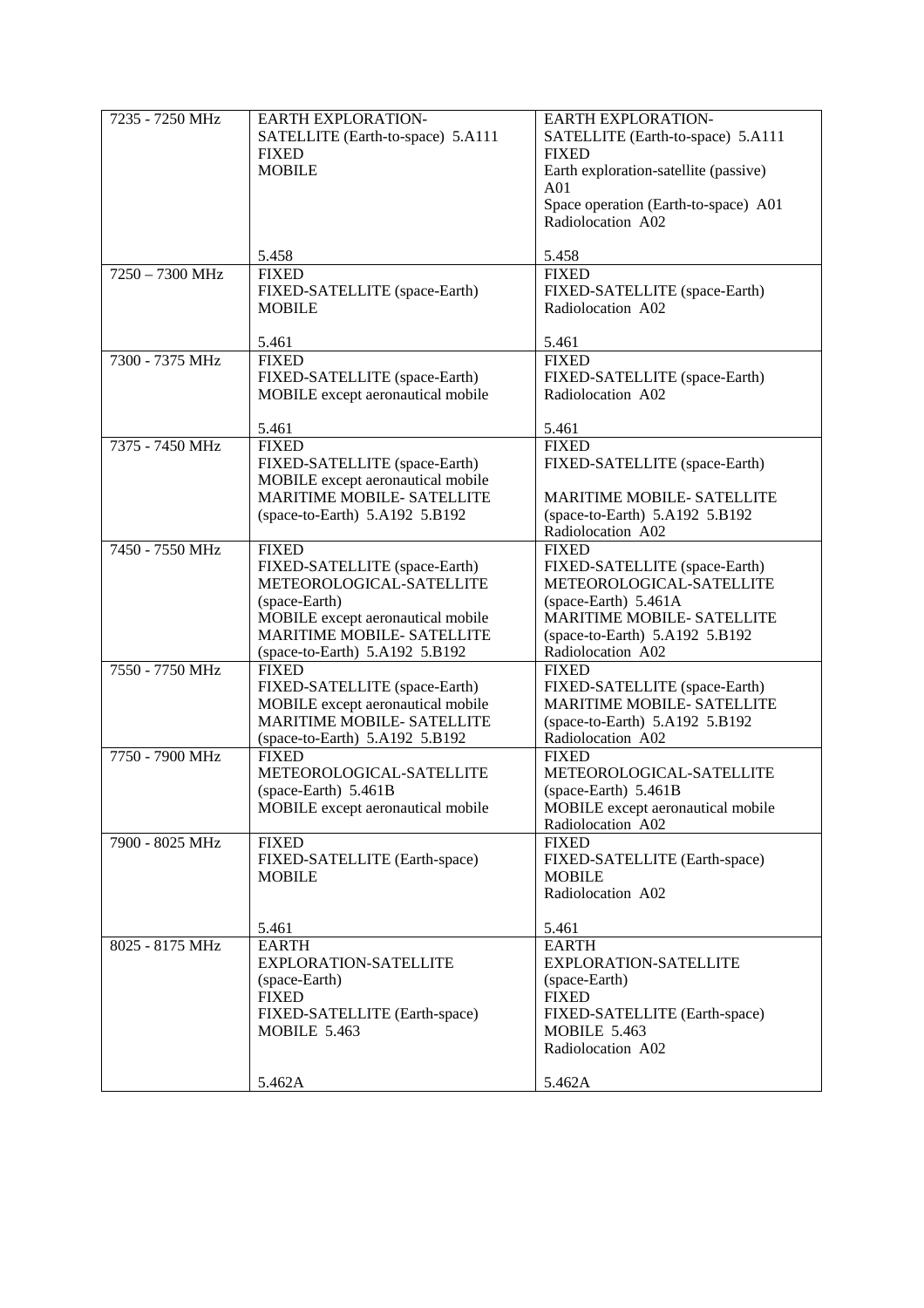| | | |
|---|---|---|
| 7235 - 7250 MHz | EARTH EXPLORATION-SATELLITE (Earth-to-space) 5.A111<br>FIXED<br>MOBILE<br><br>5.458 | EARTH EXPLORATION-SATELLITE (Earth-to-space) 5.A111<br>FIXED<br>Earth exploration-satellite (passive) A01<br>Space operation (Earth-to-space) A01<br>Radiolocation A02<br><br>5.458 |
| 7250 – 7300 MHz | FIXED<br>FIXED-SATELLITE (space-Earth)<br>MOBILE<br><br>5.461 | FIXED<br>FIXED-SATELLITE (space-Earth)<br>Radiolocation A02<br><br>5.461 |
| 7300 - 7375 MHz | FIXED<br>FIXED-SATELLITE (space-Earth)<br>MOBILE except aeronautical mobile<br><br>5.461 | FIXED<br>FIXED-SATELLITE (space-Earth)<br>Radiolocation A02<br><br>5.461 |
| 7375 - 7450 MHz | FIXED<br>FIXED-SATELLITE (space-Earth)<br>MOBILE except aeronautical mobile<br>MARITIME MOBILE- SATELLITE (space-to-Earth) 5.A192 5.B192 | FIXED<br>FIXED-SATELLITE (space-Earth)<br><br>MARITIME MOBILE- SATELLITE (space-to-Earth) 5.A192 5.B192<br>Radiolocation A02 |
| 7450 - 7550 MHz | FIXED<br>FIXED-SATELLITE (space-Earth)<br>METEOROLOGICAL-SATELLITE (space-Earth)<br>MOBILE except aeronautical mobile<br>MARITIME MOBILE- SATELLITE (space-to-Earth) 5.A192 5.B192 | FIXED<br>FIXED-SATELLITE (space-Earth)<br>METEOROLOGICAL-SATELLITE (space-Earth) 5.461A<br>MARITIME MOBILE- SATELLITE (space-to-Earth) 5.A192 5.B192<br>Radiolocation A02 |
| 7550 - 7750 MHz | FIXED<br>FIXED-SATELLITE (space-Earth)<br>MOBILE except aeronautical mobile<br>MARITIME MOBILE- SATELLITE (space-to-Earth) 5.A192 5.B192 | FIXED<br>FIXED-SATELLITE (space-Earth)<br>MARITIME MOBILE- SATELLITE (space-to-Earth) 5.A192 5.B192<br>Radiolocation A02 |
| 7750 - 7900 MHz | FIXED<br>METEOROLOGICAL-SATELLITE (space-Earth) 5.461B<br>MOBILE except aeronautical mobile | FIXED<br>METEOROLOGICAL-SATELLITE (space-Earth) 5.461B<br>MOBILE except aeronautical mobile<br>Radiolocation A02 |
| 7900 - 8025 MHz | FIXED<br>FIXED-SATELLITE (Earth-space)<br>MOBILE<br><br>5.461 | FIXED<br>FIXED-SATELLITE (Earth-space)<br>MOBILE<br>Radiolocation A02<br><br>5.461 |
| 8025 - 8175 MHz | EARTH EXPLORATION-SATELLITE (space-Earth)<br>FIXED<br>FIXED-SATELLITE (Earth-space)<br>MOBILE 5.463<br><br>5.462A | EARTH EXPLORATION-SATELLITE (space-Earth)<br>FIXED<br>FIXED-SATELLITE (Earth-space)<br>MOBILE 5.463<br>Radiolocation A02<br><br>5.462A |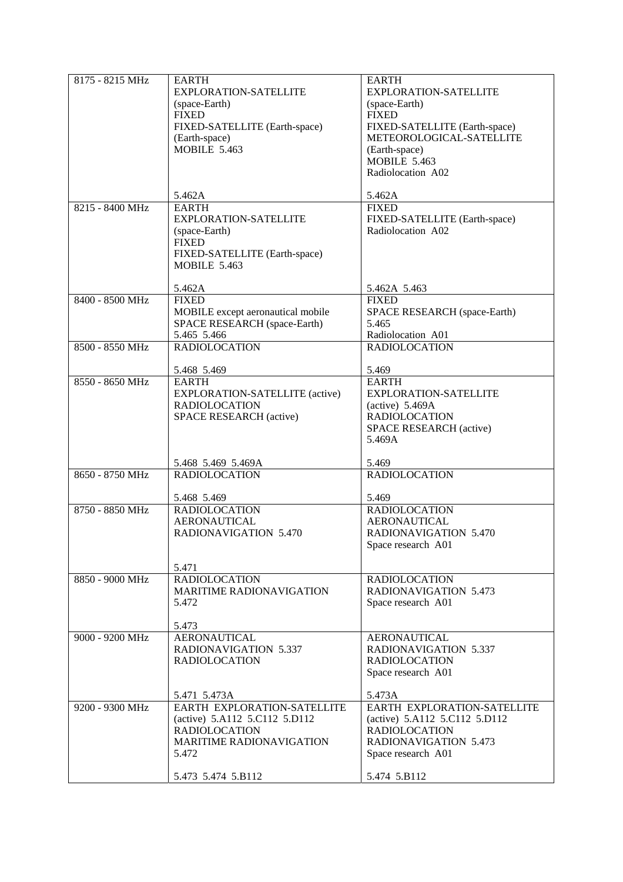| 8175 - 8215 MHz | EARTH EXPLORATION-SATELLITE (space-Earth)<br>FIXED<br>FIXED-SATELLITE (Earth-space)<br>(Earth-space)<br>MOBILE 5.463<br><br>5.462A | EARTH EXPLORATION-SATELLITE (space-Earth)<br>FIXED<br>FIXED-SATELLITE (Earth-space)<br>METEOROLOGICAL-SATELLITE (Earth-space)<br>MOBILE 5.463<br>Radiolocation A02<br><br>5.462A |
|---|---|---|
| 8215 - 8400 MHz | EARTH EXPLORATION-SATELLITE (space-Earth)<br>FIXED<br>FIXED-SATELLITE (Earth-space)<br>MOBILE 5.463<br><br>5.462A | FIXED<br>FIXED-SATELLITE (Earth-space)<br>Radiolocation A02<br><br>5.462A 5.463 |
| 8400 - 8500 MHz | FIXED<br>MOBILE except aeronautical mobile<br>SPACE RESEARCH (space-Earth)<br>5.465 5.466 | FIXED<br>SPACE RESEARCH (space-Earth)<br>5.465<br>Radiolocation A01 |
| 8500 - 8550 MHz | RADIOLOCATION<br><br>5.468 5.469 | RADIOLOCATION<br><br>5.469 |
| 8550 - 8650 MHz | EARTH EXPLORATION-SATELLITE (active)<br>RADIOLOCATION<br>SPACE RESEARCH (active)<br><br>5.468 5.469 5.469A | EARTH EXPLORATION-SATELLITE (active) 5.469A<br>RADIOLOCATION<br>SPACE RESEARCH (active)<br>5.469A<br><br>5.469 |
| 8650 - 8750 MHz | RADIOLOCATION<br><br>5.468 5.469 | RADIOLOCATION<br><br>5.469 |
| 8750 - 8850 MHz | RADIOLOCATION<br>AERONAUTICAL RADIONAVIGATION 5.470<br><br>5.471 | RADIOLOCATION<br>AERONAUTICAL RADIONAVIGATION 5.470<br>Space research A01 |
| 8850 - 9000 MHz | RADIOLOCATION<br>MARITIME RADIONAVIGATION<br>5.472<br><br>5.473 | RADIOLOCATION<br>RADIONAVIGATION 5.473<br>Space research A01 |
| 9000 - 9200 MHz | AERONAUTICAL RADIONAVIGATION 5.337<br>RADIOLOCATION<br><br>5.471 5.473A | AERONAUTICAL RADIONAVIGATION 5.337<br>RADIOLOCATION<br>Space research A01<br><br>5.473A |
| 9200 - 9300 MHz | EARTH EXPLORATION-SATELLITE (active) 5.A112 5.C112 5.D112<br>RADIOLOCATION<br>MARITIME RADIONAVIGATION<br>5.472<br><br>5.473 5.474 5.B112 | EARTH EXPLORATION-SATELLITE (active) 5.A112 5.C112 5.D112<br>RADIOLOCATION<br>RADIONAVIGATION 5.473<br>Space research A01<br><br>5.474 5.B112 |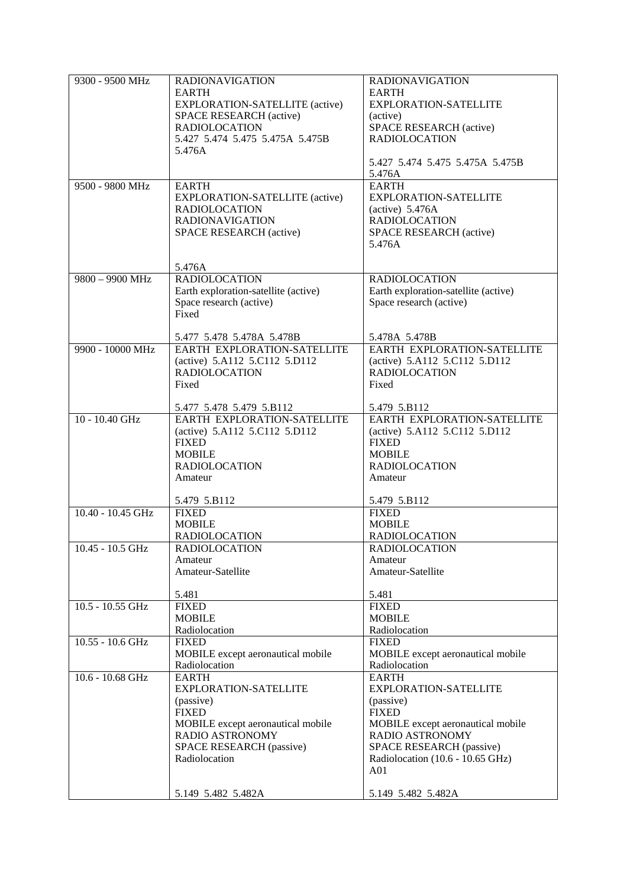| 9300 - 9500 MHz | RADIONAVIGATION<br>EARTH EXPLORATION-SATELLITE (active)<br>SPACE RESEARCH (active)<br>RADIOLOCATION<br>5.427 5.474 5.475 5.475A 5.475B 5.476A | RADIONAVIGATION<br>EARTH EXPLORATION-SATELLITE (active)<br>SPACE RESEARCH (active)<br>RADIOLOCATION<br><br>5.427 5.474 5.475 5.475A 5.475B 5.476A |
|---|---|---|
| 9500 - 9800 MHz | EARTH EXPLORATION-SATELLITE (active)<br>RADIOLOCATION<br>RADIONAVIGATION<br>SPACE RESEARCH (active)<br><br>5.476A | EARTH EXPLORATION-SATELLITE (active) 5.476A<br>RADIOLOCATION<br>SPACE RESEARCH (active)<br>5.476A |
| 9800 – 9900 MHz | RADIOLOCATION<br>Earth exploration-satellite (active)<br>Space research (active)<br>Fixed<br><br>5.477 5.478 5.478A 5.478B | RADIOLOCATION<br>Earth exploration-satellite (active)<br>Space research (active)<br><br>5.478A 5.478B |
| 9900 - 10000 MHz | EARTH EXPLORATION-SATELLITE (active) 5.A112 5.C112 5.D112<br>RADIOLOCATION<br>Fixed<br><br>5.477 5.478 5.479 5.B112 | EARTH EXPLORATION-SATELLITE (active) 5.A112 5.C112 5.D112<br>RADIOLOCATION<br>Fixed<br><br>5.479 5.B112 |
| 10 - 10.40 GHz | EARTH EXPLORATION-SATELLITE (active) 5.A112 5.C112 5.D112<br>FIXED<br>MOBILE<br>RADIOLOCATION<br>Amateur<br><br>5.479 5.B112 | EARTH EXPLORATION-SATELLITE (active) 5.A112 5.C112 5.D112<br>FIXED<br>MOBILE<br>RADIOLOCATION<br>Amateur<br><br>5.479 5.B112 |
| 10.40 - 10.45 GHz | FIXED<br>MOBILE<br>RADIOLOCATION | FIXED<br>MOBILE<br>RADIOLOCATION |
| 10.45 - 10.5 GHz | RADIOLOCATION<br>Amateur<br>Amateur-Satellite<br><br>5.481 | RADIOLOCATION<br>Amateur<br>Amateur-Satellite<br><br>5.481 |
| 10.5 - 10.55 GHz | FIXED<br>MOBILE<br>Radiolocation | FIXED<br>MOBILE<br>Radiolocation |
| 10.55 - 10.6 GHz | FIXED<br>MOBILE except aeronautical mobile<br>Radiolocation | FIXED<br>MOBILE except aeronautical mobile<br>Radiolocation |
| 10.6 - 10.68 GHz | EARTH EXPLORATION-SATELLITE (passive)<br>FIXED<br>MOBILE except aeronautical mobile<br>RADIO ASTRONOMY<br>SPACE RESEARCH (passive)<br>Radiolocation<br><br>5.149 5.482 5.482A | EARTH EXPLORATION-SATELLITE (passive)<br>FIXED<br>MOBILE except aeronautical mobile<br>RADIO ASTRONOMY<br>SPACE RESEARCH (passive)<br>Radiolocation (10.6 - 10.65 GHz)<br>A01<br><br>5.149 5.482 5.482A |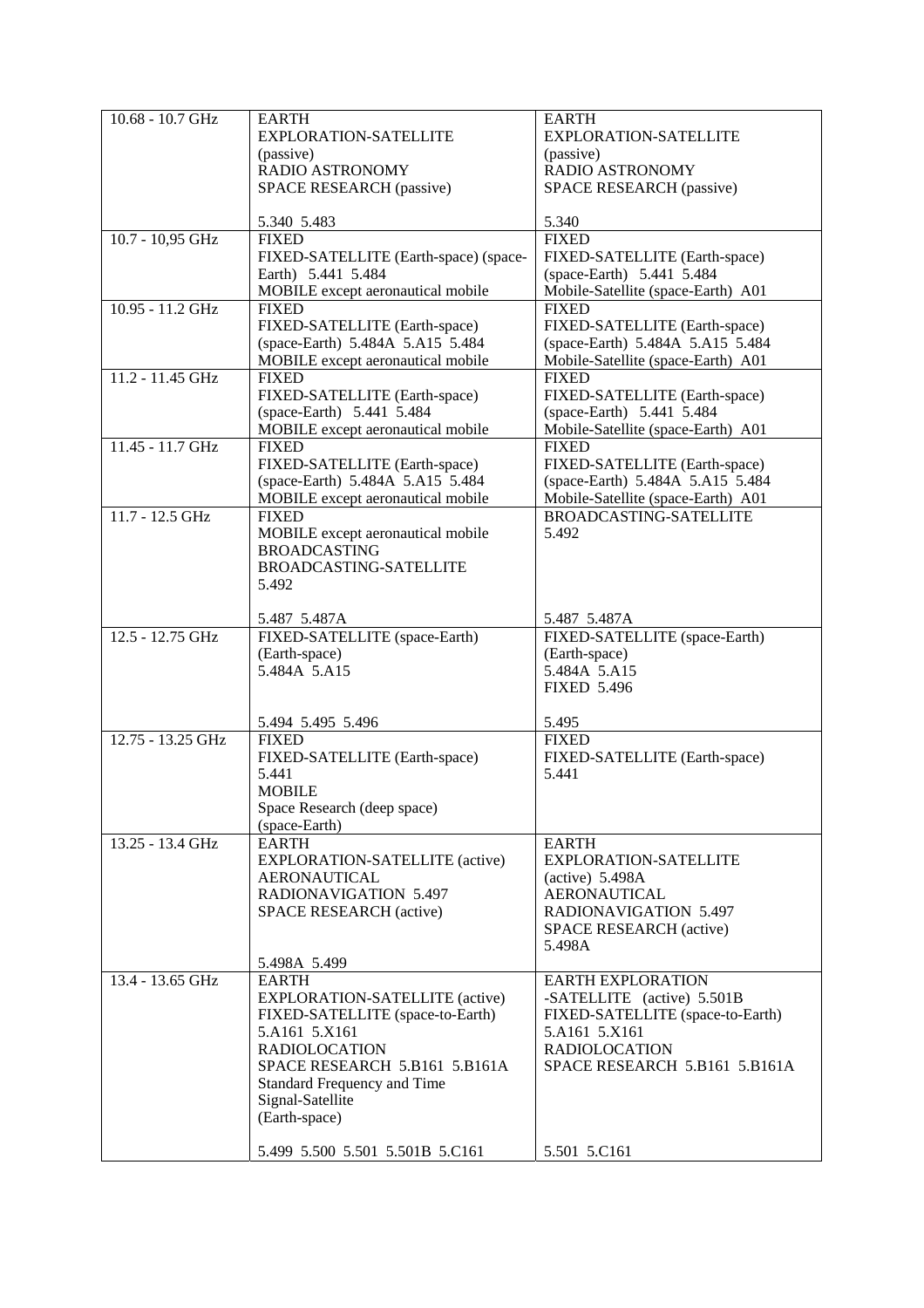| | | |
|---|---|---|
| 10.68 - 10.7 GHz | EARTH EXPLORATION-SATELLITE (passive)<br>RADIO ASTRONOMY<br>SPACE RESEARCH (passive)<br><br>5.340 5.483 | EARTH EXPLORATION-SATELLITE (passive)<br>RADIO ASTRONOMY<br>SPACE RESEARCH (passive)<br><br>5.340 |
| 10.7 - 10,95 GHz | FIXED<br>FIXED-SATELLITE (Earth-space) (space-Earth) 5.441 5.484<br>MOBILE except aeronautical mobile | FIXED<br>FIXED-SATELLITE (Earth-space) (space-Earth) 5.441 5.484<br>Mobile-Satellite (space-Earth) A01 |
| 10.95 - 11.2 GHz | FIXED<br>FIXED-SATELLITE (Earth-space) (space-Earth) 5.484A 5.A15 5.484<br>MOBILE except aeronautical mobile | FIXED<br>FIXED-SATELLITE (Earth-space) (space-Earth) 5.484A 5.A15 5.484<br>Mobile-Satellite (space-Earth) A01 |
| 11.2 - 11.45 GHz | FIXED<br>FIXED-SATELLITE (Earth-space) (space-Earth) 5.441 5.484<br>MOBILE except aeronautical mobile | FIXED<br>FIXED-SATELLITE (Earth-space) (space-Earth) 5.441 5.484<br>Mobile-Satellite (space-Earth) A01 |
| 11.45 - 11.7 GHz | FIXED<br>FIXED-SATELLITE (Earth-space) (space-Earth) 5.484A 5.A15 5.484<br>MOBILE except aeronautical mobile | FIXED<br>FIXED-SATELLITE (Earth-space) (space-Earth) 5.484A 5.A15 5.484<br>Mobile-Satellite (space-Earth) A01 |
| 11.7 - 12.5 GHz | FIXED<br>MOBILE except aeronautical mobile<br>BROADCASTING<br>BROADCASTING-SATELLITE<br>5.492<br><br>5.487 5.487A | BROADCASTING-SATELLITE<br>5.492<br><br>5.487 5.487A |
| 12.5 - 12.75 GHz | FIXED-SATELLITE (space-Earth) (Earth-space)<br>5.484A 5.A15<br><br>5.494 5.495 5.496 | FIXED-SATELLITE (space-Earth) (Earth-space)<br>5.484A 5.A15<br>FIXED 5.496<br><br>5.495 |
| 12.75 - 13.25 GHz | FIXED<br>FIXED-SATELLITE (Earth-space)<br>5.441<br>MOBILE<br>Space Research (deep space) (space-Earth) | FIXED<br>FIXED-SATELLITE (Earth-space)<br>5.441 |
| 13.25 - 13.4 GHz | EARTH EXPLORATION-SATELLITE (active)<br>AERONAUTICAL RADIONAVIGATION 5.497<br>SPACE RESEARCH (active)<br><br>5.498A 5.499 | EARTH EXPLORATION-SATELLITE (active) 5.498A<br>AERONAUTICAL RADIONAVIGATION 5.497<br>SPACE RESEARCH (active)<br>5.498A |
| 13.4 - 13.65 GHz | EARTH EXPLORATION-SATELLITE (active)<br>FIXED-SATELLITE (space-to-Earth)<br>5.A161 5.X161<br>RADIOLOCATION<br>SPACE RESEARCH 5.B161 5.B161A<br>Standard Frequency and Time Signal-Satellite (Earth-space)<br><br>5.499 5.500 5.501 5.501B 5.C161 | EARTH EXPLORATION -SATELLITE (active) 5.501B<br>FIXED-SATELLITE (space-to-Earth)<br>5.A161 5.X161<br>RADIOLOCATION<br>SPACE RESEARCH 5.B161 5.B161A<br><br>5.501 5.C161 |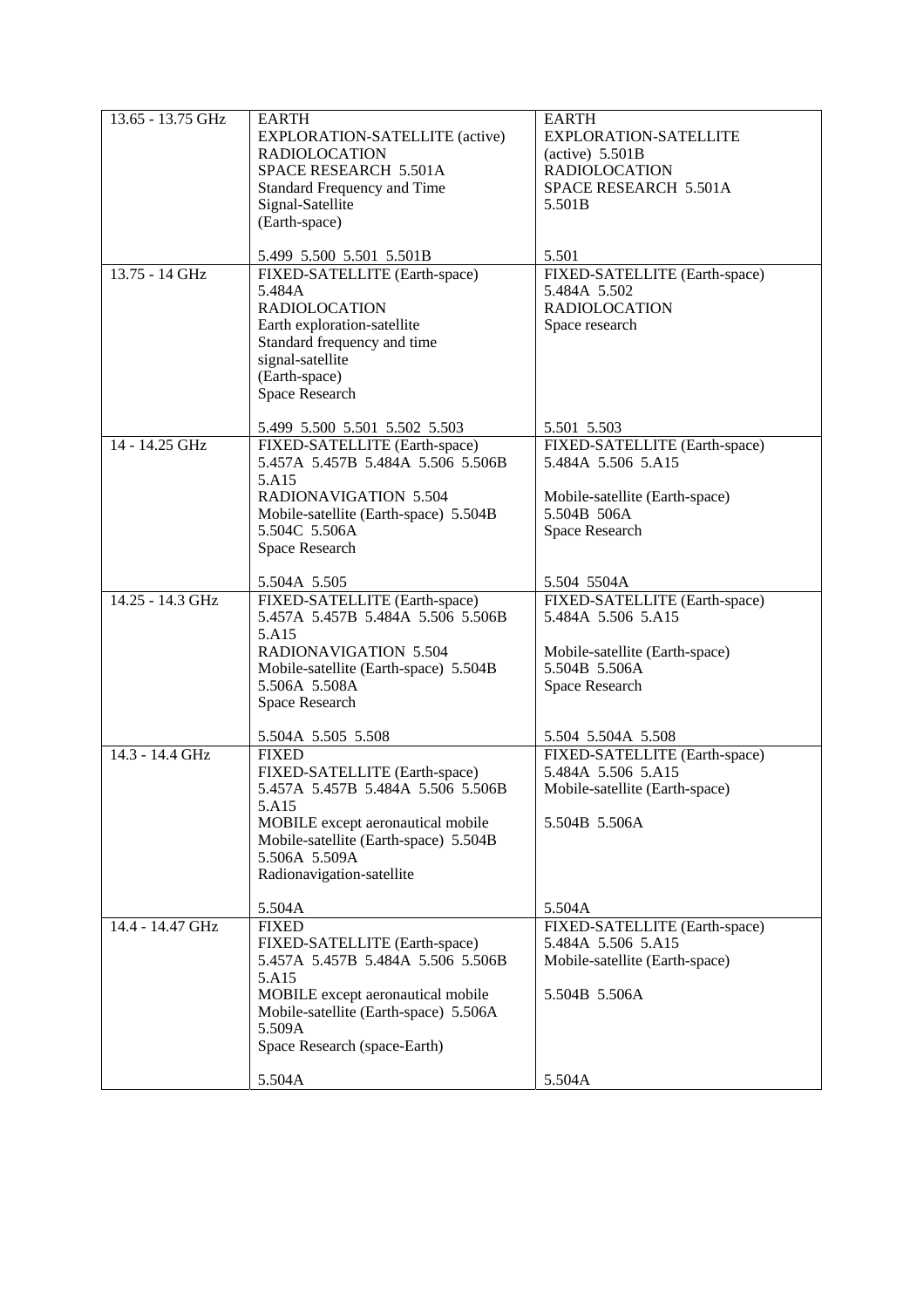| 13.65 - 13.75 GHz | EARTH EXPLORATION-SATELLITE (active)<br>RADIOLOCATION<br>SPACE RESEARCH 5.501A<br>Standard Frequency and Time Signal-Satellite (Earth-space)<br><br>5.499 5.500 5.501 5.501B | EARTH EXPLORATION-SATELLITE (active) 5.501B<br>RADIOLOCATION<br>SPACE RESEARCH 5.501A 5.501B<br><br>5.501 |
|---|---|---|
| 13.75 - 14 GHz | FIXED-SATELLITE (Earth-space) 5.484A<br>RADIOLOCATION<br>Earth exploration-satellite<br>Standard frequency and time signal-satellite (Earth-space)<br>Space Research<br><br>5.499 5.500 5.501 5.502 5.503 | FIXED-SATELLITE (Earth-space) 5.484A 5.502<br>RADIOLOCATION<br>Space research<br><br>5.501 5.503 |
| 14 - 14.25 GHz | FIXED-SATELLITE (Earth-space) 5.457A 5.457B 5.484A 5.506 5.506B 5.A15<br>RADIONAVIGATION 5.504<br>Mobile-satellite (Earth-space) 5.504B 5.504C 5.506A<br>Space Research<br><br>5.504A 5.505 | FIXED-SATELLITE (Earth-space) 5.484A 5.506 5.A15<br><br>Mobile-satellite (Earth-space) 5.504B 506A<br>Space Research<br><br>5.504 5504A |
| 14.25 - 14.3 GHz | FIXED-SATELLITE (Earth-space) 5.457A 5.457B 5.484A 5.506 5.506B 5.A15<br>RADIONAVIGATION 5.504<br>Mobile-satellite (Earth-space) 5.504B 5.506A 5.508A<br>Space Research<br><br>5.504A 5.505 5.508 | FIXED-SATELLITE (Earth-space) 5.484A 5.506 5.A15<br><br>Mobile-satellite (Earth-space) 5.504B 5.506A<br>Space Research<br><br>5.504 5.504A 5.508 |
| 14.3 - 14.4 GHz | FIXED<br>FIXED-SATELLITE (Earth-space) 5.457A 5.457B 5.484A 5.506 5.506B 5.A15<br>MOBILE except aeronautical mobile<br>Mobile-satellite (Earth-space) 5.504B 5.506A 5.509A<br>Radionavigation-satellite<br><br>5.504A | FIXED-SATELLITE (Earth-space) 5.484A 5.506 5.A15<br>Mobile-satellite (Earth-space)<br><br>5.504B 5.506A<br><br>5.504A |
| 14.4 - 14.47 GHz | FIXED<br>FIXED-SATELLITE (Earth-space) 5.457A 5.457B 5.484A 5.506 5.506B 5.A15<br>MOBILE except aeronautical mobile<br>Mobile-satellite (Earth-space) 5.506A 5.509A<br>Space Research (space-Earth)<br><br>5.504A | FIXED-SATELLITE (Earth-space) 5.484A 5.506 5.A15<br>Mobile-satellite (Earth-space)<br><br>5.504B 5.506A<br><br>5.504A |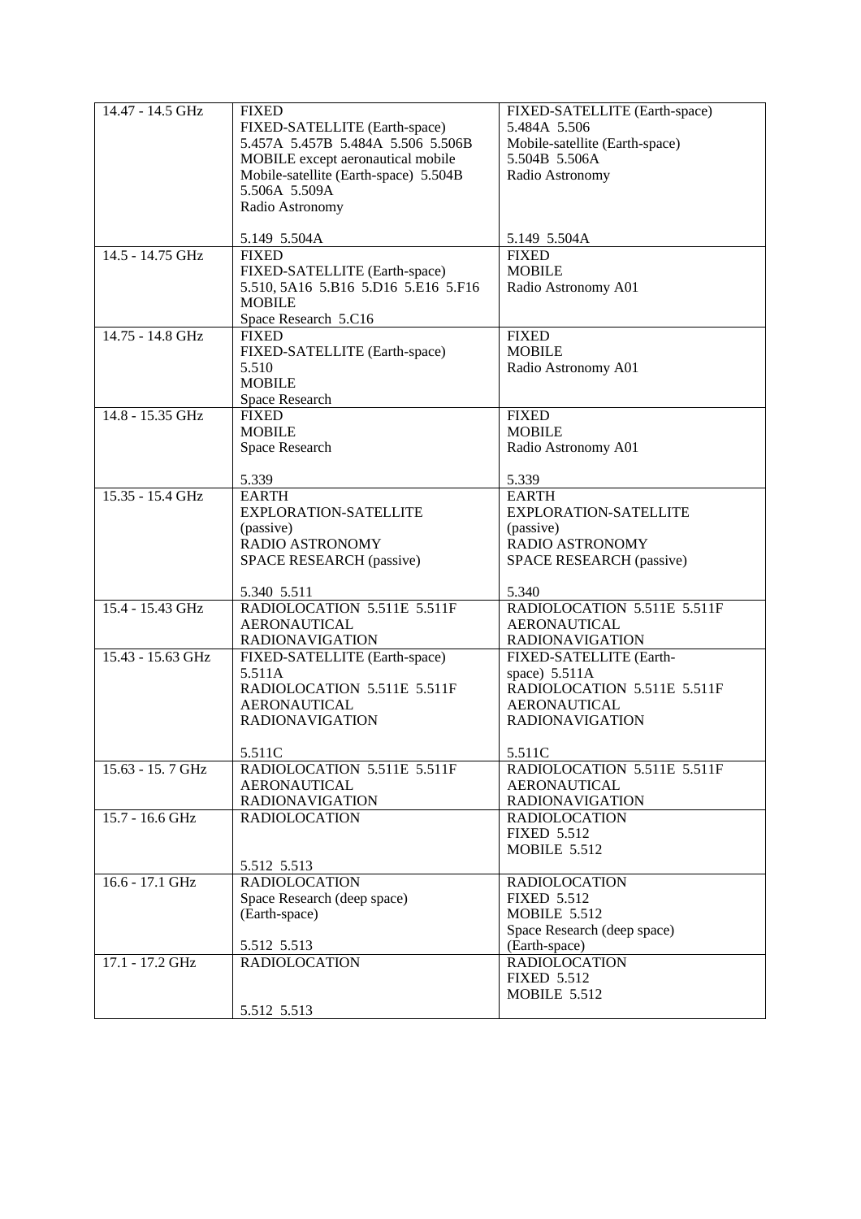| | | |
|---|---|---|
| 14.47 - 14.5 GHz | FIXED<br>FIXED-SATELLITE (Earth-space) 5.457A 5.457B 5.484A 5.506 5.506B<br>MOBILE except aeronautical mobile<br>Mobile-satellite (Earth-space) 5.504B 5.506A 5.509A<br>Radio Astronomy<br><br>5.149 5.504A | FIXED-SATELLITE (Earth-space) 5.484A 5.506<br>Mobile-satellite (Earth-space) 5.504B 5.506A<br>Radio Astronomy<br><br>5.149 5.504A |
| 14.5 - 14.75 GHz | FIXED<br>FIXED-SATELLITE (Earth-space) 5.510, 5A16 5.B16 5.D16 5.E16 5.F16<br>MOBILE<br>Space Research 5.C16 | FIXED<br>MOBILE<br>Radio Astronomy A01 |
| 14.75 - 14.8 GHz | FIXED<br>FIXED-SATELLITE (Earth-space) 5.510<br>MOBILE<br>Space Research | FIXED<br>MOBILE<br>Radio Astronomy A01 |
| 14.8 - 15.35 GHz | FIXED<br>MOBILE<br>Space Research<br><br>5.339 | FIXED<br>MOBILE<br>Radio Astronomy A01<br><br>5.339 |
| 15.35 - 15.4 GHz | EARTH EXPLORATION-SATELLITE (passive)<br>RADIO ASTRONOMY<br>SPACE RESEARCH (passive)<br><br>5.340 5.511 | EARTH EXPLORATION-SATELLITE (passive)<br>RADIO ASTRONOMY<br>SPACE RESEARCH (passive)<br><br>5.340 |
| 15.4 - 15.43 GHz | RADIOLOCATION 5.511E 5.511F<br>AERONAUTICAL RADIONAVIGATION | RADIOLOCATION 5.511E 5.511F<br>AERONAUTICAL RADIONAVIGATION |
| 15.43 - 15.63 GHz | FIXED-SATELLITE (Earth-space) 5.511A<br>RADIOLOCATION 5.511E 5.511F<br>AERONAUTICAL RADIONAVIGATION<br><br>5.511C | FIXED-SATELLITE (Earth-space) 5.511A<br>RADIOLOCATION 5.511E 5.511F<br>AERONAUTICAL RADIONAVIGATION<br><br>5.511C |
| 15.63 - 15. 7 GHz | RADIOLOCATION 5.511E 5.511F<br>AERONAUTICAL RADIONAVIGATION | RADIOLOCATION 5.511E 5.511F<br>AERONAUTICAL RADIONAVIGATION |
| 15.7 - 16.6 GHz | RADIOLOCATION<br><br>5.512 5.513 | RADIOLOCATION<br>FIXED 5.512<br>MOBILE 5.512 |
| 16.6 - 17.1 GHz | RADIOLOCATION<br>Space Research (deep space) (Earth-space)<br><br>5.512 5.513 | RADIOLOCATION<br>FIXED 5.512<br>MOBILE 5.512<br>Space Research (deep space) (Earth-space) |
| 17.1 - 17.2 GHz | RADIOLOCATION<br><br>5.512 5.513 | RADIOLOCATION<br>FIXED 5.512<br>MOBILE 5.512 |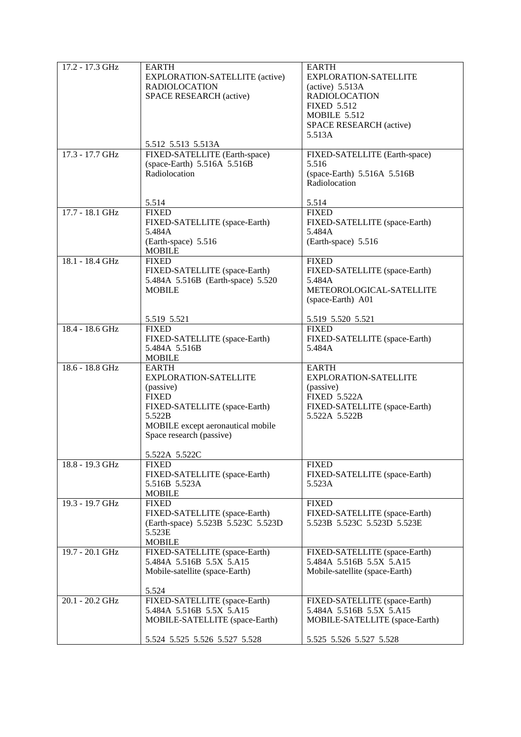| 17.2 - 17.3 GHz | EARTH EXPLORATION-SATELLITE (active)<br>RADIOLOCATION<br>SPACE RESEARCH (active)<br><br>5.512 5.513 5.513A | EARTH EXPLORATION-SATELLITE (active) 5.513A<br>RADIOLOCATION<br>FIXED 5.512<br>MOBILE 5.512<br>SPACE RESEARCH (active)<br>5.513A |
|---|---|---|
| 17.3 - 17.7 GHz | FIXED-SATELLITE (Earth-space) (space-Earth) 5.516A 5.516B<br>Radiolocation<br><br>5.514 | FIXED-SATELLITE (Earth-space) 5.516<br>(space-Earth) 5.516A 5.516B<br>Radiolocation<br><br>5.514 |
| 17.7 - 18.1 GHz | FIXED<br>FIXED-SATELLITE (space-Earth) 5.484A<br>(Earth-space) 5.516<br>MOBILE | FIXED<br>FIXED-SATELLITE (space-Earth) 5.484A<br>(Earth-space) 5.516 |
| 18.1 - 18.4 GHz | FIXED<br>FIXED-SATELLITE (space-Earth) 5.484A 5.516B (Earth-space) 5.520<br>MOBILE<br><br>5.519 5.521 | FIXED<br>FIXED-SATELLITE (space-Earth) 5.484A<br>METEOROLOGICAL-SATELLITE (space-Earth) A01<br><br>5.519 5.520 5.521 |
| 18.4 - 18.6 GHz | FIXED<br>FIXED-SATELLITE (space-Earth) 5.484A 5.516B<br>MOBILE | FIXED<br>FIXED-SATELLITE (space-Earth) 5.484A |
| 18.6 - 18.8 GHz | EARTH EXPLORATION-SATELLITE (passive)<br>FIXED<br>FIXED-SATELLITE (space-Earth) 5.522B<br>MOBILE except aeronautical mobile<br>Space research (passive)<br><br>5.522A 5.522C | EARTH EXPLORATION-SATELLITE (passive)<br>FIXED 5.522A<br>FIXED-SATELLITE (space-Earth) 5.522A 5.522B |
| 18.8 - 19.3 GHz | FIXED<br>FIXED-SATELLITE (space-Earth) 5.516B 5.523A<br>MOBILE | FIXED<br>FIXED-SATELLITE (space-Earth) 5.523A |
| 19.3 - 19.7 GHz | FIXED<br>FIXED-SATELLITE (space-Earth) (Earth-space) 5.523B 5.523C 5.523D 5.523E<br>MOBILE | FIXED<br>FIXED-SATELLITE (space-Earth) 5.523B 5.523C 5.523D 5.523E |
| 19.7 - 20.1 GHz | FIXED-SATELLITE (space-Earth) 5.484A 5.516B 5.5X 5.A15<br>Mobile-satellite (space-Earth)<br><br>5.524 | FIXED-SATELLITE (space-Earth) 5.484A 5.516B 5.5X 5.A15<br>Mobile-satellite (space-Earth) |
| 20.1 - 20.2 GHz | FIXED-SATELLITE (space-Earth) 5.484A 5.516B 5.5X 5.A15<br>MOBILE-SATELLITE (space-Earth)<br><br>5.524 5.525 5.526 5.527 5.528 | FIXED-SATELLITE (space-Earth) 5.484A 5.516B 5.5X 5.A15<br>MOBILE-SATELLITE (space-Earth)<br><br>5.525 5.526 5.527 5.528 |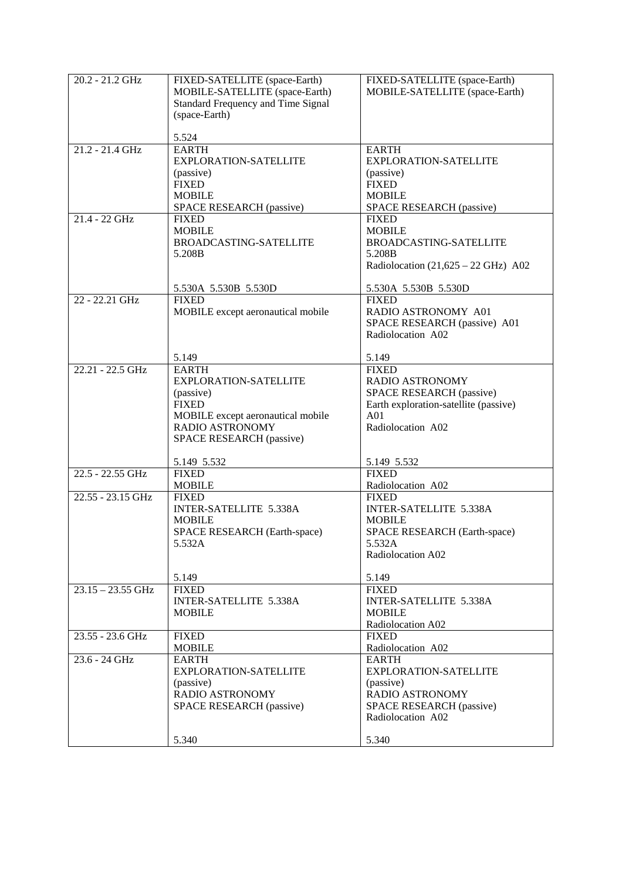| | | |
|---|---|---|
| 20.2 - 21.2 GHz | FIXED-SATELLITE (space-Earth)<br>MOBILE-SATELLITE (space-Earth)<br>Standard Frequency and Time Signal (space-Earth)<br><br>5.524 | FIXED-SATELLITE (space-Earth)<br>MOBILE-SATELLITE (space-Earth) |
| 21.2 - 21.4 GHz | EARTH EXPLORATION-SATELLITE (passive)<br>FIXED<br>MOBILE<br>SPACE RESEARCH (passive) | EARTH EXPLORATION-SATELLITE (passive)<br>FIXED<br>MOBILE<br>SPACE RESEARCH (passive) |
| 21.4 - 22 GHz | FIXED<br>MOBILE<br>BROADCASTING-SATELLITE 5.208B<br><br>5.530A 5.530B 5.530D | FIXED<br>MOBILE<br>BROADCASTING-SATELLITE 5.208B<br>Radiolocation (21,625 – 22 GHz) A02<br><br>5.530A 5.530B 5.530D |
| 22 - 22.21 GHz | FIXED<br>MOBILE except aeronautical mobile<br><br>5.149 | FIXED<br>RADIO ASTRONOMY A01<br>SPACE RESEARCH (passive) A01<br>Radiolocation A02<br><br>5.149 |
| 22.21 - 22.5 GHz | EARTH EXPLORATION-SATELLITE (passive)<br>FIXED<br>MOBILE except aeronautical mobile<br>RADIO ASTRONOMY<br>SPACE RESEARCH (passive)<br><br>5.149 5.532 | FIXED<br>RADIO ASTRONOMY<br>SPACE RESEARCH (passive)<br>Earth exploration-satellite (passive) A01<br>Radiolocation A02<br><br>5.149 5.532 |
| 22.5 - 22.55 GHz | FIXED<br>MOBILE | FIXED<br>Radiolocation A02 |
| 22.55 - 23.15 GHz | FIXED<br>INTER-SATELLITE 5.338A<br>MOBILE<br>SPACE RESEARCH (Earth-space) 5.532A<br><br>5.149 | FIXED<br>INTER-SATELLITE 5.338A<br>MOBILE<br>SPACE RESEARCH (Earth-space) 5.532A<br>Radiolocation A02<br><br>5.149 |
| 23.15 – 23.55 GHz | FIXED<br>INTER-SATELLITE 5.338A<br>MOBILE | FIXED<br>INTER-SATELLITE 5.338A<br>MOBILE<br>Radiolocation A02 |
| 23.55 - 23.6 GHz | FIXED<br>MOBILE | FIXED<br>Radiolocation A02 |
| 23.6 - 24 GHz | EARTH EXPLORATION-SATELLITE (passive)<br>RADIO ASTRONOMY<br>SPACE RESEARCH (passive)<br><br>5.340 | EARTH EXPLORATION-SATELLITE (passive)<br>RADIO ASTRONOMY<br>SPACE RESEARCH (passive)<br>Radiolocation A02<br><br>5.340 |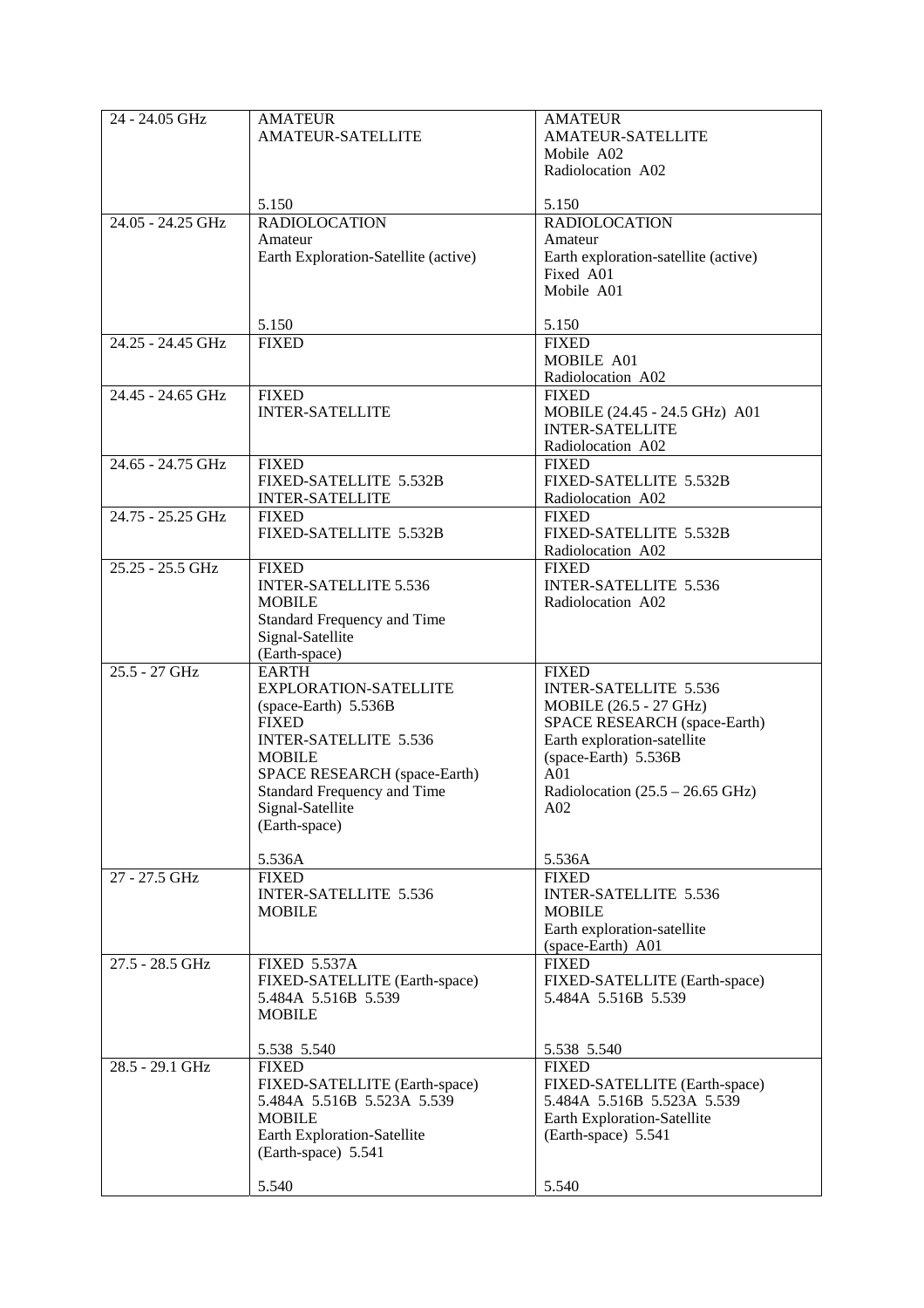| 24 - 24.05 GHz | AMATEUR<br>AMATEUR-SATELLITE<br><br>5.150 | AMATEUR<br>AMATEUR-SATELLITE<br>Mobile A02<br>Radiolocation A02<br><br>5.150 |
|---|---|---|
| 24.05 - 24.25 GHz | RADIOLOCATION<br>Amateur<br>Earth Exploration-Satellite (active)<br><br>5.150 | RADIOLOCATION<br>Amateur<br>Earth exploration-satellite (active)<br>Fixed A01<br>Mobile A01<br><br>5.150 |
| 24.25 - 24.45 GHz | FIXED | FIXED<br>MOBILE A01<br>Radiolocation A02 |
| 24.45 - 24.65 GHz | FIXED<br>INTER-SATELLITE | FIXED<br>MOBILE (24.45 - 24.5 GHz) A01<br>INTER-SATELLITE<br>Radiolocation A02 |
| 24.65 - 24.75 GHz | FIXED<br>FIXED-SATELLITE 5.532B<br>INTER-SATELLITE | FIXED<br>FIXED-SATELLITE 5.532B<br>Radiolocation A02 |
| 24.75 - 25.25 GHz | FIXED<br>FIXED-SATELLITE 5.532B | FIXED<br>FIXED-SATELLITE 5.532B<br>Radiolocation A02 |
| 25.25 - 25.5 GHz | FIXED<br>INTER-SATELLITE 5.536<br>MOBILE<br>Standard Frequency and Time Signal-Satellite (Earth-space) | FIXED<br>INTER-SATELLITE 5.536<br>Radiolocation A02 |
| 25.5 - 27 GHz | EARTH EXPLORATION-SATELLITE (space-Earth) 5.536B<br>FIXED<br>INTER-SATELLITE 5.536<br>MOBILE<br>SPACE RESEARCH (space-Earth)<br>Standard Frequency and Time Signal-Satellite (Earth-space)<br><br>5.536A | FIXED<br>INTER-SATELLITE 5.536<br>MOBILE (26.5 - 27 GHz)<br>SPACE RESEARCH (space-Earth)<br>Earth exploration-satellite (space-Earth) 5.536B A01<br>Radiolocation (25.5 – 26.65 GHz) A02<br><br>5.536A |
| 27 - 27.5 GHz | FIXED<br>INTER-SATELLITE 5.536<br>MOBILE | FIXED<br>INTER-SATELLITE 5.536<br>MOBILE<br>Earth exploration-satellite (space-Earth) A01 |
| 27.5 - 28.5 GHz | FIXED 5.537A<br>FIXED-SATELLITE (Earth-space) 5.484A 5.516B 5.539<br>MOBILE<br><br>5.538 5.540 | FIXED<br>FIXED-SATELLITE (Earth-space) 5.484A 5.516B 5.539<br><br>5.538 5.540 |
| 28.5 - 29.1 GHz | FIXED<br>FIXED-SATELLITE (Earth-space) 5.484A 5.516B 5.523A 5.539<br>MOBILE<br>Earth Exploration-Satellite (Earth-space) 5.541<br><br>5.540 | FIXED<br>FIXED-SATELLITE (Earth-space) 5.484A 5.516B 5.523A 5.539<br>Earth Exploration-Satellite (Earth-space) 5.541<br><br>5.540 |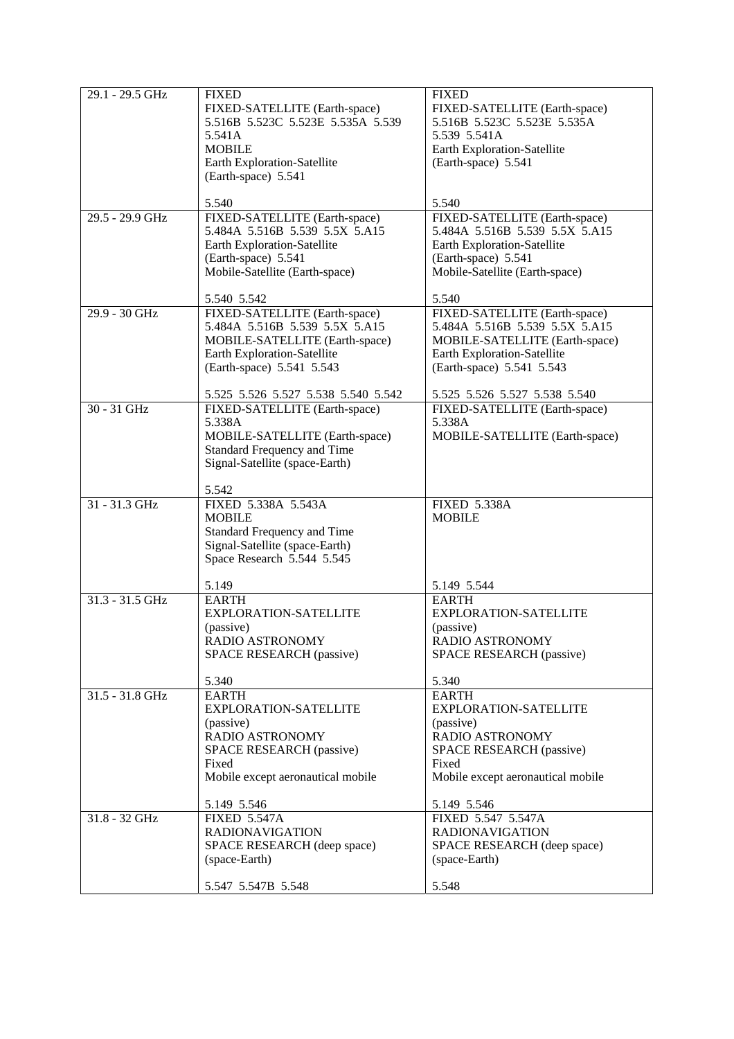| 29.1 - 29.5 GHz | FIXED<br>FIXED-SATELLITE (Earth-space)<br>5.516B 5.523C 5.523E 5.535A 5.539 5.541A<br>MOBILE<br>Earth Exploration-Satellite (Earth-space) 5.541<br><br>5.540 | FIXED<br>FIXED-SATELLITE (Earth-space)<br>5.516B 5.523C 5.523E 5.535A 5.539 5.541A<br>Earth Exploration-Satellite (Earth-space) 5.541<br><br>5.540 |
|---|---|---|
| 29.5 - 29.9 GHz | FIXED-SATELLITE (Earth-space)<br>5.484A 5.516B 5.539 5.5X 5.A15<br>Earth Exploration-Satellite (Earth-space) 5.541<br>Mobile-Satellite (Earth-space)<br><br>5.540 5.542 | FIXED-SATELLITE (Earth-space)<br>5.484A 5.516B 5.539 5.5X 5.A15<br>Earth Exploration-Satellite (Earth-space) 5.541<br>Mobile-Satellite (Earth-space)<br><br>5.540 |
| 29.9 - 30 GHz | FIXED-SATELLITE (Earth-space)<br>5.484A 5.516B 5.539 5.5X 5.A15<br>MOBILE-SATELLITE (Earth-space)<br>Earth Exploration-Satellite (Earth-space) 5.541 5.543<br><br>5.525 5.526 5.527 5.538 5.540 5.542 | FIXED-SATELLITE (Earth-space)<br>5.484A 5.516B 5.539 5.5X 5.A15<br>MOBILE-SATELLITE (Earth-space)<br>Earth Exploration-Satellite (Earth-space) 5.541 5.543<br><br>5.525 5.526 5.527 5.538 5.540 |
| 30 - 31 GHz | FIXED-SATELLITE (Earth-space) 5.338A<br>MOBILE-SATELLITE (Earth-space)<br>Standard Frequency and Time Signal-Satellite (space-Earth)<br><br>5.542 | FIXED-SATELLITE (Earth-space) 5.338A<br>MOBILE-SATELLITE (Earth-space) |
| 31 - 31.3 GHz | FIXED 5.338A 5.543A<br>MOBILE<br>Standard Frequency and Time Signal-Satellite (space-Earth)<br>Space Research 5.544 5.545<br><br>5.149 | FIXED 5.338A<br>MOBILE<br><br>5.149 5.544 |
| 31.3 - 31.5 GHz | EARTH EXPLORATION-SATELLITE (passive)<br>RADIO ASTRONOMY<br>SPACE RESEARCH (passive)<br><br>5.340 | EARTH EXPLORATION-SATELLITE (passive)<br>RADIO ASTRONOMY<br>SPACE RESEARCH (passive)<br><br>5.340 |
| 31.5 - 31.8 GHz | EARTH EXPLORATION-SATELLITE (passive)<br>RADIO ASTRONOMY<br>SPACE RESEARCH (passive)<br>Fixed<br>Mobile except aeronautical mobile<br><br>5.149 5.546 | EARTH EXPLORATION-SATELLITE (passive)<br>RADIO ASTRONOMY<br>SPACE RESEARCH (passive)<br>Fixed<br>Mobile except aeronautical mobile<br><br>5.149 5.546 |
| 31.8 - 32 GHz | FIXED 5.547A<br>RADIONAVIGATION<br>SPACE RESEARCH (deep space) (space-Earth)<br><br>5.547 5.547B 5.548 | FIXED 5.547 5.547A<br>RADIONAVIGATION<br>SPACE RESEARCH (deep space) (space-Earth)<br><br>5.548 |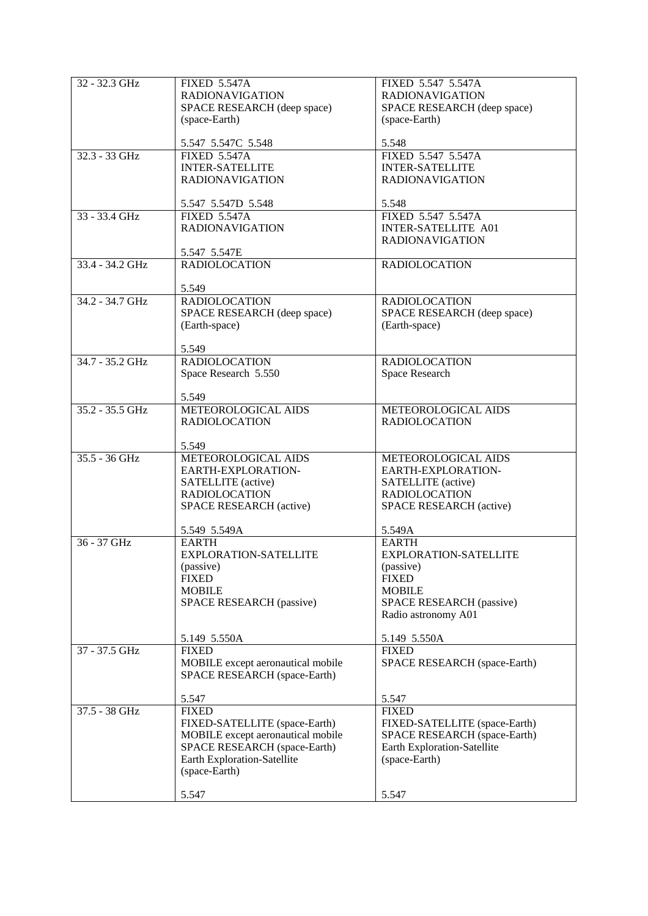| 32 - 32.3 GHz | FIXED 5.547A<br>RADIONAVIGATION<br>SPACE RESEARCH (deep space) (space-Earth)<br><br>5.547 5.547C 5.548 | FIXED 5.547 5.547A<br>RADIONAVIGATION<br>SPACE RESEARCH (deep space) (space-Earth)<br><br>5.548 |
|---|---|---|
| 32.3 - 33 GHz | FIXED 5.547A<br>INTER-SATELLITE<br>RADIONAVIGATION<br><br>5.547 5.547D 5.548 | FIXED 5.547 5.547A<br>INTER-SATELLITE<br>RADIONAVIGATION<br><br>5.548 |
| 33 - 33.4 GHz | FIXED 5.547A<br>RADIONAVIGATION<br><br>5.547 5.547E | FIXED 5.547 5.547A<br>INTER-SATELLITE A01<br>RADIONAVIGATION |
| 33.4 - 34.2 GHz | RADIOLOCATION<br><br>5.549 | RADIOLOCATION |
| 34.2 - 34.7 GHz | RADIOLOCATION<br>SPACE RESEARCH (deep space) (Earth-space)<br><br>5.549 | RADIOLOCATION<br>SPACE RESEARCH (deep space) (Earth-space) |
| 34.7 - 35.2 GHz | RADIOLOCATION<br>Space Research 5.550<br><br>5.549 | RADIOLOCATION<br>Space Research |
| 35.2 - 35.5 GHz | METEOROLOGICAL AIDS<br>RADIOLOCATION<br><br>5.549 | METEOROLOGICAL AIDS<br>RADIOLOCATION |
| 35.5 - 36 GHz | METEOROLOGICAL AIDS<br>EARTH-EXPLORATION-SATELLITE (active)<br>RADIOLOCATION<br>SPACE RESEARCH (active)<br><br>5.549 5.549A | METEOROLOGICAL AIDS<br>EARTH-EXPLORATION-SATELLITE (active)<br>RADIOLOCATION<br>SPACE RESEARCH (active)<br><br>5.549A |
| 36 - 37 GHz | EARTH EXPLORATION-SATELLITE (passive)<br>FIXED<br>MOBILE<br>SPACE RESEARCH (passive)<br><br>5.149 5.550A | EARTH EXPLORATION-SATELLITE (passive)<br>FIXED<br>MOBILE<br>SPACE RESEARCH (passive)<br>Radio astronomy A01<br><br>5.149 5.550A |
| 37 - 37.5 GHz | FIXED<br>MOBILE except aeronautical mobile<br>SPACE RESEARCH (space-Earth)<br><br>5.547 | FIXED<br>SPACE RESEARCH (space-Earth)<br><br>5.547 |
| 37.5 - 38 GHz | FIXED<br>FIXED-SATELLITE (space-Earth)<br>MOBILE except aeronautical mobile<br>SPACE RESEARCH (space-Earth)<br>Earth Exploration-Satellite (space-Earth)<br><br>5.547 | FIXED<br>FIXED-SATELLITE (space-Earth)<br>SPACE RESEARCH (space-Earth)<br>Earth Exploration-Satellite (space-Earth)<br><br>5.547 |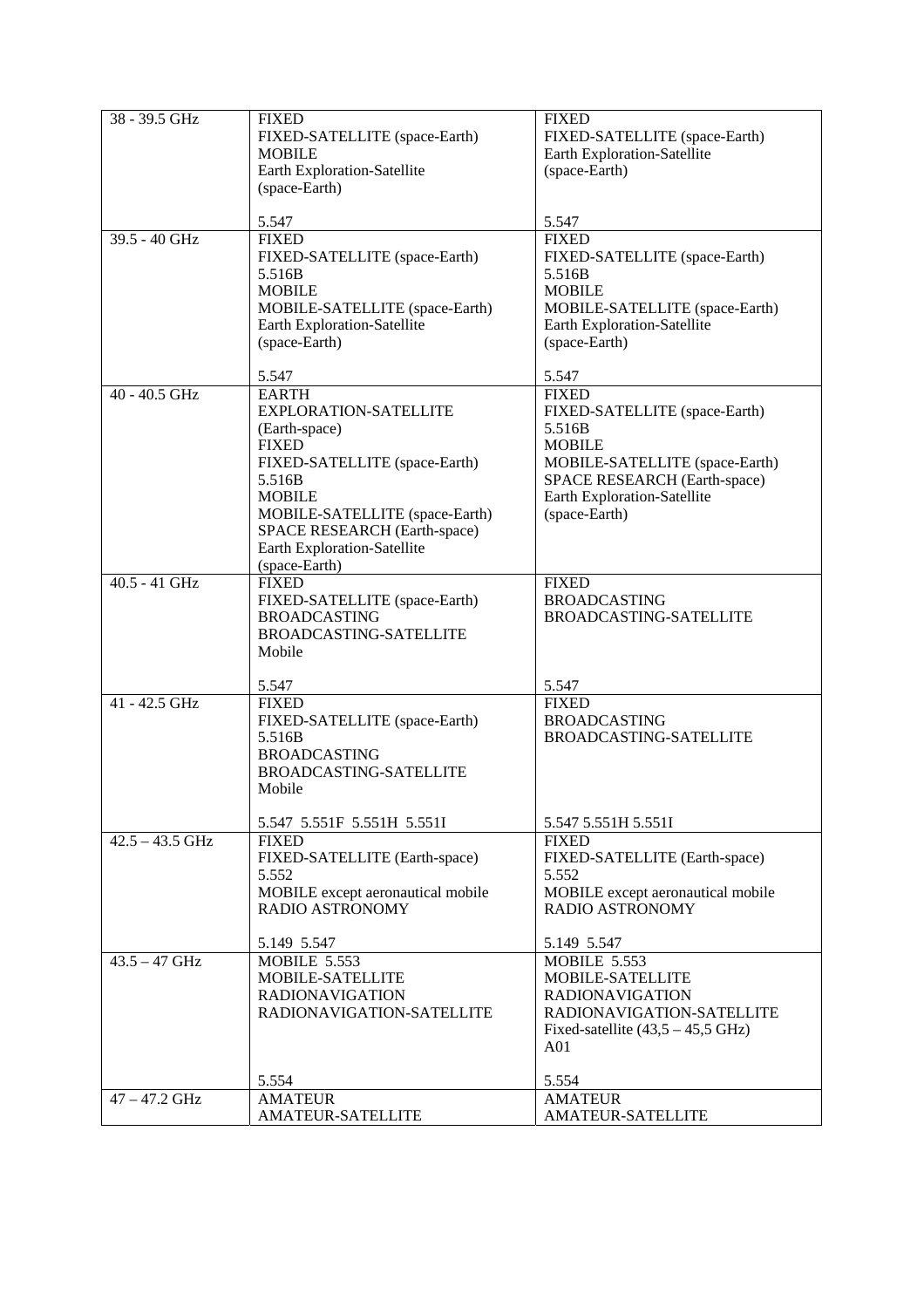| | | |
|---|---|---|
| 38 - 39.5 GHz | FIXED<br>FIXED-SATELLITE (space-Earth)<br>MOBILE<br>Earth Exploration-Satellite<br>(space-Earth)<br><br>5.547 | FIXED<br>FIXED-SATELLITE (space-Earth)<br>Earth Exploration-Satellite<br>(space-Earth)<br><br>5.547 |
| 39.5 - 40 GHz | FIXED<br>FIXED-SATELLITE (space-Earth)<br>5.516B<br>MOBILE<br>MOBILE-SATELLITE (space-Earth)<br>Earth Exploration-Satellite<br>(space-Earth)<br><br>5.547 | FIXED<br>FIXED-SATELLITE (space-Earth)<br>5.516B<br>MOBILE<br>MOBILE-SATELLITE (space-Earth)<br>Earth Exploration-Satellite<br>(space-Earth)<br><br>5.547 |
| 40 - 40.5 GHz | EARTH<br>EXPLORATION-SATELLITE<br>(Earth-space)<br>FIXED<br>FIXED-SATELLITE (space-Earth)<br>5.516B<br>MOBILE<br>MOBILE-SATELLITE (space-Earth)<br>SPACE RESEARCH (Earth-space)<br>Earth Exploration-Satellite<br>(space-Earth) | FIXED<br>FIXED-SATELLITE (space-Earth)<br>5.516B<br>MOBILE<br>MOBILE-SATELLITE (space-Earth)<br>SPACE RESEARCH (Earth-space)<br>Earth Exploration-Satellite<br>(space-Earth) |
| 40.5 - 41 GHz | FIXED<br>FIXED-SATELLITE (space-Earth)<br>BROADCASTING<br>BROADCASTING-SATELLITE<br>Mobile<br><br>5.547 | FIXED<br>BROADCASTING<br>BROADCASTING-SATELLITE<br><br>5.547 |
| 41 - 42.5 GHz | FIXED<br>FIXED-SATELLITE (space-Earth)<br>5.516B<br>BROADCASTING<br>BROADCASTING-SATELLITE<br>Mobile<br><br>5.547 5.551F 5.551H 5.551I | FIXED<br>BROADCASTING<br>BROADCASTING-SATELLITE<br><br>5.547 5.551H 5.551I |
| 42.5 – 43.5 GHz | FIXED<br>FIXED-SATELLITE (Earth-space)<br>5.552<br>MOBILE except aeronautical mobile<br>RADIO ASTRONOMY<br><br>5.149 5.547 | FIXED<br>FIXED-SATELLITE (Earth-space)<br>5.552<br>MOBILE except aeronautical mobile<br>RADIO ASTRONOMY<br><br>5.149 5.547 |
| 43.5 – 47 GHz | MOBILE 5.553<br>MOBILE-SATELLITE<br>RADIONAVIGATION<br>RADIONAVIGATION-SATELLITE<br><br>5.554 | MOBILE 5.553<br>MOBILE-SATELLITE<br>RADIONAVIGATION<br>RADIONAVIGATION-SATELLITE<br>Fixed-satellite (43,5 – 45,5 GHz)<br>A01<br><br>5.554 |
| 47 – 47.2 GHz | AMATEUR<br>AMATEUR-SATELLITE | AMATEUR<br>AMATEUR-SATELLITE |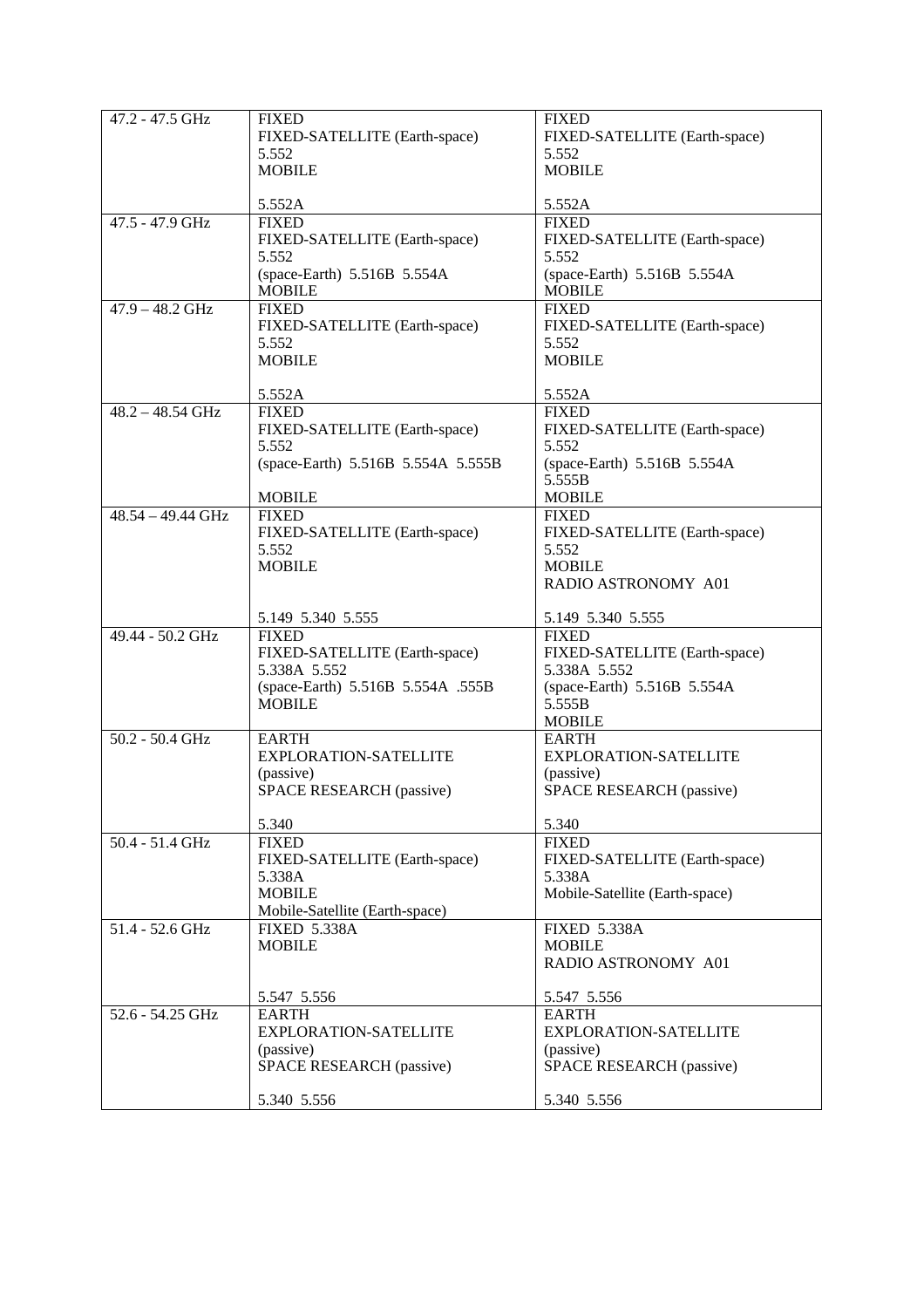| 47.2 - 47.5 GHz | FIXED<br>FIXED-SATELLITE (Earth-space)<br>5.552<br>MOBILE<br><br>5.552A | FIXED<br>FIXED-SATELLITE (Earth-space)<br>5.552<br>MOBILE<br><br>5.552A |
|---|---|---|
| 47.5 - 47.9 GHz | FIXED<br>FIXED-SATELLITE (Earth-space)<br>5.552<br>(space-Earth) 5.516B 5.554A<br>MOBILE | FIXED<br>FIXED-SATELLITE (Earth-space)<br>5.552<br>(space-Earth) 5.516B 5.554A<br>MOBILE |
| 47.9 – 48.2 GHz | FIXED<br>FIXED-SATELLITE (Earth-space)<br>5.552<br>MOBILE<br><br>5.552A | FIXED<br>FIXED-SATELLITE (Earth-space)<br>5.552<br>MOBILE<br><br>5.552A |
| 48.2 – 48.54 GHz | FIXED<br>FIXED-SATELLITE (Earth-space)<br>5.552<br>(space-Earth) 5.516B 5.554A 5.555B<br><br>MOBILE | FIXED<br>FIXED-SATELLITE (Earth-space)<br>5.552<br>(space-Earth) 5.516B 5.554A<br>5.555B<br>MOBILE |
| 48.54 – 49.44 GHz | FIXED<br>FIXED-SATELLITE (Earth-space)<br>5.552<br>MOBILE<br><br><br>5.149 5.340 5.555 | FIXED<br>FIXED-SATELLITE (Earth-space)<br>5.552<br>MOBILE<br>RADIO ASTRONOMY A01<br><br>5.149 5.340 5.555 |
| 49.44 - 50.2 GHz | FIXED<br>FIXED-SATELLITE (Earth-space)<br>5.338A 5.552<br>(space-Earth) 5.516B 5.554A .555B<br>MOBILE | FIXED<br>FIXED-SATELLITE (Earth-space)<br>5.338A 5.552<br>(space-Earth) 5.516B 5.554A<br>5.555B<br>MOBILE |
| 50.2 - 50.4 GHz | EARTH<br>EXPLORATION-SATELLITE<br>(passive)<br>SPACE RESEARCH (passive)<br><br>5.340 | EARTH<br>EXPLORATION-SATELLITE<br>(passive)<br>SPACE RESEARCH (passive)<br><br>5.340 |
| 50.4 - 51.4 GHz | FIXED<br>FIXED-SATELLITE (Earth-space)<br>5.338A<br>MOBILE<br>Mobile-Satellite (Earth-space) | FIXED<br>FIXED-SATELLITE (Earth-space)<br>5.338A<br>Mobile-Satellite (Earth-space) |
| 51.4 - 52.6 GHz | FIXED 5.338A<br>MOBILE<br><br><br>5.547 5.556 | FIXED 5.338A<br>MOBILE<br>RADIO ASTRONOMY A01<br><br>5.547 5.556 |
| 52.6 - 54.25 GHz | EARTH<br>EXPLORATION-SATELLITE<br>(passive)<br>SPACE RESEARCH (passive)<br><br>5.340 5.556 | EARTH<br>EXPLORATION-SATELLITE<br>(passive)<br>SPACE RESEARCH (passive)<br><br>5.340 5.556 |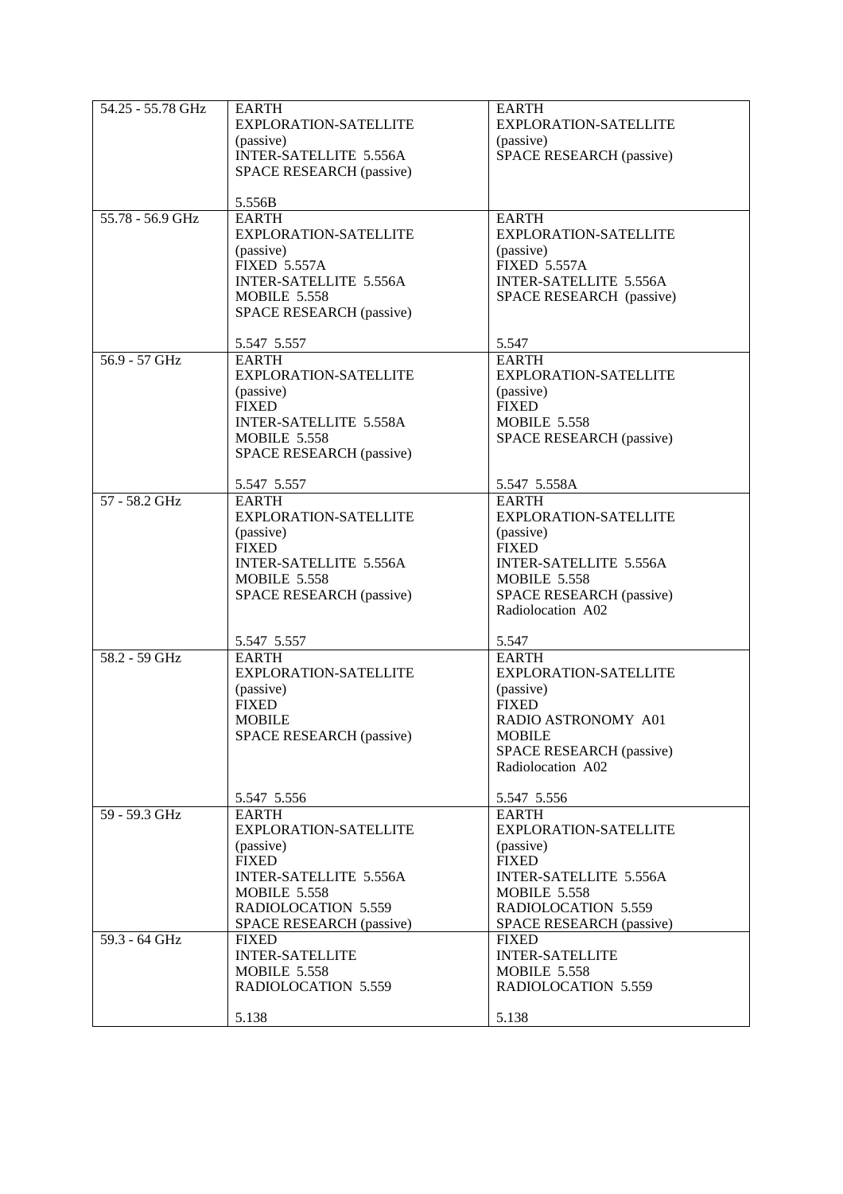| 54.25 - 55.78 GHz | EARTH EXPLORATION-SATELLITE (passive)<br>INTER-SATELLITE 5.556A<br>SPACE RESEARCH (passive)<br><br>5.556B | EARTH EXPLORATION-SATELLITE (passive)<br>SPACE RESEARCH (passive) |
|---|---|---|
| 55.78 - 56.9 GHz | EARTH EXPLORATION-SATELLITE (passive)<br>FIXED 5.557A<br>INTER-SATELLITE 5.556A<br>MOBILE 5.558<br>SPACE RESEARCH (passive)<br><br>5.547 5.557 | EARTH EXPLORATION-SATELLITE (passive)<br>FIXED 5.557A<br>INTER-SATELLITE 5.556A<br>SPACE RESEARCH (passive)<br><br>5.547 |
| 56.9 - 57 GHz | EARTH EXPLORATION-SATELLITE (passive)<br>FIXED<br>INTER-SATELLITE 5.558A<br>MOBILE 5.558<br>SPACE RESEARCH (passive)<br><br>5.547 5.557 | EARTH EXPLORATION-SATELLITE (passive)<br>FIXED<br>MOBILE 5.558<br>SPACE RESEARCH (passive)<br><br>5.547 5.558A |
| 57 - 58.2 GHz | EARTH EXPLORATION-SATELLITE (passive)<br>FIXED<br>INTER-SATELLITE 5.556A<br>MOBILE 5.558<br>SPACE RESEARCH (passive)<br><br>5.547 5.557 | EARTH EXPLORATION-SATELLITE (passive)<br>FIXED<br>INTER-SATELLITE 5.556A<br>MOBILE 5.558<br>SPACE RESEARCH (passive)<br>Radiolocation A02<br><br>5.547 |
| 58.2 - 59 GHz | EARTH EXPLORATION-SATELLITE (passive)<br>FIXED<br>MOBILE<br>SPACE RESEARCH (passive)<br><br>5.547 5.556 | EARTH EXPLORATION-SATELLITE (passive)<br>FIXED<br>RADIO ASTRONOMY A01<br>MOBILE<br>SPACE RESEARCH (passive)<br>Radiolocation A02<br><br>5.547 5.556 |
| 59 - 59.3 GHz | EARTH EXPLORATION-SATELLITE (passive)<br>FIXED<br>INTER-SATELLITE 5.556A<br>MOBILE 5.558<br>RADIOLOCATION 5.559<br>SPACE RESEARCH (passive) | EARTH EXPLORATION-SATELLITE (passive)<br>FIXED<br>INTER-SATELLITE 5.556A<br>MOBILE 5.558<br>RADIOLOCATION 5.559<br>SPACE RESEARCH (passive) |
| 59.3 - 64 GHz | FIXED<br>INTER-SATELLITE<br>MOBILE 5.558<br>RADIOLOCATION 5.559<br><br>5.138 | FIXED<br>INTER-SATELLITE<br>MOBILE 5.558<br>RADIOLOCATION 5.559<br><br>5.138 |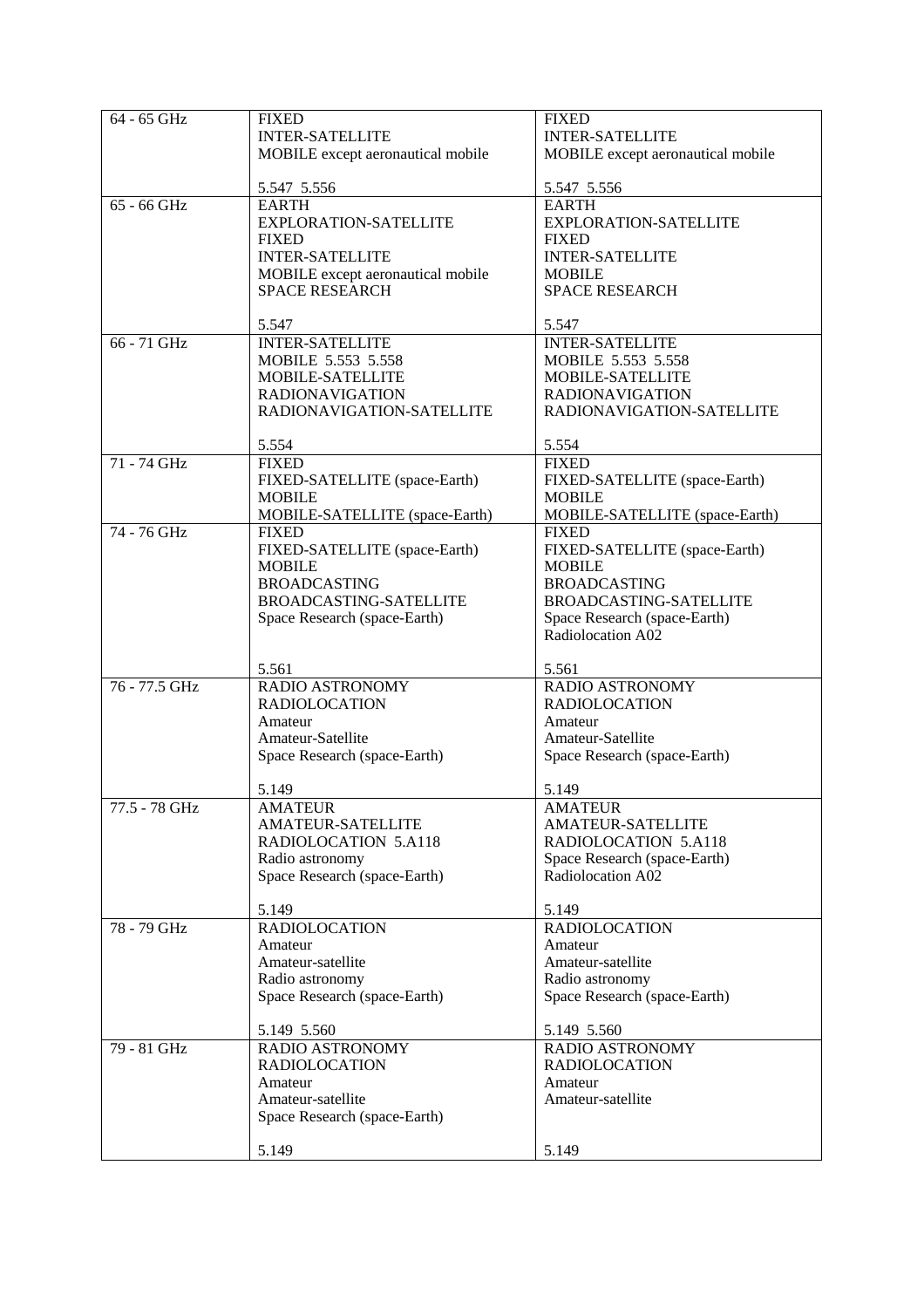| 64 - 65 GHz | FIXED<br>INTER-SATELLITE<br>MOBILE except aeronautical mobile<br><br>5.547 5.556 | FIXED<br>INTER-SATELLITE<br>MOBILE except aeronautical mobile<br><br>5.547 5.556 |
|---|---|---|
| 65 - 66 GHz | EARTH<br>EXPLORATION-SATELLITE<br>FIXED<br>INTER-SATELLITE<br>MOBILE except aeronautical mobile<br>SPACE RESEARCH<br><br>5.547 | EARTH<br>EXPLORATION-SATELLITE<br>FIXED<br>INTER-SATELLITE<br>MOBILE<br>SPACE RESEARCH<br><br>5.547 |
| 66 - 71 GHz | INTER-SATELLITE<br>MOBILE 5.553 5.558<br>MOBILE-SATELLITE<br>RADIONAVIGATION<br>RADIONAVIGATION-SATELLITE<br><br>5.554 | INTER-SATELLITE<br>MOBILE 5.553 5.558<br>MOBILE-SATELLITE<br>RADIONAVIGATION<br>RADIONAVIGATION-SATELLITE<br><br>5.554 |
| 71 - 74 GHz | FIXED<br>FIXED-SATELLITE (space-Earth)<br>MOBILE<br>MOBILE-SATELLITE (space-Earth) | FIXED<br>FIXED-SATELLITE (space-Earth)<br>MOBILE<br>MOBILE-SATELLITE (space-Earth) |
| 74 - 76 GHz | FIXED<br>FIXED-SATELLITE (space-Earth)<br>MOBILE<br>BROADCASTING<br>BROADCASTING-SATELLITE<br>Space Research (space-Earth)<br><br>5.561 | FIXED<br>FIXED-SATELLITE (space-Earth)<br>MOBILE<br>BROADCASTING<br>BROADCASTING-SATELLITE<br>Space Research (space-Earth)<br>Radiolocation A02<br><br>5.561 |
| 76 - 77.5 GHz | RADIO ASTRONOMY<br>RADIOLOCATION<br>Amateur<br>Amateur-Satellite<br>Space Research (space-Earth)<br><br>5.149 | RADIO ASTRONOMY<br>RADIOLOCATION<br>Amateur<br>Amateur-Satellite<br>Space Research (space-Earth)<br><br>5.149 |
| 77.5 - 78 GHz | AMATEUR<br>AMATEUR-SATELLITE<br>RADIOLOCATION 5.A118<br>Radio astronomy<br>Space Research (space-Earth)<br><br>5.149 | AMATEUR<br>AMATEUR-SATELLITE<br>RADIOLOCATION 5.A118<br>Space Research (space-Earth)<br>Radiolocation A02<br><br>5.149 |
| 78 - 79 GHz | RADIOLOCATION<br>Amateur<br>Amateur-satellite<br>Radio astronomy<br>Space Research (space-Earth)<br><br>5.149 5.560 | RADIOLOCATION<br>Amateur<br>Amateur-satellite<br>Radio astronomy<br>Space Research (space-Earth)<br><br>5.149 5.560 |
| 79 - 81 GHz | RADIO ASTRONOMY<br>RADIOLOCATION<br>Amateur<br>Amateur-satellite<br>Space Research (space-Earth)<br><br>5.149 | RADIO ASTRONOMY<br>RADIOLOCATION<br>Amateur<br>Amateur-satellite<br><br>5.149 |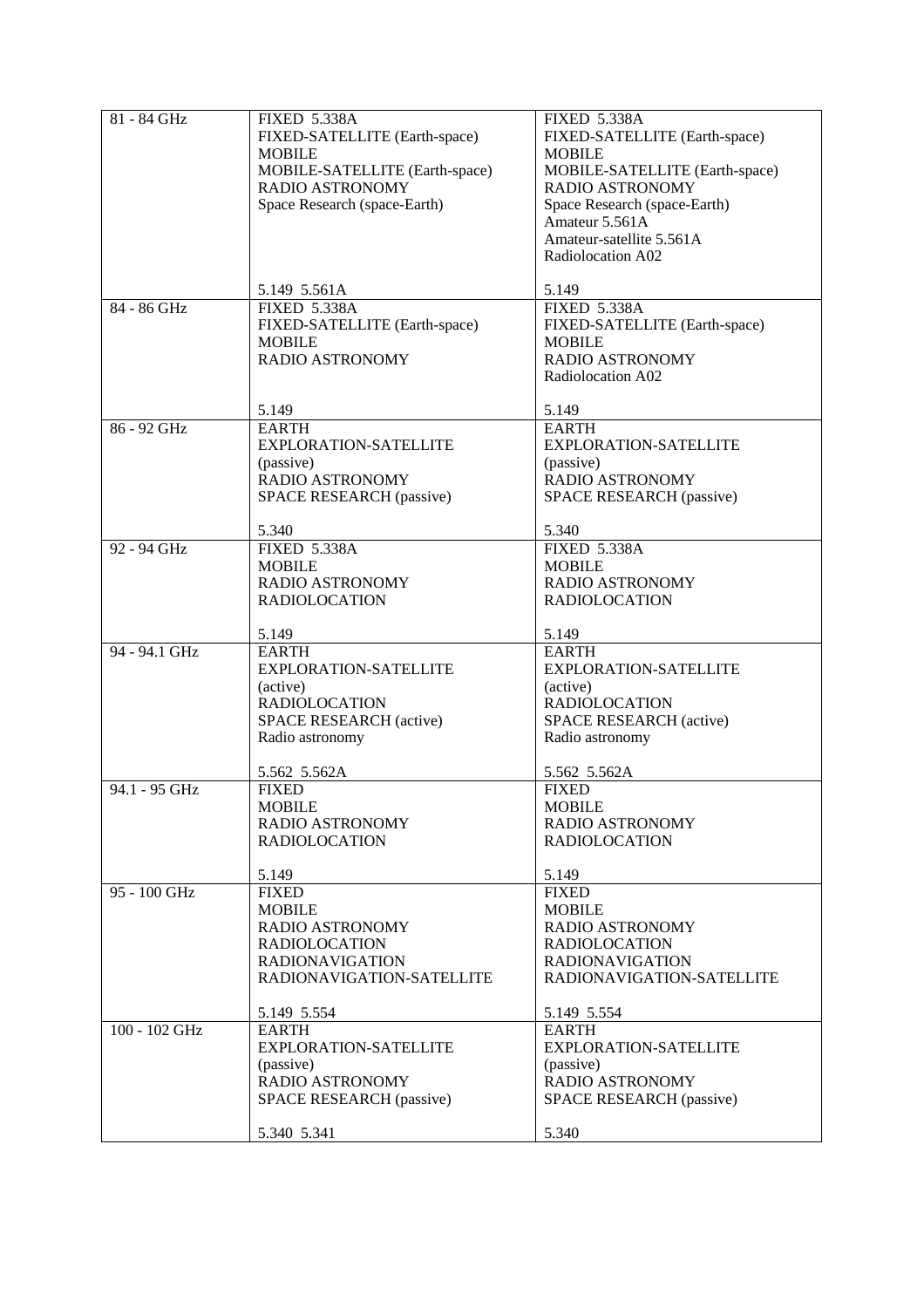| 81 - 84 GHz | FIXED 5.338A<br>FIXED-SATELLITE (Earth-space)<br>MOBILE<br>MOBILE-SATELLITE (Earth-space)<br>RADIO ASTRONOMY<br>Space Research (space-Earth)<br><br>5.149 5.561A | FIXED 5.338A<br>FIXED-SATELLITE (Earth-space)<br>MOBILE<br>MOBILE-SATELLITE (Earth-space)<br>RADIO ASTRONOMY<br>Space Research (space-Earth)<br>Amateur 5.561A<br>Amateur-satellite 5.561A<br>Radiolocation A02<br><br>5.149 |
|---|---|---|
| 84 - 86 GHz | FIXED 5.338A<br>FIXED-SATELLITE (Earth-space)<br>MOBILE<br>RADIO ASTRONOMY<br><br>5.149 | FIXED 5.338A<br>FIXED-SATELLITE (Earth-space)<br>MOBILE<br>RADIO ASTRONOMY<br>Radiolocation A02<br><br>5.149 |
| 86 - 92 GHz | EARTH EXPLORATION-SATELLITE (passive)<br>RADIO ASTRONOMY<br>SPACE RESEARCH (passive)<br><br>5.340 | EARTH EXPLORATION-SATELLITE (passive)<br>RADIO ASTRONOMY<br>SPACE RESEARCH (passive)<br><br>5.340 |
| 92 - 94 GHz | FIXED 5.338A<br>MOBILE<br>RADIO ASTRONOMY<br>RADIOLOCATION<br><br>5.149 | FIXED 5.338A<br>MOBILE<br>RADIO ASTRONOMY<br>RADIOLOCATION<br><br>5.149 |
| 94 - 94.1 GHz | EARTH EXPLORATION-SATELLITE (active)<br>RADIOLOCATION<br>SPACE RESEARCH (active)<br>Radio astronomy<br><br>5.562 5.562A | EARTH EXPLORATION-SATELLITE (active)<br>RADIOLOCATION<br>SPACE RESEARCH (active)<br>Radio astronomy<br><br>5.562 5.562A |
| 94.1 - 95 GHz | FIXED<br>MOBILE<br>RADIO ASTRONOMY<br>RADIOLOCATION<br><br>5.149 | FIXED<br>MOBILE<br>RADIO ASTRONOMY<br>RADIOLOCATION<br><br>5.149 |
| 95 - 100 GHz | FIXED<br>MOBILE<br>RADIO ASTRONOMY<br>RADIOLOCATION<br>RADIONAVIGATION<br>RADIONAVIGATION-SATELLITE<br><br>5.149 5.554 | FIXED<br>MOBILE<br>RADIO ASTRONOMY<br>RADIOLOCATION<br>RADIONAVIGATION<br>RADIONAVIGATION-SATELLITE<br><br>5.149 5.554 |
| 100 - 102 GHz | EARTH EXPLORATION-SATELLITE (passive)<br>RADIO ASTRONOMY<br>SPACE RESEARCH (passive)<br><br>5.340 5.341 | EARTH EXPLORATION-SATELLITE (passive)<br>RADIO ASTRONOMY<br>SPACE RESEARCH (passive)<br><br>5.340 |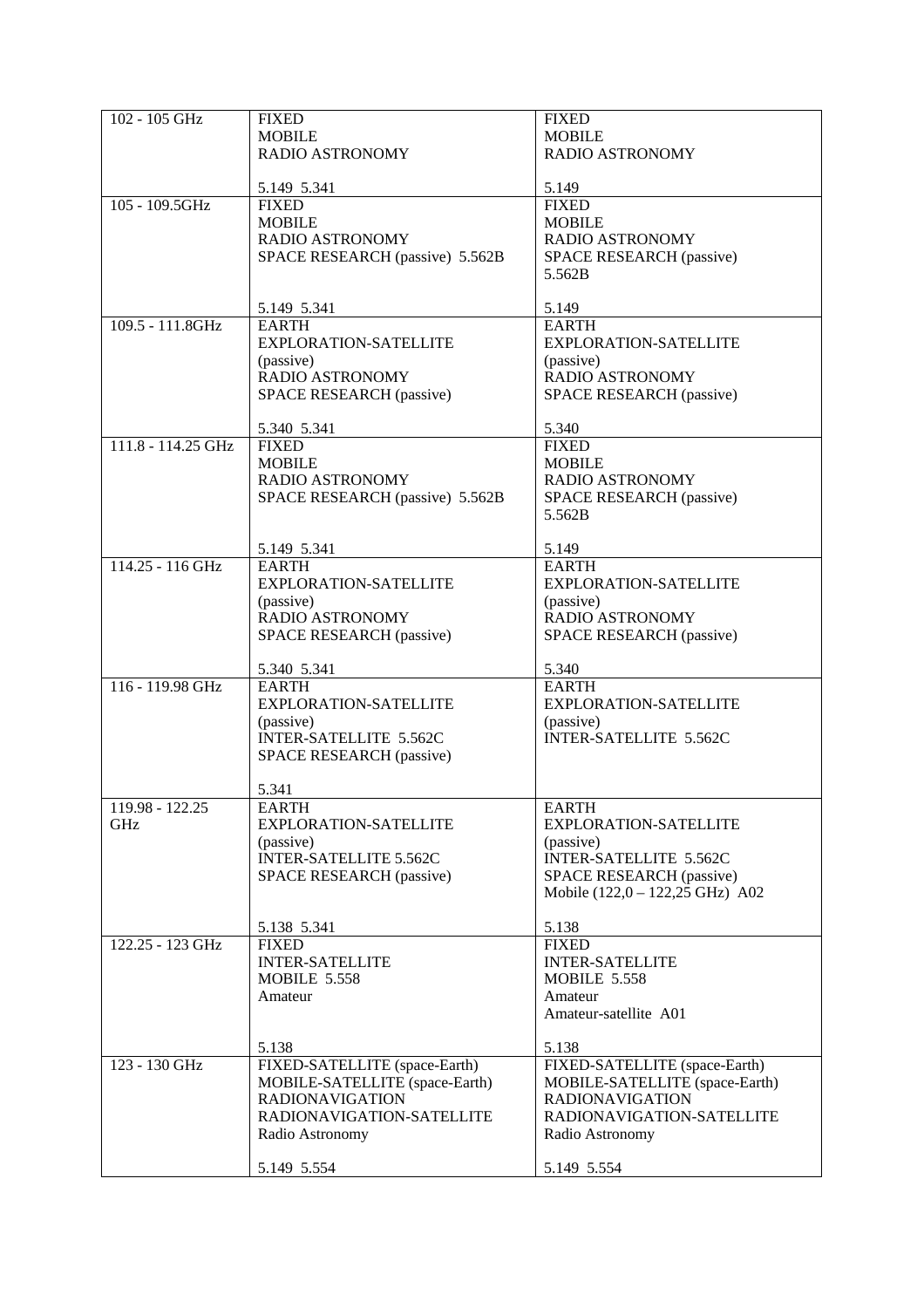| 102 - 105 GHz | FIXED<br>MOBILE<br>RADIO ASTRONOMY<br><br>5.149 5.341 | FIXED<br>MOBILE<br>RADIO ASTRONOMY<br><br>5.149 |
|---|---|---|
| 105 - 109.5GHz | FIXED<br>MOBILE<br>RADIO ASTRONOMY<br>SPACE RESEARCH (passive) 5.562B<br><br>5.149 5.341 | FIXED<br>MOBILE<br>RADIO ASTRONOMY<br>SPACE RESEARCH (passive) 5.562B<br><br>5.149 |
| 109.5 - 111.8GHz | EARTH EXPLORATION-SATELLITE (passive)<br>RADIO ASTRONOMY<br>SPACE RESEARCH (passive)<br><br>5.340 5.341 | EARTH EXPLORATION-SATELLITE (passive)<br>RADIO ASTRONOMY<br>SPACE RESEARCH (passive)<br><br>5.340 |
| 111.8 - 114.25 GHz | FIXED<br>MOBILE<br>RADIO ASTRONOMY<br>SPACE RESEARCH (passive) 5.562B<br><br>5.149 5.341 | FIXED<br>MOBILE<br>RADIO ASTRONOMY<br>SPACE RESEARCH (passive) 5.562B<br><br>5.149 |
| 114.25 - 116 GHz | EARTH EXPLORATION-SATELLITE (passive)<br>RADIO ASTRONOMY<br>SPACE RESEARCH (passive)<br><br>5.340 5.341 | EARTH EXPLORATION-SATELLITE (passive)<br>RADIO ASTRONOMY<br>SPACE RESEARCH (passive)<br><br>5.340 |
| 116 - 119.98 GHz | EARTH EXPLORATION-SATELLITE (passive)<br>INTER-SATELLITE 5.562C<br>SPACE RESEARCH (passive)<br><br>5.341 | EARTH EXPLORATION-SATELLITE (passive)<br>INTER-SATELLITE 5.562C |
| 119.98 - 122.25 GHz | EARTH EXPLORATION-SATELLITE (passive)<br>INTER-SATELLITE 5.562C<br>SPACE RESEARCH (passive)<br><br>5.138 5.341 | EARTH EXPLORATION-SATELLITE (passive)<br>INTER-SATELLITE 5.562C<br>SPACE RESEARCH (passive)<br>Mobile (122,0 – 122,25 GHz) A02<br><br>5.138 |
| 122.25 - 123 GHz | FIXED<br>INTER-SATELLITE<br>MOBILE 5.558<br>Amateur<br><br>5.138 | FIXED<br>INTER-SATELLITE<br>MOBILE 5.558<br>Amateur<br>Amateur-satellite A01<br><br>5.138 |
| 123 - 130 GHz | FIXED-SATELLITE (space-Earth)<br>MOBILE-SATELLITE (space-Earth)<br>RADIONAVIGATION<br>RADIONAVIGATION-SATELLITE<br>Radio Astronomy<br><br>5.149 5.554 | FIXED-SATELLITE (space-Earth)<br>MOBILE-SATELLITE (space-Earth)<br>RADIONAVIGATION<br>RADIONAVIGATION-SATELLITE<br>Radio Astronomy<br><br>5.149 5.554 |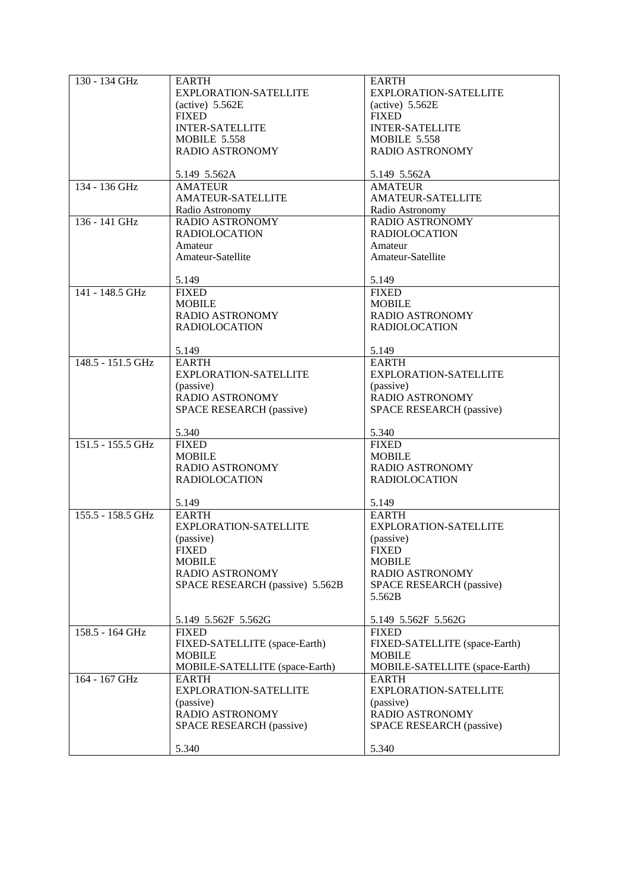| 130 - 134 GHz | EARTH EXPLORATION-SATELLITE (active) 5.562E<br>FIXED<br>INTER-SATELLITE<br>MOBILE 5.558<br>RADIO ASTRONOMY<br><br>5.149 5.562A | EARTH EXPLORATION-SATELLITE (active) 5.562E<br>FIXED<br>INTER-SATELLITE<br>MOBILE 5.558<br>RADIO ASTRONOMY<br><br>5.149 5.562A |
|---|---|---|
| 134 - 136 GHz | AMATEUR<br>AMATEUR-SATELLITE<br>Radio Astronomy | AMATEUR<br>AMATEUR-SATELLITE<br>Radio Astronomy |
| 136 - 141 GHz | RADIO ASTRONOMY<br>RADIOLOCATION<br>Amateur<br>Amateur-Satellite<br><br>5.149 | RADIO ASTRONOMY<br>RADIOLOCATION<br>Amateur<br>Amateur-Satellite<br><br>5.149 |
| 141 - 148.5 GHz | FIXED<br>MOBILE<br>RADIO ASTRONOMY<br>RADIOLOCATION<br><br>5.149 | FIXED<br>MOBILE<br>RADIO ASTRONOMY<br>RADIOLOCATION<br><br>5.149 |
| 148.5 - 151.5 GHz | EARTH EXPLORATION-SATELLITE (passive)<br>RADIO ASTRONOMY<br>SPACE RESEARCH (passive)<br><br>5.340 | EARTH EXPLORATION-SATELLITE (passive)<br>RADIO ASTRONOMY<br>SPACE RESEARCH (passive)<br><br>5.340 |
| 151.5 - 155.5 GHz | FIXED<br>MOBILE<br>RADIO ASTRONOMY<br>RADIOLOCATION<br><br>5.149 | FIXED<br>MOBILE<br>RADIO ASTRONOMY<br>RADIOLOCATION<br><br>5.149 |
| 155.5 - 158.5 GHz | EARTH EXPLORATION-SATELLITE (passive)<br>FIXED<br>MOBILE<br>RADIO ASTRONOMY<br>SPACE RESEARCH (passive) 5.562B<br><br>5.149 5.562F 5.562G | EARTH EXPLORATION-SATELLITE (passive)<br>FIXED<br>MOBILE<br>RADIO ASTRONOMY<br>SPACE RESEARCH (passive) 5.562B<br><br>5.149 5.562F 5.562G |
| 158.5 - 164 GHz | FIXED<br>FIXED-SATELLITE (space-Earth)<br>MOBILE<br>MOBILE-SATELLITE (space-Earth) | FIXED<br>FIXED-SATELLITE (space-Earth)<br>MOBILE<br>MOBILE-SATELLITE (space-Earth) |
| 164 - 167 GHz | EARTH EXPLORATION-SATELLITE (passive)<br>RADIO ASTRONOMY<br>SPACE RESEARCH (passive)<br><br>5.340 | EARTH EXPLORATION-SATELLITE (passive)<br>RADIO ASTRONOMY<br>SPACE RESEARCH (passive)<br><br>5.340 |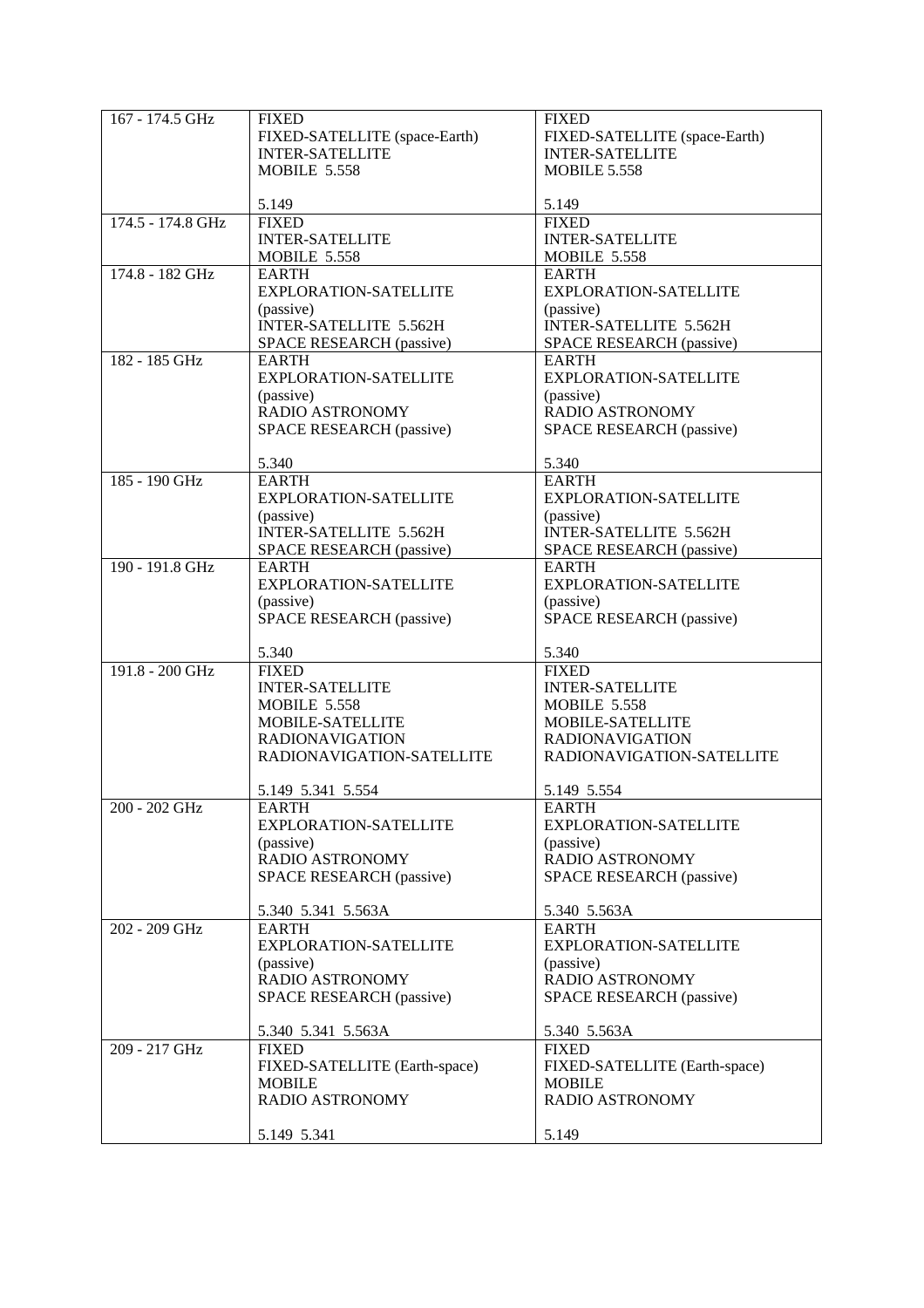| 167 - 174.5 GHz | FIXED<br>FIXED-SATELLITE (space-Earth)<br>INTER-SATELLITE<br>MOBILE 5.558<br><br>5.149 | FIXED<br>FIXED-SATELLITE (space-Earth)<br>INTER-SATELLITE<br>MOBILE 5.558<br><br>5.149 |
|---|---|---|
| 174.5 - 174.8 GHz | FIXED<br>INTER-SATELLITE<br>MOBILE 5.558 | FIXED<br>INTER-SATELLITE<br>MOBILE 5.558 |
| 174.8 - 182 GHz | EARTH EXPLORATION-SATELLITE (passive)<br>INTER-SATELLITE 5.562H<br>SPACE RESEARCH (passive) | EARTH EXPLORATION-SATELLITE (passive)<br>INTER-SATELLITE 5.562H<br>SPACE RESEARCH (passive) |
| 182 - 185 GHz | EARTH EXPLORATION-SATELLITE (passive)<br>RADIO ASTRONOMY<br>SPACE RESEARCH (passive)<br><br>5.340 | EARTH EXPLORATION-SATELLITE (passive)<br>RADIO ASTRONOMY<br>SPACE RESEARCH (passive)<br><br>5.340 |
| 185 - 190 GHz | EARTH EXPLORATION-SATELLITE (passive)<br>INTER-SATELLITE 5.562H<br>SPACE RESEARCH (passive) | EARTH EXPLORATION-SATELLITE (passive)<br>INTER-SATELLITE 5.562H<br>SPACE RESEARCH (passive) |
| 190 - 191.8 GHz | EARTH EXPLORATION-SATELLITE (passive)<br>SPACE RESEARCH (passive)<br><br>5.340 | EARTH EXPLORATION-SATELLITE (passive)<br>SPACE RESEARCH (passive)<br><br>5.340 |
| 191.8 - 200 GHz | FIXED<br>INTER-SATELLITE<br>MOBILE 5.558<br>MOBILE-SATELLITE<br>RADIONAVIGATION<br>RADIONAVIGATION-SATELLITE<br><br>5.149 5.341 5.554 | FIXED<br>INTER-SATELLITE<br>MOBILE 5.558<br>MOBILE-SATELLITE<br>RADIONAVIGATION<br>RADIONAVIGATION-SATELLITE<br><br>5.149 5.554 |
| 200 - 202 GHz | EARTH EXPLORATION-SATELLITE (passive)<br>RADIO ASTRONOMY<br>SPACE RESEARCH (passive)<br><br>5.340 5.341 5.563A | EARTH EXPLORATION-SATELLITE (passive)<br>RADIO ASTRONOMY<br>SPACE RESEARCH (passive)<br><br>5.340 5.563A |
| 202 - 209 GHz | EARTH EXPLORATION-SATELLITE (passive)<br>RADIO ASTRONOMY<br>SPACE RESEARCH (passive)<br><br>5.340 5.341 5.563A | EARTH EXPLORATION-SATELLITE (passive)<br>RADIO ASTRONOMY<br>SPACE RESEARCH (passive)<br><br>5.340 5.563A |
| 209 - 217 GHz | FIXED<br>FIXED-SATELLITE (Earth-space)<br>MOBILE<br>RADIO ASTRONOMY<br><br>5.149 5.341 | FIXED<br>FIXED-SATELLITE (Earth-space)<br>MOBILE<br>RADIO ASTRONOMY<br><br>5.149 |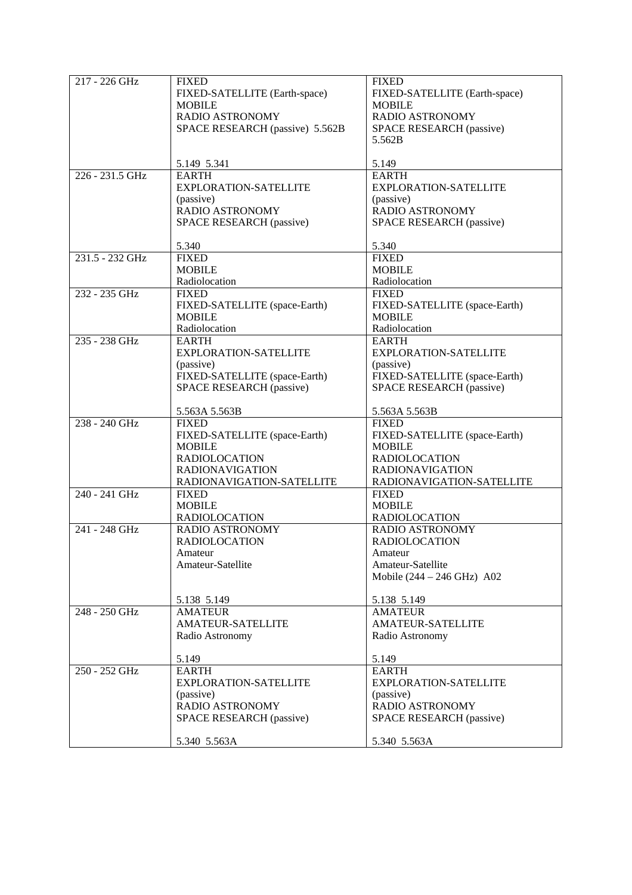| 217 - 226 GHz | FIXED<br>FIXED-SATELLITE (Earth-space)<br>MOBILE<br>RADIO ASTRONOMY<br>SPACE RESEARCH (passive) 5.562B<br><br>5.149 5.341 | FIXED<br>FIXED-SATELLITE (Earth-space)<br>MOBILE<br>RADIO ASTRONOMY<br>SPACE RESEARCH (passive)<br>5.562B<br><br>5.149 |
|---|---|---|
| 226 - 231.5 GHz | EARTH EXPLORATION-SATELLITE (passive)<br>RADIO ASTRONOMY<br>SPACE RESEARCH (passive)<br><br>5.340 | EARTH EXPLORATION-SATELLITE (passive)<br>RADIO ASTRONOMY<br>SPACE RESEARCH (passive)<br><br>5.340 |
| 231.5 - 232 GHz | FIXED<br>MOBILE<br>Radiolocation | FIXED<br>MOBILE<br>Radiolocation |
| 232 - 235 GHz | FIXED<br>FIXED-SATELLITE (space-Earth)<br>MOBILE<br>Radiolocation | FIXED<br>FIXED-SATELLITE (space-Earth)<br>MOBILE<br>Radiolocation |
| 235 - 238 GHz | EARTH EXPLORATION-SATELLITE (passive)<br>FIXED-SATELLITE (space-Earth)<br>SPACE RESEARCH (passive)<br><br>5.563A 5.563B | EARTH EXPLORATION-SATELLITE (passive)<br>FIXED-SATELLITE (space-Earth)<br>SPACE RESEARCH (passive)<br><br>5.563A 5.563B |
| 238 - 240 GHz | FIXED<br>FIXED-SATELLITE (space-Earth)<br>MOBILE<br>RADIOLOCATION<br>RADIONAVIGATION<br>RADIONAVIGATION-SATELLITE | FIXED<br>FIXED-SATELLITE (space-Earth)<br>MOBILE<br>RADIOLOCATION<br>RADIONAVIGATION<br>RADIONAVIGATION-SATELLITE |
| 240 - 241 GHz | FIXED<br>MOBILE<br>RADIOLOCATION | FIXED<br>MOBILE<br>RADIOLOCATION |
| 241 - 248 GHz | RADIO ASTRONOMY<br>RADIOLOCATION<br>Amateur<br>Amateur-Satellite<br><br>5.138 5.149 | RADIO ASTRONOMY<br>RADIOLOCATION<br>Amateur<br>Amateur-Satellite<br>Mobile (244 – 246 GHz) A02<br><br>5.138 5.149 |
| 248 - 250 GHz | AMATEUR<br>AMATEUR-SATELLITE<br>Radio Astronomy<br><br>5.149 | AMATEUR<br>AMATEUR-SATELLITE<br>Radio Astronomy<br><br>5.149 |
| 250 - 252 GHz | EARTH EXPLORATION-SATELLITE (passive)<br>RADIO ASTRONOMY<br>SPACE RESEARCH (passive)<br><br>5.340 5.563A | EARTH EXPLORATION-SATELLITE (passive)<br>RADIO ASTRONOMY<br>SPACE RESEARCH (passive)<br><br>5.340 5.563A |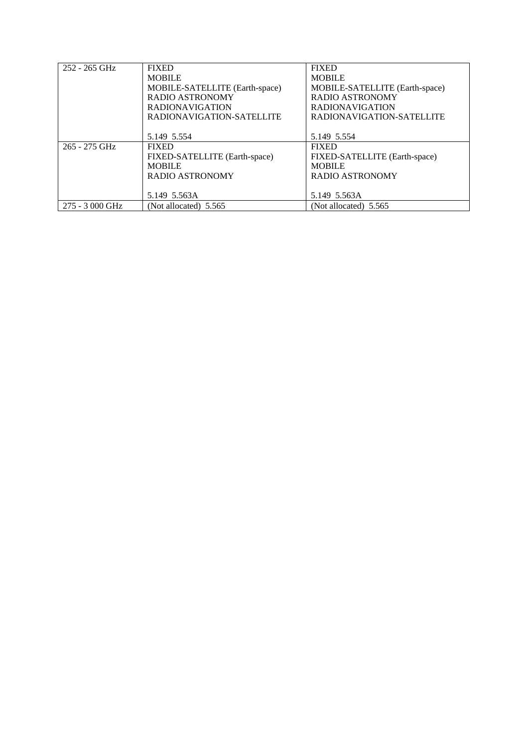| | | |
|---|---|---|
| 252 - 265 GHz | FIXED<br>MOBILE<br>MOBILE-SATELLITE (Earth-space)<br>RADIO ASTRONOMY<br>RADIONAVIGATION<br>RADIONAVIGATION-SATELLITE<br><br>5.149 5.554 | FIXED<br>MOBILE<br>MOBILE-SATELLITE (Earth-space)<br>RADIO ASTRONOMY<br>RADIONAVIGATION<br>RADIONAVIGATION-SATELLITE<br><br>5.149 5.554 |
| 265 - 275 GHz | FIXED<br>FIXED-SATELLITE (Earth-space)<br>MOBILE<br>RADIO ASTRONOMY<br><br>5.149 5.563A | FIXED<br>FIXED-SATELLITE (Earth-space)<br>MOBILE<br>RADIO ASTRONOMY<br><br>5.149 5.563A |
| 275 - 3 000 GHz | (Not allocated) 5.565 | (Not allocated) 5.565 |